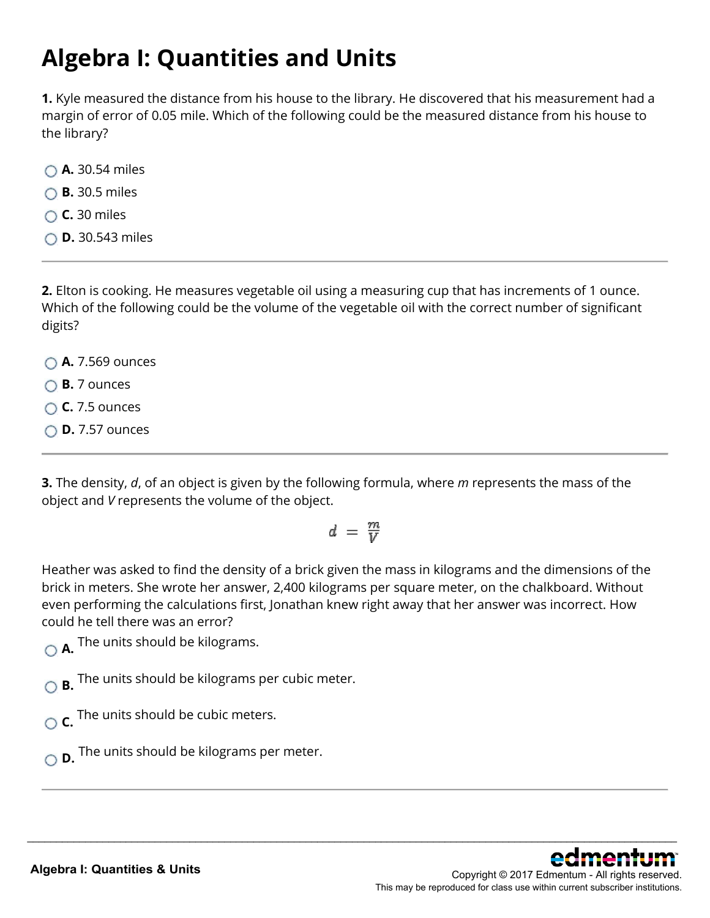# Algebra I: Quantities and Units

**1.** Kyle measured the distance from his house to the library. He discovered that his measurement had a margin of error of 0.05 mile. Which of the following could be the measured distance from his house to the library?

- **A.** 30.54 miles
- **B.** 30.5 miles
- **C.** 30 miles
- **D.** 30.543 miles

---

**2.** Elton is cooking. He measures vegetable oil using a measuring cup that has increments of 1 ounce. Which of the following could be the volume of the vegetable oil with the correct number of significant digits?

- **A.** 7.569 ounces
- **B.** 7 ounces
- **C.** 7.5 ounces
- **D.** 7.57 ounces

---

**3.** The density, *d*, of an object is given by the following formula, where *m* represents the mass of the object and *V* represents the volume of the object.

$$d = \frac{m}{V}$$

Heather was asked to find the density of a brick given the mass in kilograms and the dimensions of the brick in meters. She wrote her answer, 2,400 kilograms per square meter, on the chalkboard. Without even performing the calculations first, Jonathan knew right away that her answer was incorrect. How could he tell there was an error?

- **A.** The units should be kilograms.
- **B.** The units should be kilograms per cubic meter.
- **C.** The units should be cubic meters.
- **D.** The units should be kilograms per meter.

---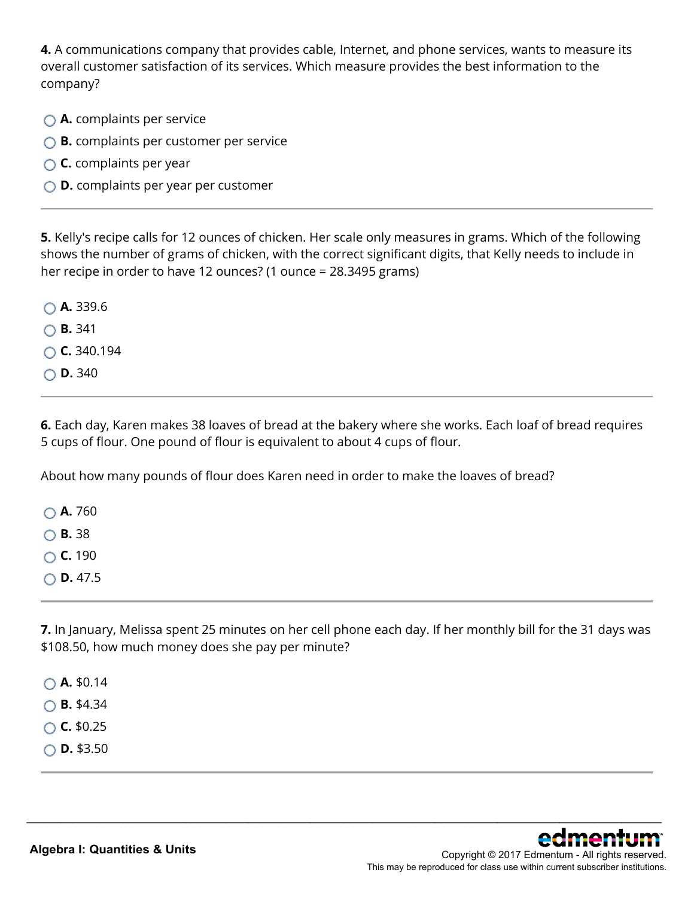**4.** A communications company that provides cable, Internet, and phone services, wants to measure its overall customer satisfaction of its services. Which measure provides the best information to the company?

- **A.** complaints per service
- **B.** complaints per customer per service
- **C.** complaints per year
- **D.** complaints per year per customer

---

**5.** Kelly's recipe calls for 12 ounces of chicken. Her scale only measures in grams. Which of the following shows the number of grams of chicken, with the correct significant digits, that Kelly needs to include in her recipe in order to have 12 ounces? (1 ounce = 28.3495 grams)

- **A.** 339.6
- **B.** 341
- **C.** 340.194
- **D.** 340

---

**6.** Each day, Karen makes 38 loaves of bread at the bakery where she works. Each loaf of bread requires 5 cups of flour. One pound of flour is equivalent to about 4 cups of flour.

About how many pounds of flour does Karen need in order to make the loaves of bread?

- **A.** 760
- **B.** 38
- **C.** 190
- **D.** 47.5

---

**7.** In January, Melissa spent 25 minutes on her cell phone each day. If her monthly bill for the 31 days was $108.50, how much money does she pay per minute?

- **A.** $0.14
- **B.** $4.34
- **C.** $0.25
- **D.** $3.50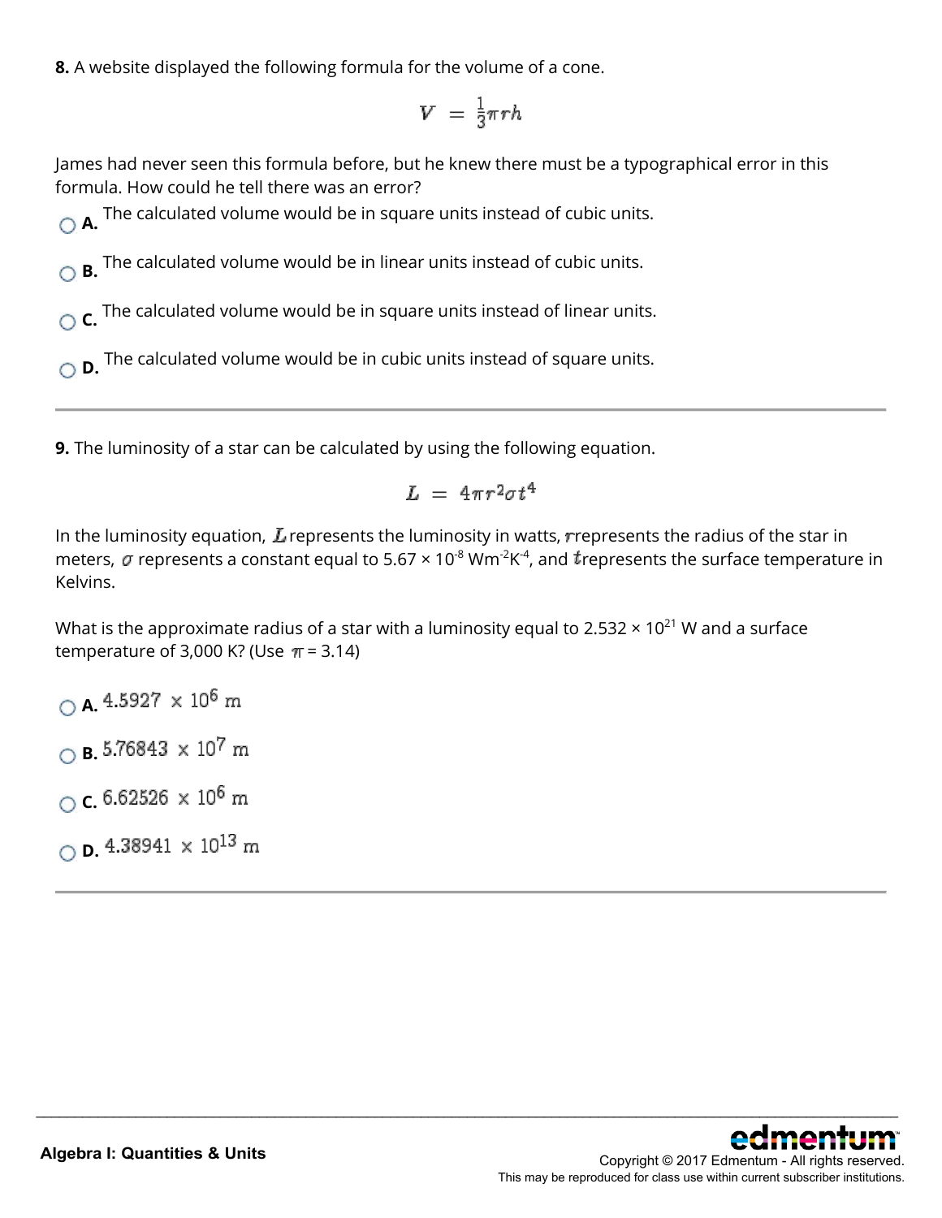**8.** A website displayed the following formula for the volume of a cone.

$$V = \frac{1}{3}\pi r h$$

James had never seen this formula before, but he knew there must be a typographical error in this formula. How could he tell there was an error?

- **A.** The calculated volume would be in square units instead of cubic units.
- **B.** The calculated volume would be in linear units instead of cubic units.
- **C.** The calculated volume would be in square units instead of linear units.
- **D.** The calculated volume would be in cubic units instead of square units.

---

**9.** The luminosity of a star can be calculated by using the following equation.

$$L = 4\pi r^2 \sigma t^4$$

In the luminosity equation, $L$ represents the luminosity in watts, $r$ represents the radius of the star in meters, $\sigma$ represents a constant equal to $5.67 \times 10^{-8}$ $Wm^{-2}K^{-4}$, and $t$ represents the surface temperature in Kelvins.

What is the approximate radius of a star with a luminosity equal to $2.532 \times 10^{21}$ W and a surface temperature of 3,000 K? (Use $\pi$ = 3.14)

- **A.** $4.5927 \times 10^6$ m
- **B.** $5.76843 \times 10^7$ m
- **C.** $6.62526 \times 10^6$ m
- **D.** $4.38941 \times 10^{13}$ m

---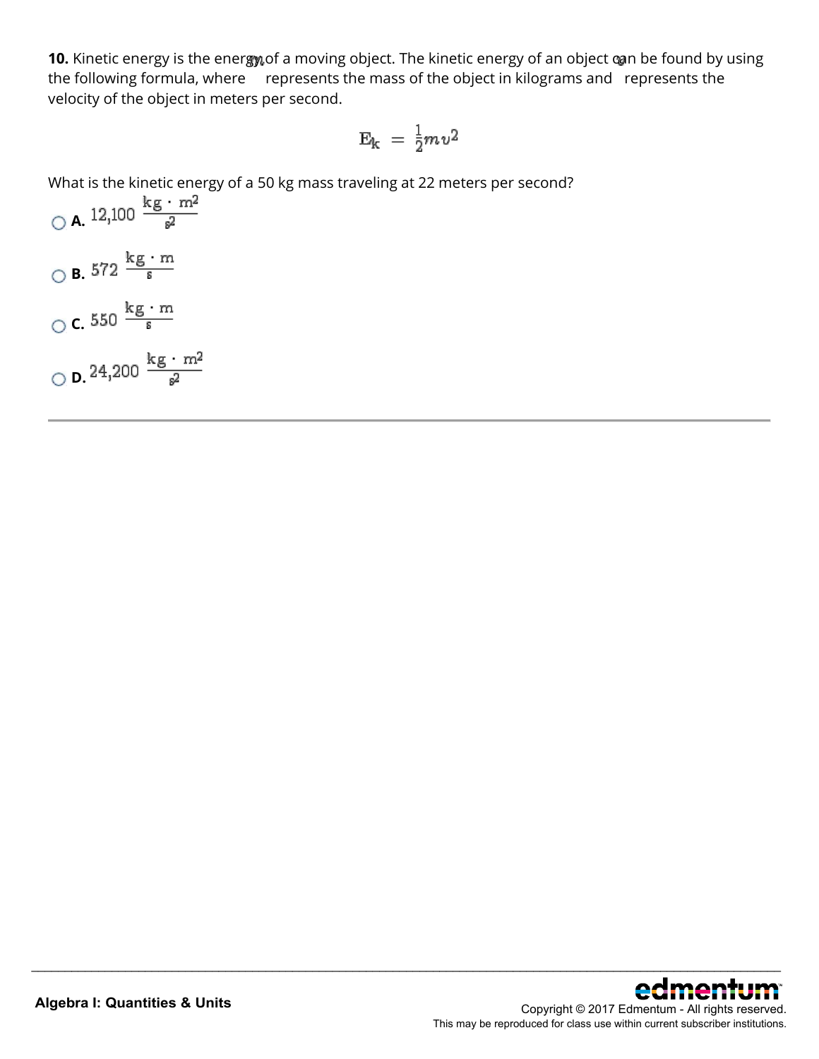**10.** Kinetic energy is the energy of a moving object. The kinetic energy of an object can be found by using the following formula, where $m$ represents the mass of the object in kilograms and $v$ represents the velocity of the object in meters per second.

$$E_k = \frac{1}{2}mv^2$$

What is the kinetic energy of a 50 kg mass traveling at 22 meters per second?

- **A.** $12{,}100 \ \frac{\text{kg} \cdot \text{m}^2}{\text{s}^2}$
- **B.** $572 \ \frac{\text{kg} \cdot \text{m}}{\text{s}}$
- **C.** $550 \ \frac{\text{kg} \cdot \text{m}}{\text{s}}$
- **D.** $24{,}200 \ \frac{\text{kg} \cdot \text{m}^2}{\text{s}^2}$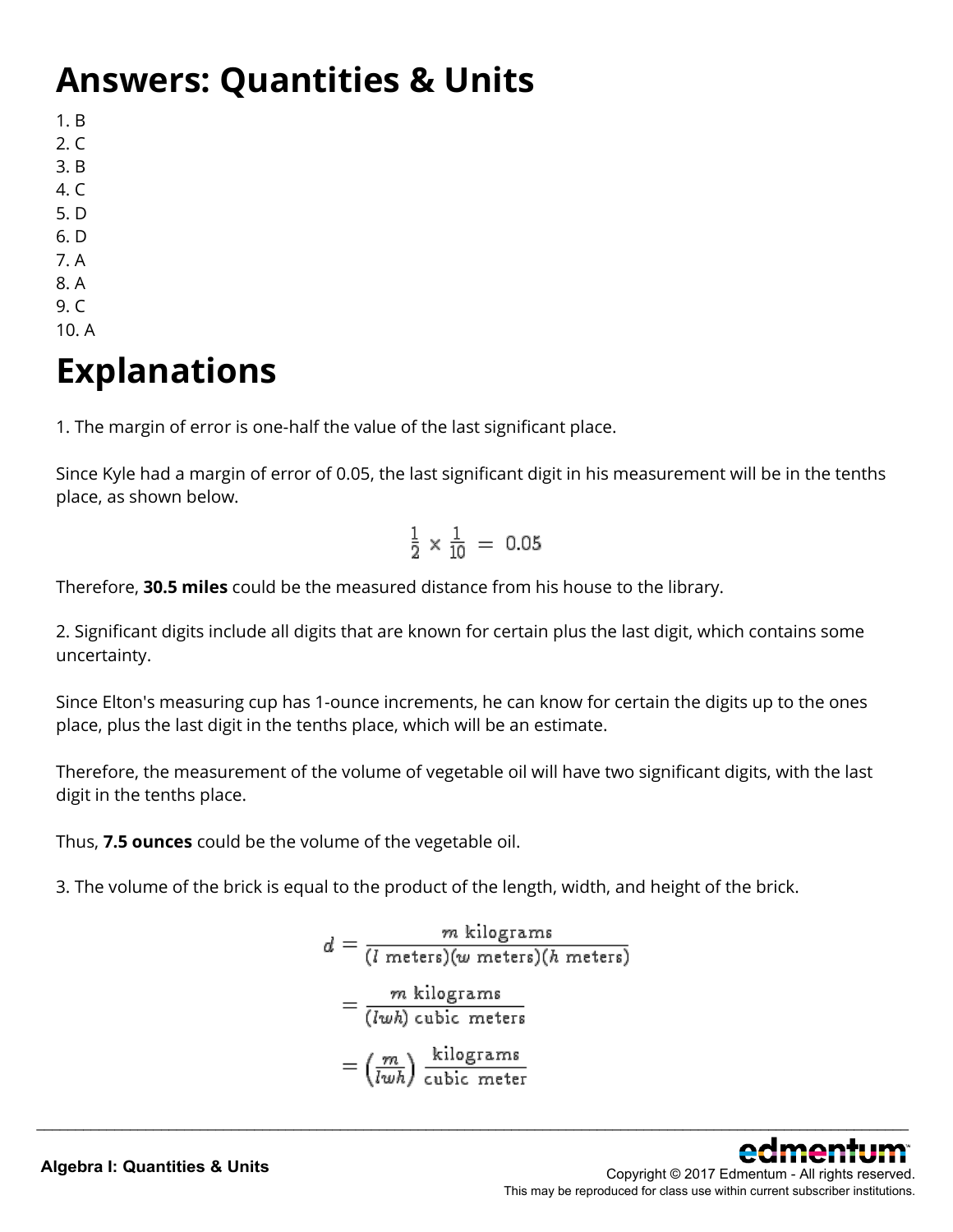# Answers: Quantities & Units

1. B
2. C
3. B
4. C
5. D
6. D
7. A
8. A
9. C
10. A

# Explanations

1. The margin of error is one-half the value of the last significant place.

Since Kyle had a margin of error of 0.05, the last significant digit in his measurement will be in the tenths place, as shown below.

$$\frac{1}{2} \times \frac{1}{10} = 0.05$$

Therefore, **30.5 miles** could be the measured distance from his house to the library.

2. Significant digits include all digits that are known for certain plus the last digit, which contains some uncertainty.

Since Elton's measuring cup has 1-ounce increments, he can know for certain the digits up to the ones place, plus the last digit in the tenths place, which will be an estimate.

Therefore, the measurement of the volume of vegetable oil will have two significant digits, with the last digit in the tenths place.

Thus, **7.5 ounces** could be the volume of the vegetable oil.

3. The volume of the brick is equal to the product of the length, width, and height of the brick.

$$\begin{aligned} d &= \frac{m \text{ kilograms}}{(l \text{ meters})(w \text{ meters})(h \text{ meters})} \\ &= \frac{m \text{ kilograms}}{(lwh) \text{ cubic meters}} \\ &= \left(\frac{m}{lwh}\right) \frac{\text{kilograms}}{\text{cubic meter}} \end{aligned}$$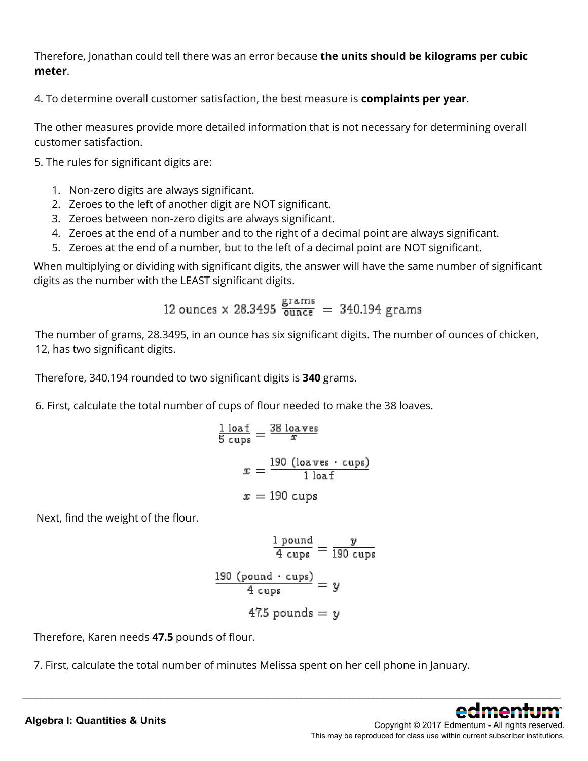Therefore, Jonathan could tell there was an error because **the units should be kilograms per cubic meter**.

4. To determine overall customer satisfaction, the best measure is **complaints per year**.

The other measures provide more detailed information that is not necessary for determining overall customer satisfaction.

5. The rules for significant digits are:

1. Non-zero digits are always significant.
2. Zeroes to the left of another digit are NOT significant.
3. Zeroes between non-zero digits are always significant.
4. Zeroes at the end of a number and to the right of a decimal point are always significant.
5. Zeroes at the end of a number, but to the left of a decimal point are NOT significant.

When multiplying or dividing with significant digits, the answer will have the same number of significant digits as the number with the LEAST significant digits.

$$12 \text{ ounces} \times 28.3495 \ \frac{\text{grams}}{\text{ounce}} = 340.194 \text{ grams}$$

The number of grams, 28.3495, in an ounce has six significant digits. The number of ounces of chicken, 12, has two significant digits.

Therefore, 340.194 rounded to two significant digits is **340** grams.

6. First, calculate the total number of cups of flour needed to make the 38 loaves.

$$\frac{1 \text{ loaf}}{5 \text{ cups}} = \frac{38 \text{ loaves}}{x}$$

$$x = \frac{190 \text{ (loaves} \cdot \text{cups)}}{1 \text{ loaf}}$$

$$x = 190 \text{ cups}$$

Next, find the weight of the flour.

$$\frac{1 \text{ pound}}{4 \text{ cups}} = \frac{y}{190 \text{ cups}}$$

$$\frac{190 \text{ (pound} \cdot \text{cups)}}{4 \text{ cups}} = y$$

$$47.5 \text{ pounds} = y$$

Therefore, Karen needs **47.5** pounds of flour.

7. First, calculate the total number of minutes Melissa spent on her cell phone in January.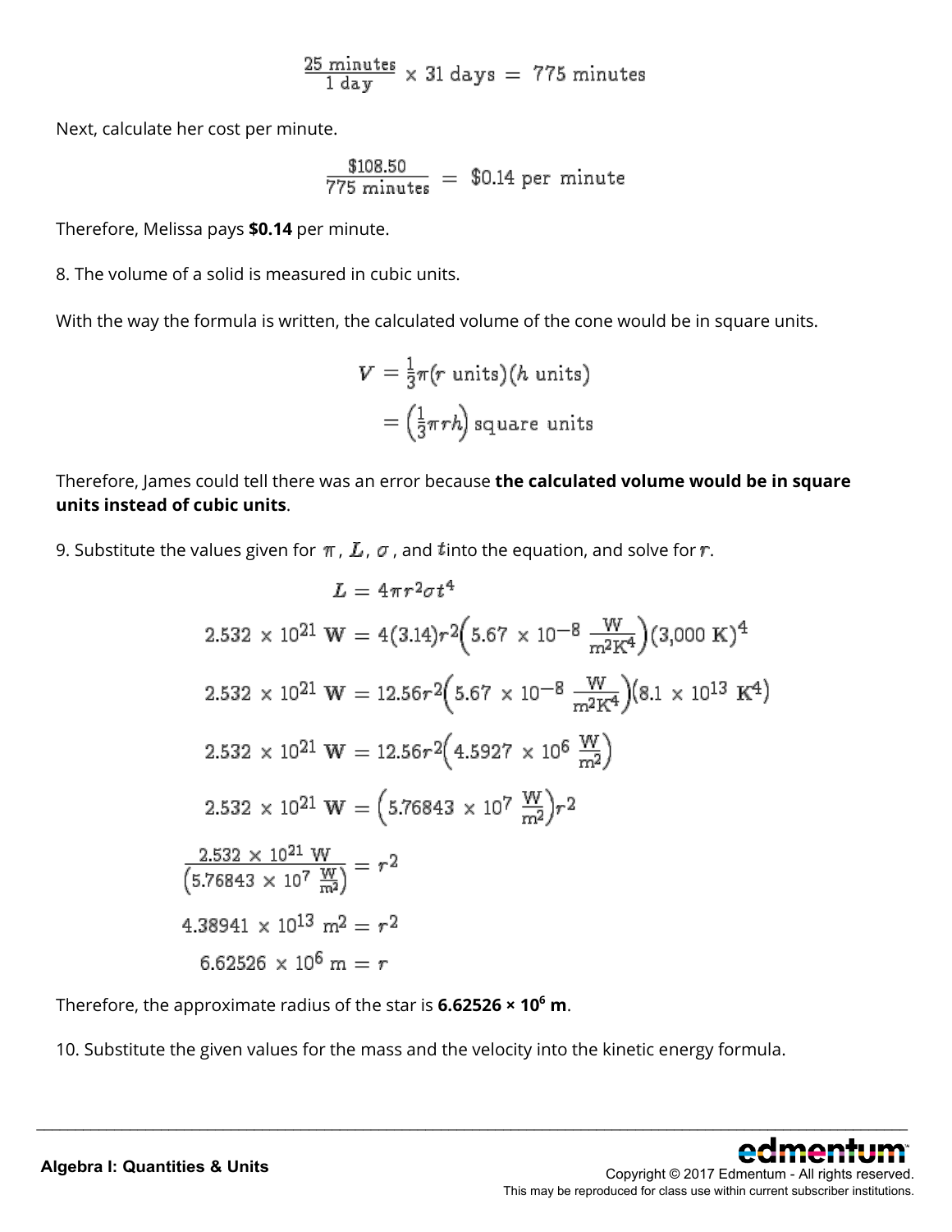$$\frac{25 \text{ minutes}}{1 \text{ day}} \times 31 \text{ days} = 775 \text{ minutes}$$

Next, calculate her cost per minute.

$$\frac{\$108.50}{775 \text{ minutes}} = \$0.14 \text{ per minute}$$

Therefore, Melissa pays **$0.14** per minute.

8. The volume of a solid is measured in cubic units.

With the way the formula is written, the calculated volume of the cone would be in square units.

$$\begin{aligned} V &= \tfrac{1}{3}\pi(r \text{ units})(h \text{ units}) \\ &= \left(\tfrac{1}{3}\pi r h\right) \text{square units} \end{aligned}$$

Therefore, James could tell there was an error because **the calculated volume would be in square units instead of cubic units**.

9. Substitute the values given for $\pi$, $L$, $\sigma$, and $t$ into the equation, and solve for $r$.

$$L = 4\pi r^2 \sigma t^4$$

$$2.532 \times 10^{21} \text{ W} = 4(3.14)r^2\left(5.67 \times 10^{-8} \frac{\text{W}}{\text{m}^2\text{K}^4}\right)(3{,}000 \text{ K})^4$$

$$2.532 \times 10^{21} \text{ W} = 12.56r^2\left(5.67 \times 10^{-8} \frac{\text{W}}{\text{m}^2\text{K}^4}\right)\left(8.1 \times 10^{13} \text{ K}^4\right)$$

$$2.532 \times 10^{21} \text{ W} = 12.56r^2\left(4.5927 \times 10^{6} \frac{\text{W}}{\text{m}^2}\right)$$

$$2.532 \times 10^{21} \text{ W} = \left(5.76843 \times 10^{7} \frac{\text{W}}{\text{m}^2}\right)r^2$$

$$\frac{2.532 \times 10^{21} \text{ W}}{\left(5.76843 \times 10^{7} \frac{\text{W}}{\text{m}^2}\right)} = r^2$$

$$4.38941 \times 10^{13} \text{ m}^2 = r^2$$

$$6.62526 \times 10^{6} \text{ m} = r$$

Therefore, the approximate radius of the star is **$6.62526 \times 10^6$ m**.

10. Substitute the given values for the mass and the velocity into the kinetic energy formula.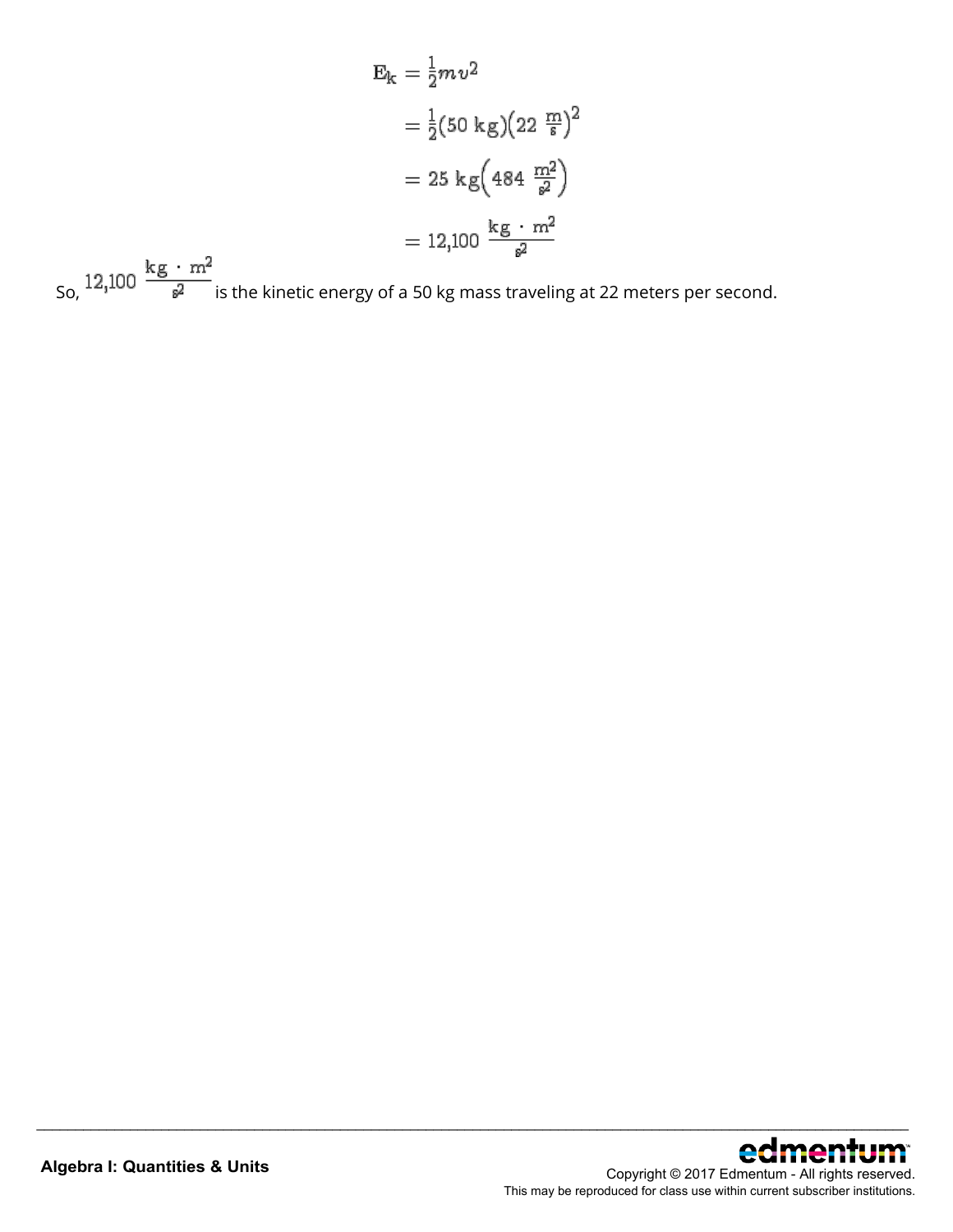$$
\begin{aligned}
E_k &= \frac{1}{2}mv^2 \\
&= \frac{1}{2}(50 \text{ kg})\left(22 \ \frac{\text{m}}{\text{s}}\right)^2 \\
&= 25 \text{ kg}\left(484 \ \frac{\text{m}^2}{\text{s}^2}\right) \\
&= 12{,}100 \ \frac{\text{kg} \cdot \text{m}^2}{\text{s}^2}
\end{aligned}
$$

So, $12{,}100 \ \frac{\text{kg} \cdot \text{m}^2}{\text{s}^2}$ is the kinetic energy of a 50 kg mass traveling at 22 meters per second.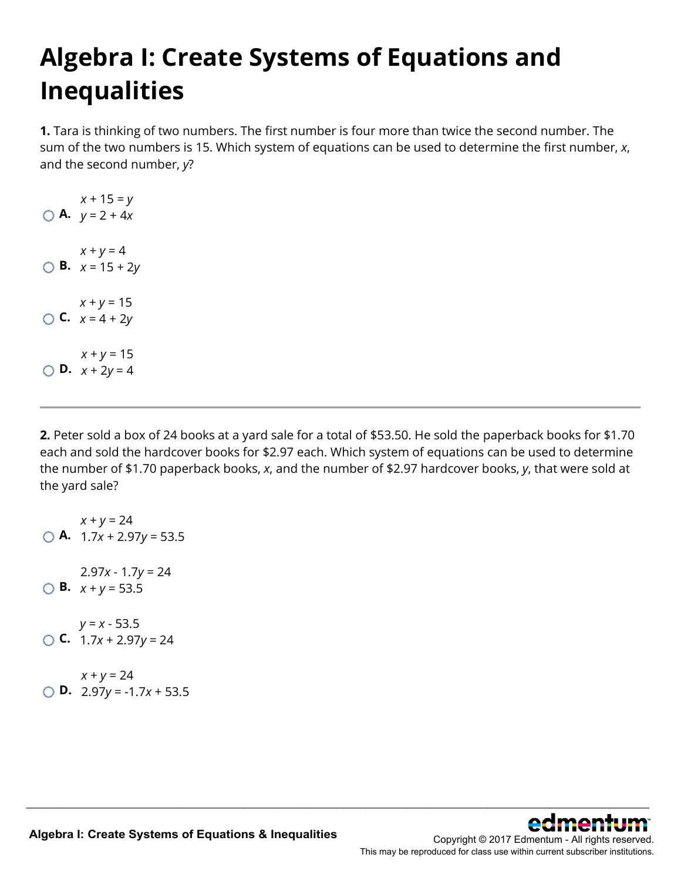# Algebra I: Create Systems of Equations and Inequalities

**1.** Tara is thinking of two numbers. The first number is four more than twice the second number. The sum of the two numbers is 15. Which system of equations can be used to determine the first number, $x$, and the second number, $y$?

**A.** $x + 15 = y$
$y = 2 + 4x$

**B.** $x + y = 4$
$x = 15 + 2y$

**C.** $x + y = 15$
$x = 4 + 2y$

**D.** $x + y = 15$
$x + 2y = 4$

---

**2.** Peter sold a box of 24 books at a yard sale for a total of $53.50. He sold the paperback books for $1.70 each and sold the hardcover books for $2.97 each. Which system of equations can be used to determine the number of $1.70 paperback books, $x$, and the number of $2.97 hardcover books, $y$, that were sold at the yard sale?

**A.** $x + y = 24$
$1.7x + 2.97y = 53.5$

**B.** $2.97x - 1.7y = 24$
$x + y = 53.5$

**C.** $y = x - 53.5$
$1.7x + 2.97y = 24$

**D.** $x + y = 24$
$2.97y = -1.7x + 53.5$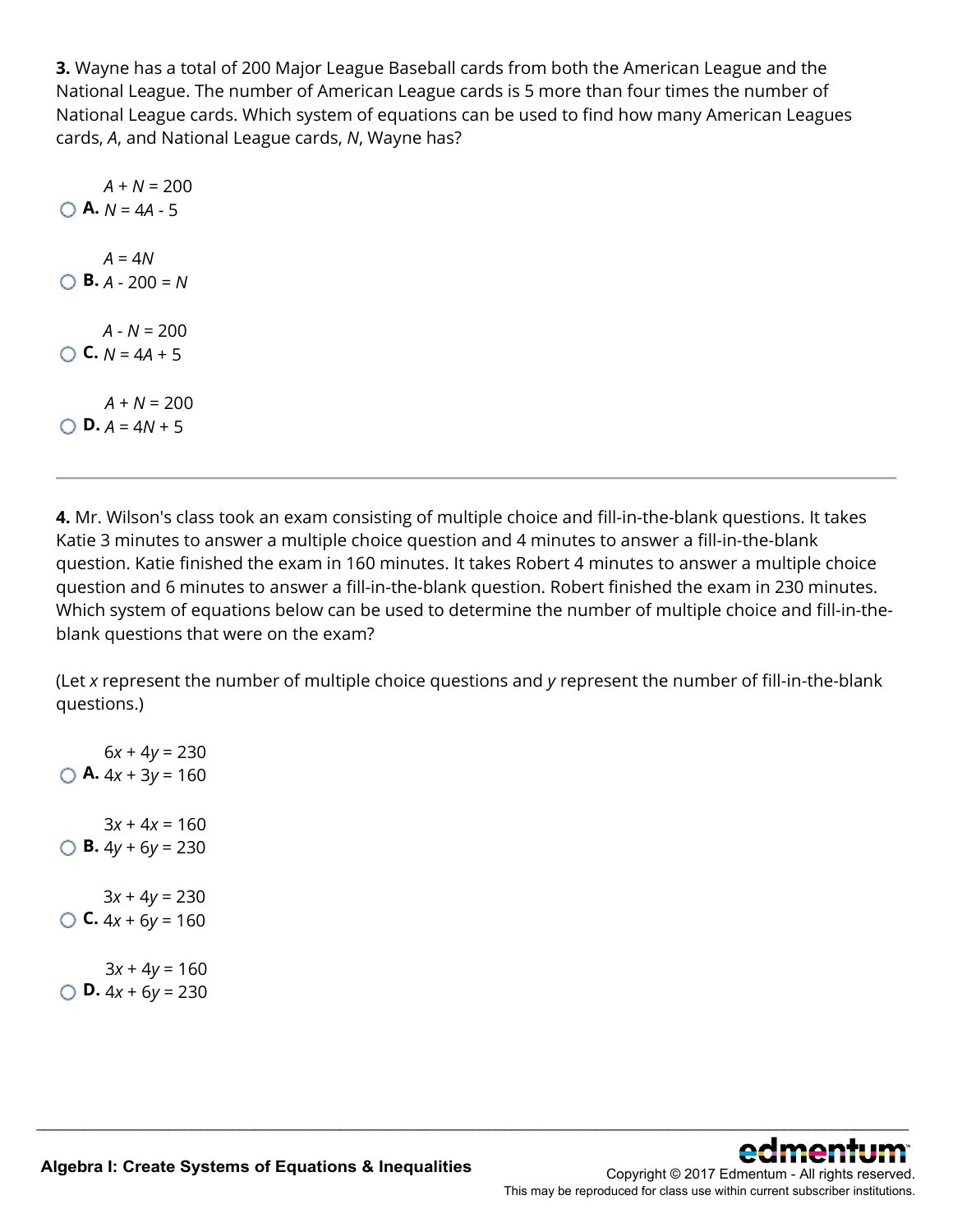**3.** Wayne has a total of 200 Major League Baseball cards from both the American League and the National League. The number of American League cards is 5 more than four times the number of National League cards. Which system of equations can be used to find how many American Leagues cards, $A$, and National League cards, $N$, Wayne has?

**A.**
$A + N = 200$
$N = 4A - 5$

**B.**
$A = 4N$
$A - 200 = N$

**C.**
$A - N = 200$
$N = 4A + 5$

**D.**
$A + N = 200$
$A = 4N + 5$

---

**4.** Mr. Wilson's class took an exam consisting of multiple choice and fill-in-the-blank questions. It takes Katie 3 minutes to answer a multiple choice question and 4 minutes to answer a fill-in-the-blank question. Katie finished the exam in 160 minutes. It takes Robert 4 minutes to answer a multiple choice question and 6 minutes to answer a fill-in-the-blank question. Robert finished the exam in 230 minutes. Which system of equations below can be used to determine the number of multiple choice and fill-in-the-blank questions that were on the exam?

(Let $x$ represent the number of multiple choice questions and $y$ represent the number of fill-in-the-blank questions.)

**A.**
$6x + 4y = 230$
$4x + 3y = 160$

**B.**
$3x + 4x = 160$
$4y + 6y = 230$

**C.**
$3x + 4y = 230$
$4x + 6y = 160$

**D.**
$3x + 4y = 160$
$4x + 6y = 230$

Algebra I: Create Systems of Equations & Inequalities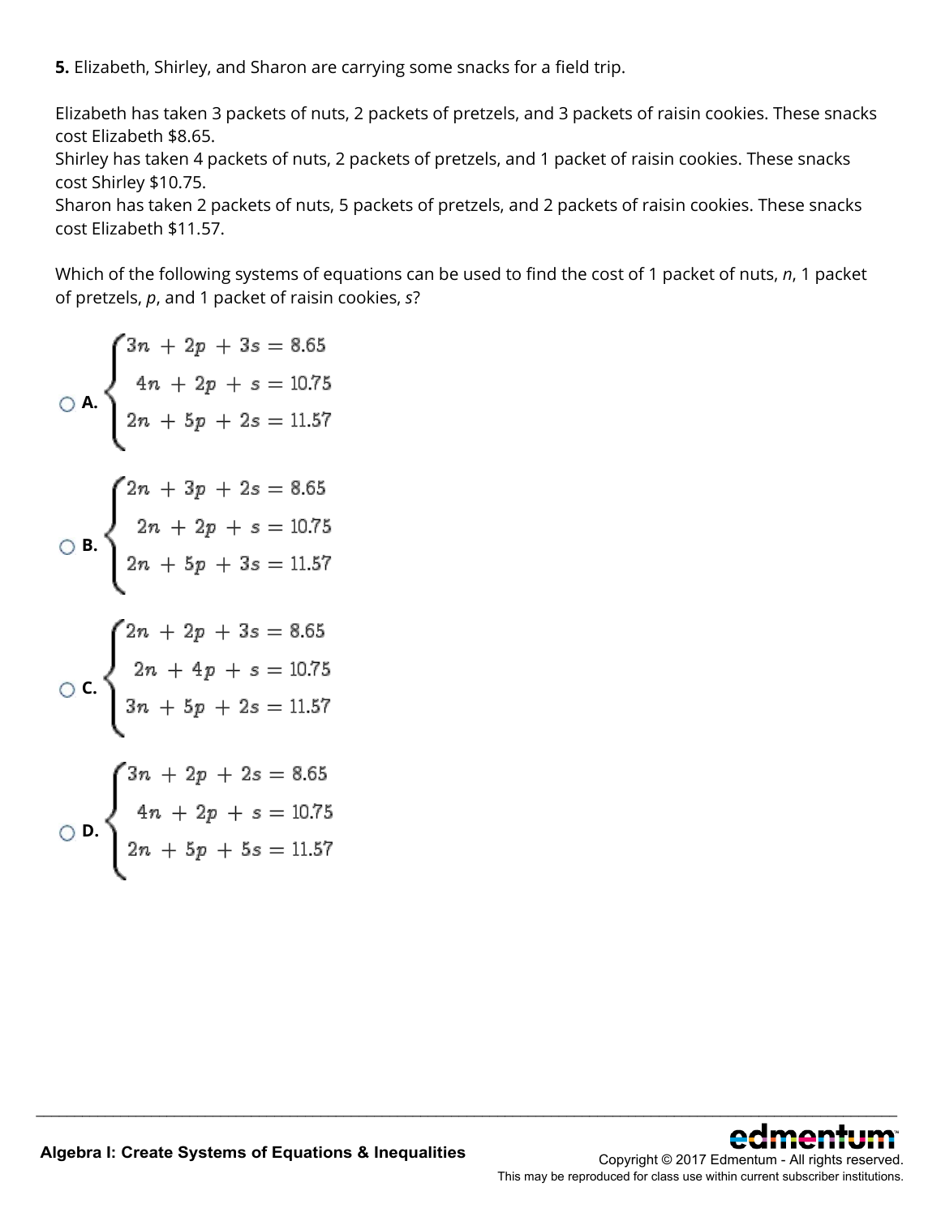**5.** Elizabeth, Shirley, and Sharon are carrying some snacks for a field trip.

Elizabeth has taken 3 packets of nuts, 2 packets of pretzels, and 3 packets of raisin cookies. These snacks cost Elizabeth $8.65.
Shirley has taken 4 packets of nuts, 2 packets of pretzels, and 1 packet of raisin cookies. These snacks cost Shirley $10.75.
Sharon has taken 2 packets of nuts, 5 packets of pretzels, and 2 packets of raisin cookies. These snacks cost Elizabeth $11.57.

Which of the following systems of equations can be used to find the cost of 1 packet of nuts, *n*, 1 packet of pretzels, *p*, and 1 packet of raisin cookies, *s*?

○ **A.**
$$\begin{cases} 3n + 2p + 3s = 8.65 \\ 4n + 2p + s = 10.75 \\ 2n + 5p + 2s = 11.57 \end{cases}$$

○ **B.**
$$\begin{cases} 2n + 3p + 2s = 8.65 \\ 2n + 2p + s = 10.75 \\ 2n + 5p + 3s = 11.57 \end{cases}$$

○ **C.**
$$\begin{cases} 2n + 2p + 3s = 8.65 \\ 2n + 4p + s = 10.75 \\ 3n + 5p + 2s = 11.57 \end{cases}$$

○ **D.**
$$\begin{cases} 3n + 2p + 2s = 8.65 \\ 4n + 2p + s = 10.75 \\ 2n + 5p + 5s = 11.57 \end{cases}$$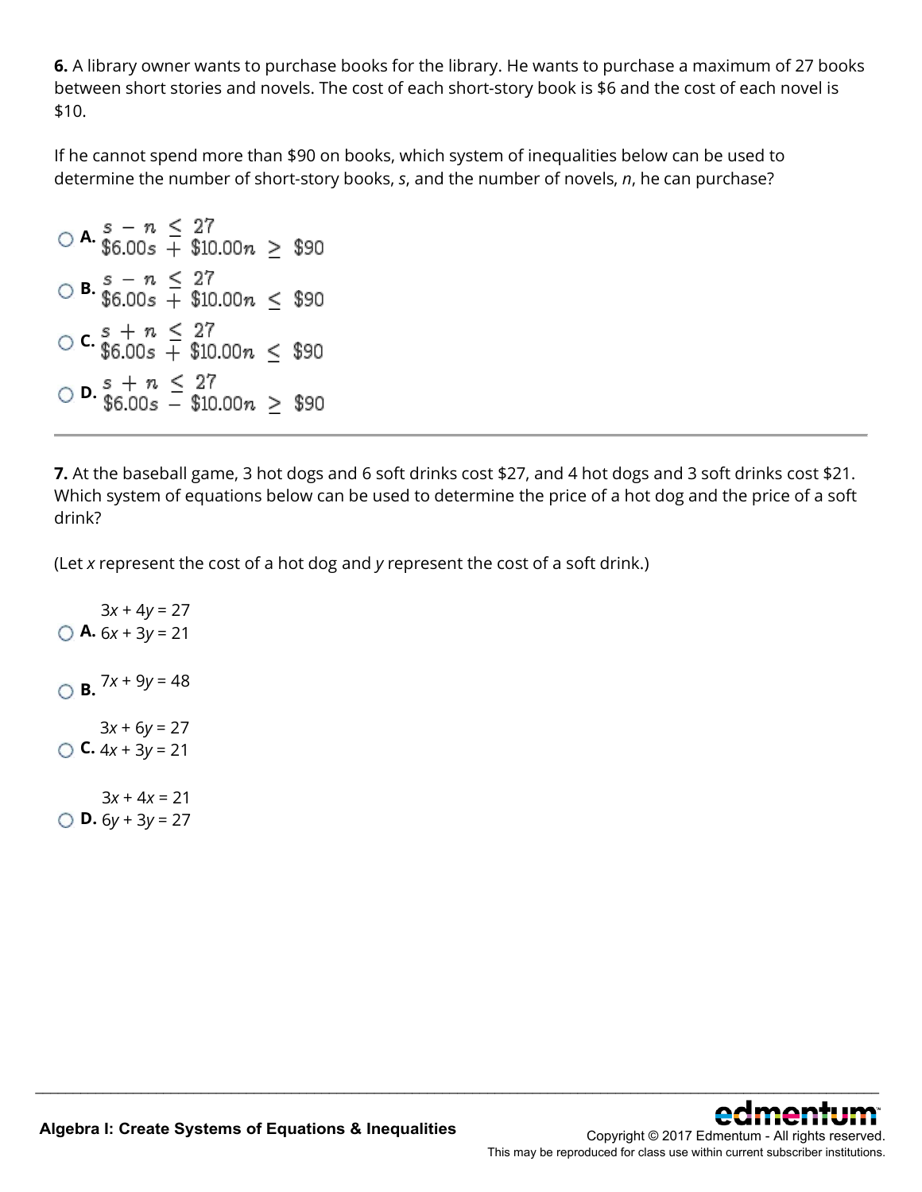**6.** A library owner wants to purchase books for the library. He wants to purchase a maximum of 27 books between short stories and novels. The cost of each short-story book is $6 and the cost of each novel is $10.

If he cannot spend more than $90 on books, which system of inequalities below can be used to determine the number of short-story books, *s*, and the number of novels, *n*, he can purchase?

- **A.** $s - n \leq 27$
  $\$6.00s + \$10.00n \geq \$90$
- **B.** $s - n \leq 27$
  $\$6.00s + \$10.00n \leq \$90$
- **C.** $s + n \leq 27$
  $\$6.00s + \$10.00n \leq \$90$
- **D.** $s + n \leq 27$
  $\$6.00s - \$10.00n \geq \$90$

---

**7.** At the baseball game, 3 hot dogs and 6 soft drinks cost $27, and 4 hot dogs and 3 soft drinks cost $21. Which system of equations below can be used to determine the price of a hot dog and the price of a soft drink?

(Let *x* represent the cost of a hot dog and *y* represent the cost of a soft drink.)

- **A.** $3x + 4y = 27$
  $6x + 3y = 21$
- **B.** $7x + 9y = 48$
- **C.** $3x + 6y = 27$
  $4x + 3y = 21$
- **D.** $3x + 4x = 21$
  $6y + 3y = 27$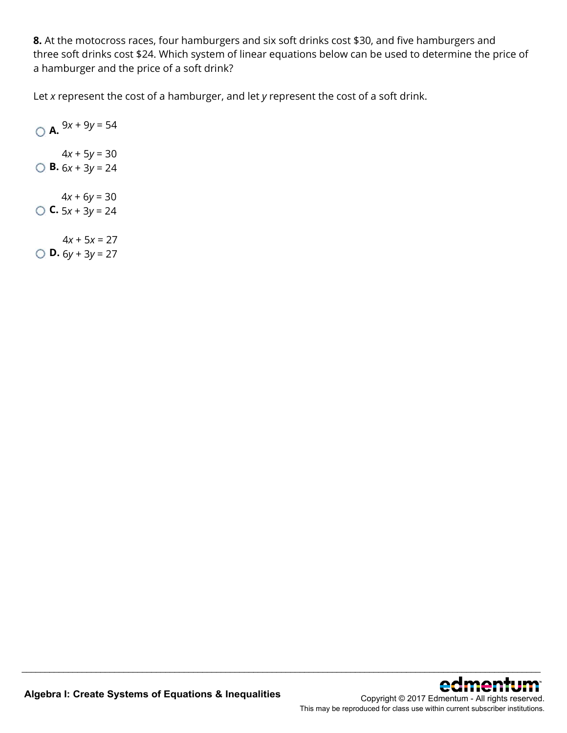**8.** At the motocross races, four hamburgers and six soft drinks cost $30, and five hamburgers and three soft drinks cost $24. Which system of linear equations below can be used to determine the price of a hamburger and the price of a soft drink?

Let *x* represent the cost of a hamburger, and let *y* represent the cost of a soft drink.

- **A.** $9x + 9y = 54$

- **B.** $4x + 5y = 30$
  $6x + 3y = 24$

- **C.** $4x + 6y = 30$
  $5x + 3y = 24$

- **D.** $4x + 5x = 27$
  $6y + 3y = 27$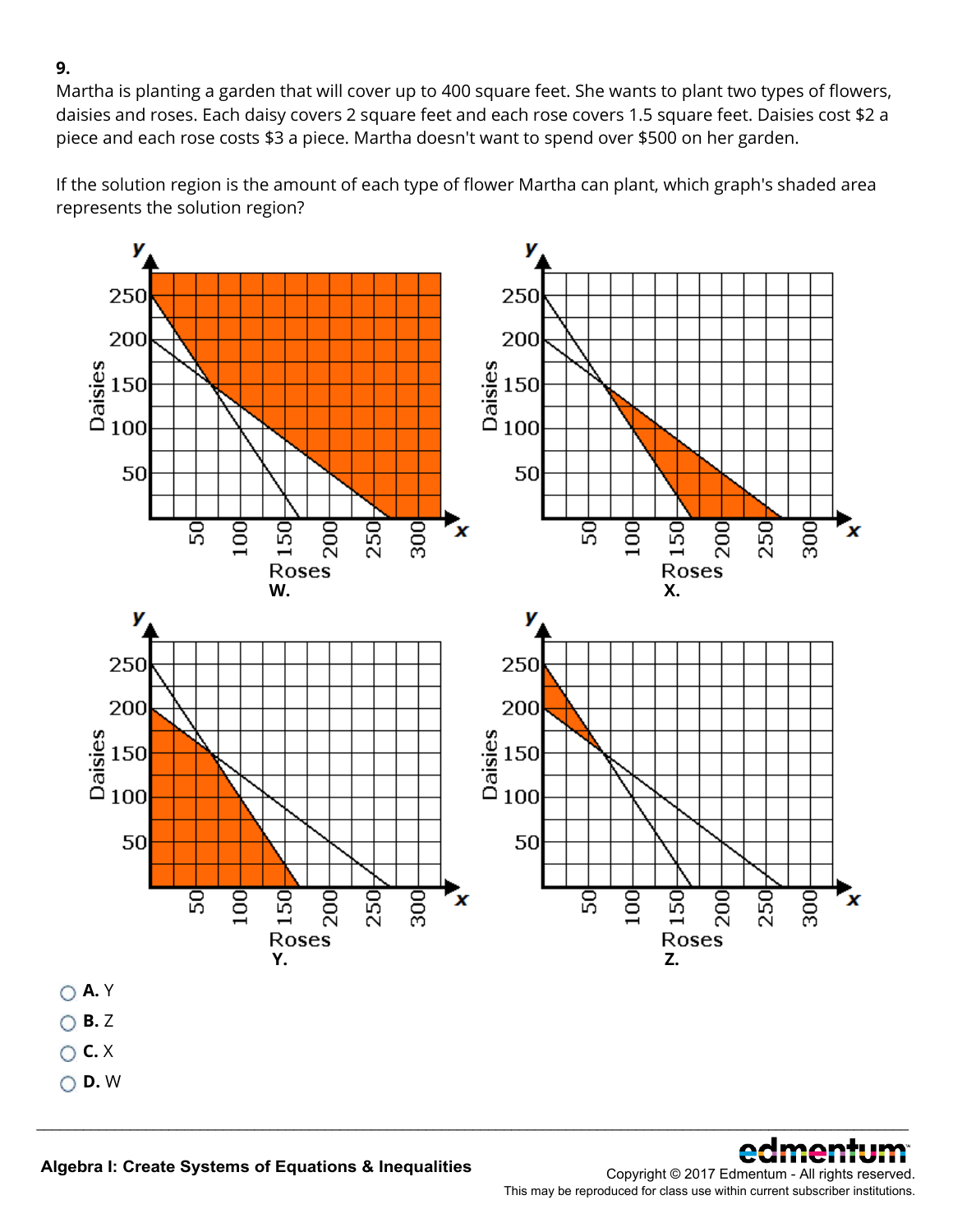**9.**

Martha is planting a garden that will cover up to 400 square feet. She wants to plant two types of flowers, daisies and roses. Each daisy covers 2 square feet and each rose covers 1.5 square feet. Daisies cost $2 a piece and each rose costs $3 a piece. Martha doesn't want to spend over $500 on her garden.

If the solution region is the amount of each type of flower Martha can plant, which graph's shaded area represents the solution region?

- A. Y
- B. Z
- C. X
- D. W

**Algebra I: Create Systems of Equations & Inequalities**

Copyright © 2017 Edmentum - All rights reserved.
This may be reproduced for class use within current subscriber institutions.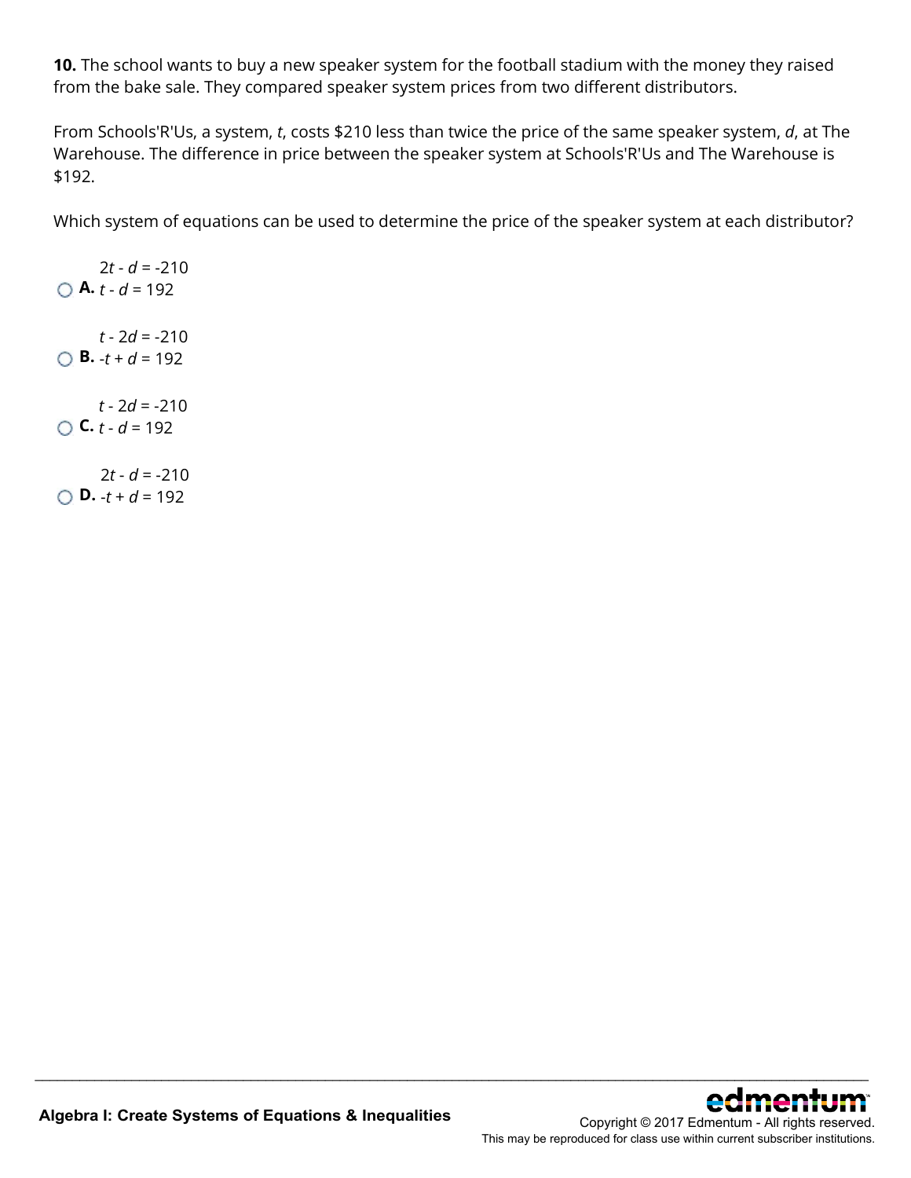**10.** The school wants to buy a new speaker system for the football stadium with the money they raised from the bake sale. They compared speaker system prices from two different distributors.

From Schools'R'Us, a system, *t*, costs $210 less than twice the price of the same speaker system, *d*, at The Warehouse. The difference in price between the speaker system at Schools'R'Us and The Warehouse is $192.

Which system of equations can be used to determine the price of the speaker system at each distributor?

**A.**
$2t - d = -210$
$t - d = 192$

**B.**
$t - 2d = -210$
$-t + d = 192$

**C.**
$t - 2d = -210$
$t - d = 192$

**D.**
$2t - d = -210$
$-t + d = 192$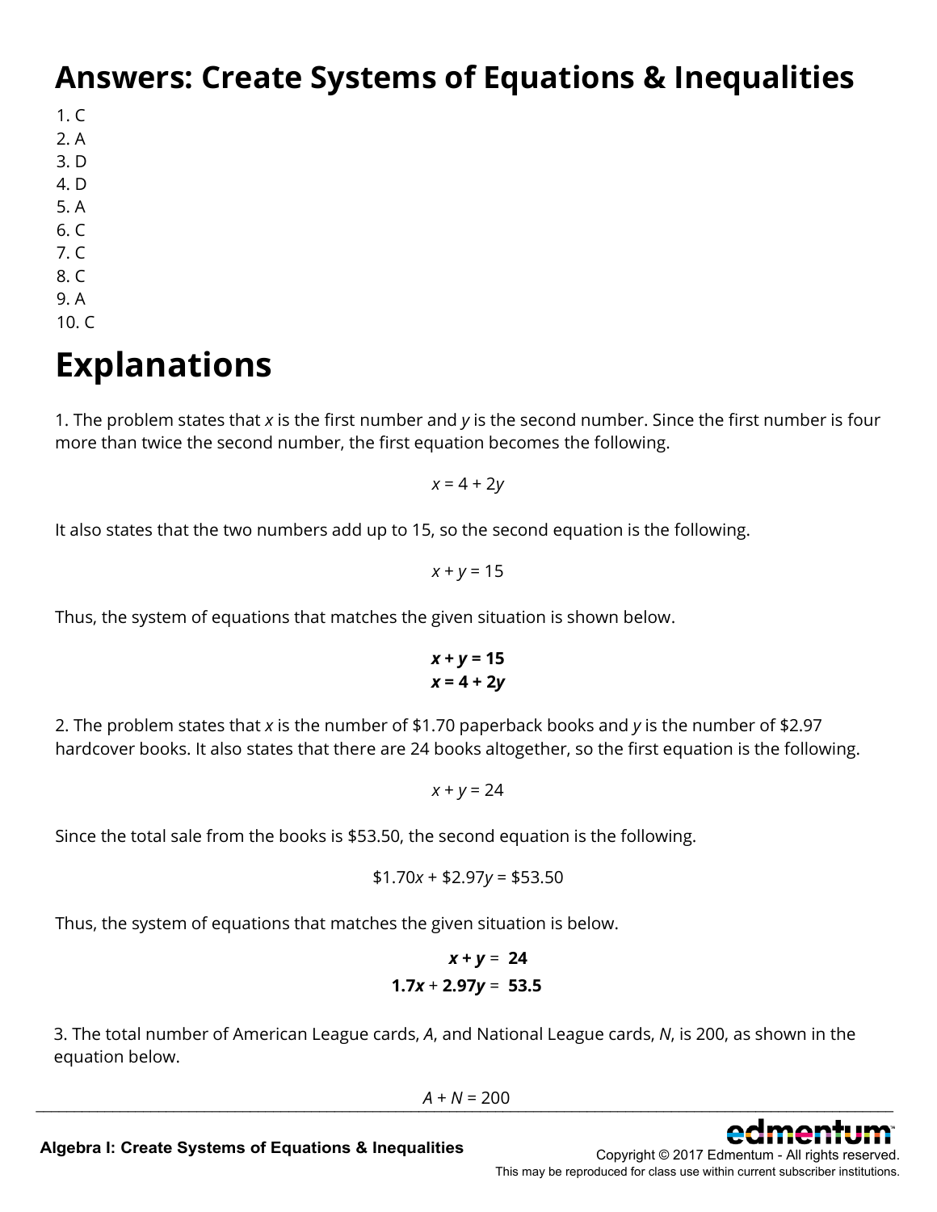# Answers: Create Systems of Equations & Inequalities

1. C
2. A
3. D
4. D
5. A
6. C
7. C
8. C
9. A
10. C

# Explanations

1. The problem states that $x$ is the first number and $y$ is the second number. Since the first number is four more than twice the second number, the first equation becomes the following.

$$x = 4 + 2y$$

It also states that the two numbers add up to 15, so the second equation is the following.

$$x + y = 15$$

Thus, the system of equations that matches the given situation is shown below.

$$\mathbf{x + y = 15}$$
$$\mathbf{x = 4 + 2y}$$

2. The problem states that $x$ is the number of $1.70 paperback books and $y$ is the number of $2.97 hardcover books. It also states that there are 24 books altogether, so the first equation is the following.

$$x + y = 24$$

Since the total sale from the books is $53.50, the second equation is the following.

$$\$1.70x + \$2.97y = \$53.50$$

Thus, the system of equations that matches the given situation is below.

$$\mathbf{x + y = 24}$$
$$\mathbf{1.7x + 2.97y = 53.5}$$

3. The total number of American League cards, $A$, and National League cards, $N$, is 200, as shown in the equation below.

$$A + N = 200$$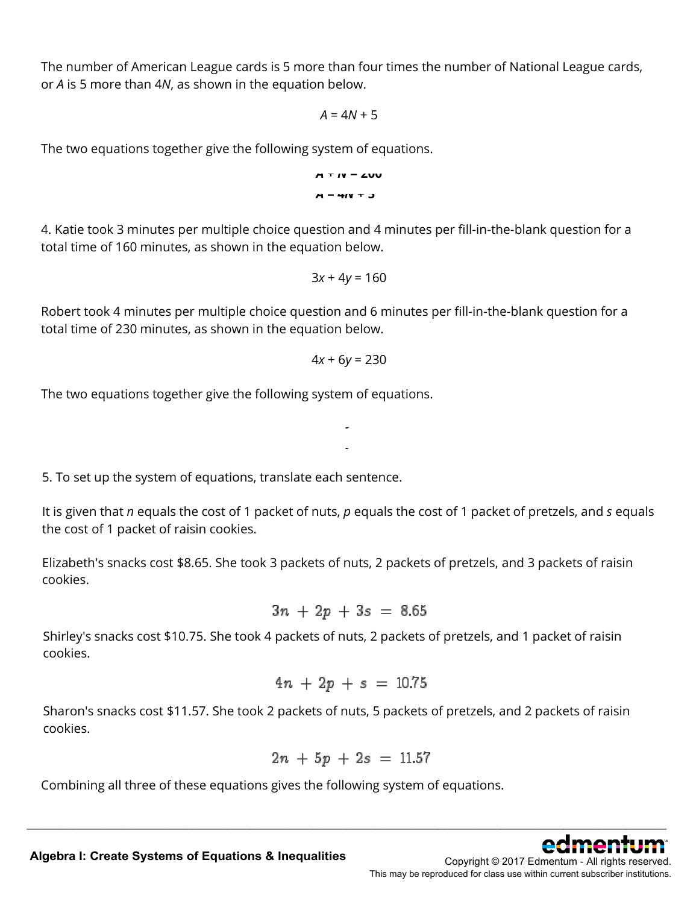The number of American League cards is 5 more than four times the number of National League cards, or $A$ is 5 more than $4N$, as shown in the equation below.

$$A = 4N + 5$$

The two equations together give the following system of equations.

$$A + N = 200$$
$$A = 4N + 5$$

4. Katie took 3 minutes per multiple choice question and 4 minutes per fill-in-the-blank question for a total time of 160 minutes, as shown in the equation below.

$$3x + 4y = 160$$

Robert took 4 minutes per multiple choice question and 6 minutes per fill-in-the-blank question for a total time of 230 minutes, as shown in the equation below.

$$4x + 6y = 230$$

The two equations together give the following system of equations.

5. To set up the system of equations, translate each sentence.

It is given that $n$ equals the cost of 1 packet of nuts, $p$ equals the cost of 1 packet of pretzels, and $s$ equals the cost of 1 packet of raisin cookies.

Elizabeth's snacks cost $8.65. She took 3 packets of nuts, 2 packets of pretzels, and 3 packets of raisin cookies.

$$3n + 2p + 3s = 8.65$$

Shirley's snacks cost $10.75. She took 4 packets of nuts, 2 packets of pretzels, and 1 packet of raisin cookies.

$$4n + 2p + s = 10.75$$

Sharon's snacks cost $11.57. She took 2 packets of nuts, 5 packets of pretzels, and 2 packets of raisin cookies.

$$2n + 5p + 2s = 11.57$$

Combining all three of these equations gives the following system of equations.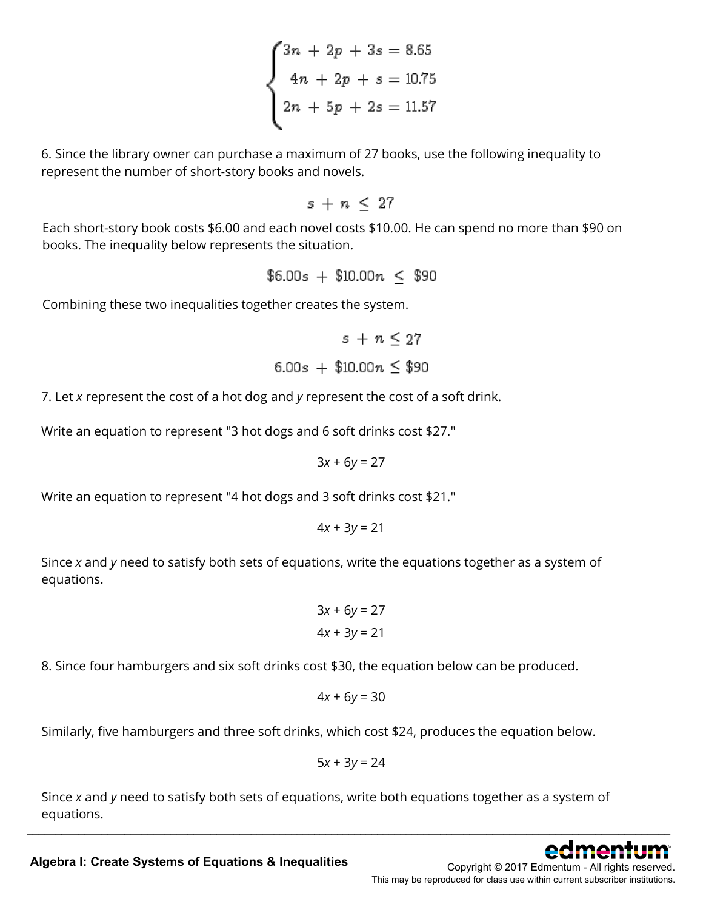$$\begin{cases} 3n + 2p + 3s = 8.65 \\ 4n + 2p + s = 10.75 \\ 2n + 5p + 2s = 11.57 \end{cases}$$

6. Since the library owner can purchase a maximum of 27 books, use the following inequality to represent the number of short-story books and novels.

$$s + n \leq 27$$

Each short-story book costs \$6.00 and each novel costs \$10.00. He can spend no more than \$90 on books. The inequality below represents the situation.

$$\$6.00s + \$10.00n \leq \$90$$

Combining these two inequalities together creates the system.

$$s + n \leq 27$$

$$6.00s + \$10.00n \leq \$90$$

7. Let $x$ represent the cost of a hot dog and $y$ represent the cost of a soft drink.

Write an equation to represent "3 hot dogs and 6 soft drinks cost \$27."

$$3x + 6y = 27$$

Write an equation to represent "4 hot dogs and 3 soft drinks cost \$21."

$$4x + 3y = 21$$

Since $x$ and $y$ need to satisfy both sets of equations, write the equations together as a system of equations.

$$3x + 6y = 27$$

$$4x + 3y = 21$$

8. Since four hamburgers and six soft drinks cost \$30, the equation below can be produced.

$$4x + 6y = 30$$

Similarly, five hamburgers and three soft drinks, which cost \$24, produces the equation below.

$$5x + 3y = 24$$

Since $x$ and $y$ need to satisfy both sets of equations, write both equations together as a system of equations.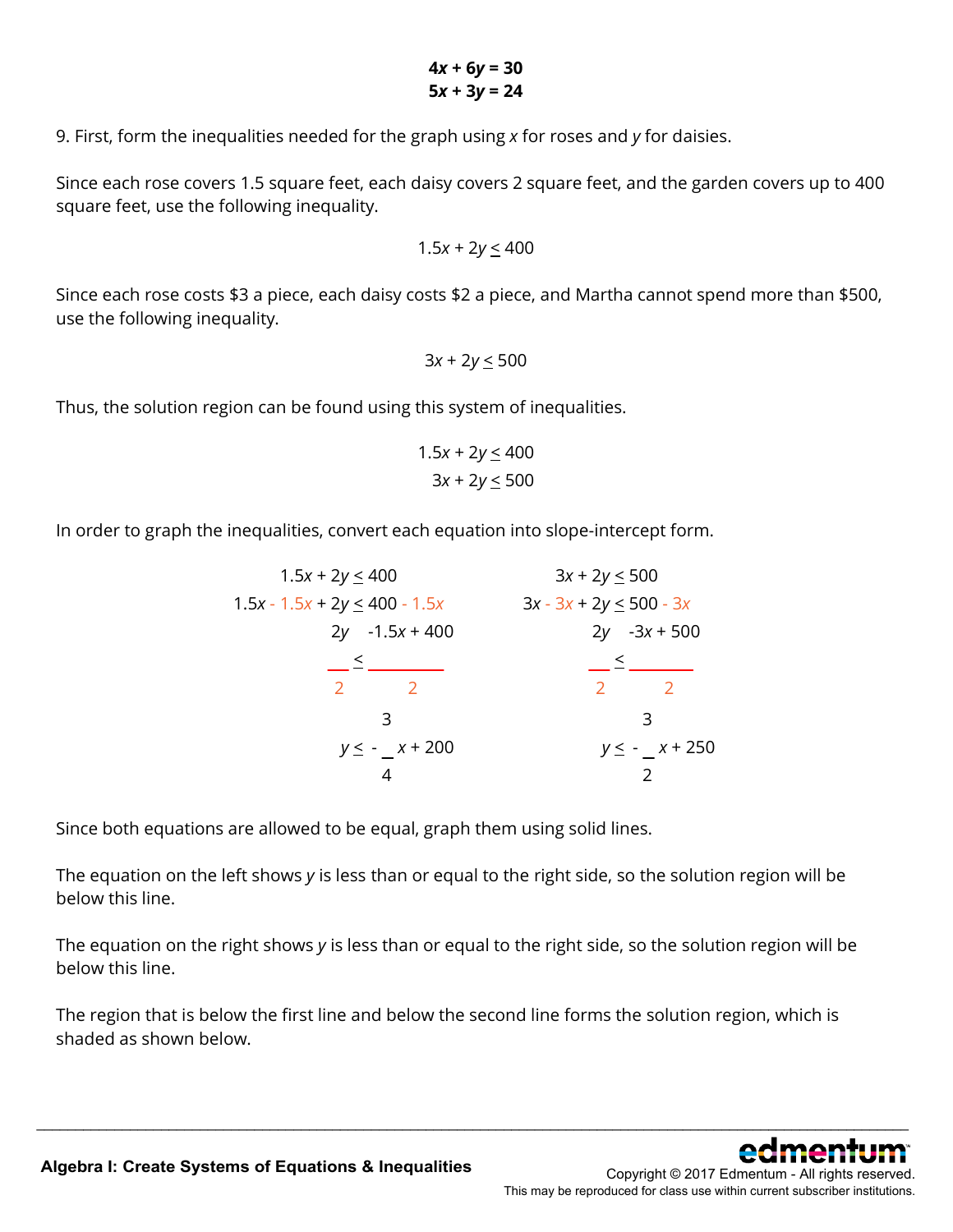$$\mathbf{4x + 6y = 30}$$
$$\mathbf{5x + 3y = 24}$$

9. First, form the inequalities needed for the graph using $x$ for roses and $y$ for daisies.

Since each rose covers 1.5 square feet, each daisy covers 2 square feet, and the garden covers up to 400 square feet, use the following inequality.

$$1.5x + 2y \leq 400$$

Since each rose costs \$3 a piece, each daisy costs \$2 a piece, and Martha cannot spend more than \$500, use the following inequality.

$$3x + 2y \leq 500$$

Thus, the solution region can be found using this system of inequalities.

$$1.5x + 2y \leq 400$$
$$3x + 2y \leq 500$$

In order to graph the inequalities, convert each equation into slope-intercept form.

$$\begin{aligned} 1.5x + 2y &\leq 400 \\ 1.5x - 1.5x + 2y &\leq 400 - 1.5x \\ \frac{2y}{2} &\leq \frac{-1.5x + 400}{2} \\ y &\leq -\frac{3}{4}x + 200 \end{aligned}$$

$$\begin{aligned} 3x + 2y &\leq 500 \\ 3x - 3x + 2y &\leq 500 - 3x \\ \frac{2y}{2} &\leq \frac{-3x + 500}{2} \\ y &\leq -\frac{3}{2}x + 250 \end{aligned}$$

Since both equations are allowed to be equal, graph them using solid lines.

The equation on the left shows $y$ is less than or equal to the right side, so the solution region will be below this line.

The equation on the right shows $y$ is less than or equal to the right side, so the solution region will be below this line.

The region that is below the first line and below the second line forms the solution region, which is shaded as shown below.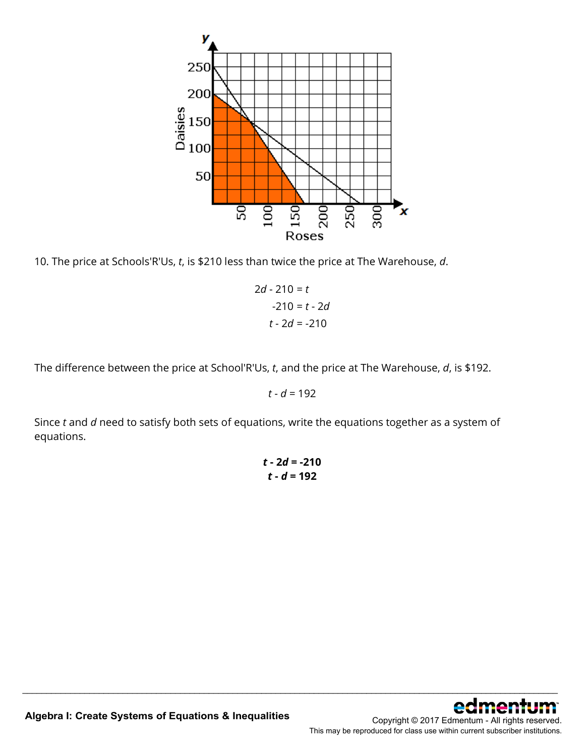10. The price at Schools'R'Us, $t$, is \$210 less than twice the price at The Warehouse, $d$.

$$2d - 210 = t$$
$$-210 = t - 2d$$
$$t - 2d = -210$$

The difference between the price at School'R'Us, $t$, and the price at The Warehouse, $d$, is \$192.

$$t - d = 192$$

Since $t$ and $d$ need to satisfy both sets of equations, write the equations together as a system of equations.

$$\boldsymbol{t - 2d = -210}$$
$$\boldsymbol{t - d = 192}$$

**Algebra I: Create Systems of Equations & Inequalities**

Copyright © 2017 Edmentum - All rights reserved.
This may be reproduced for class use within current subscriber institutions.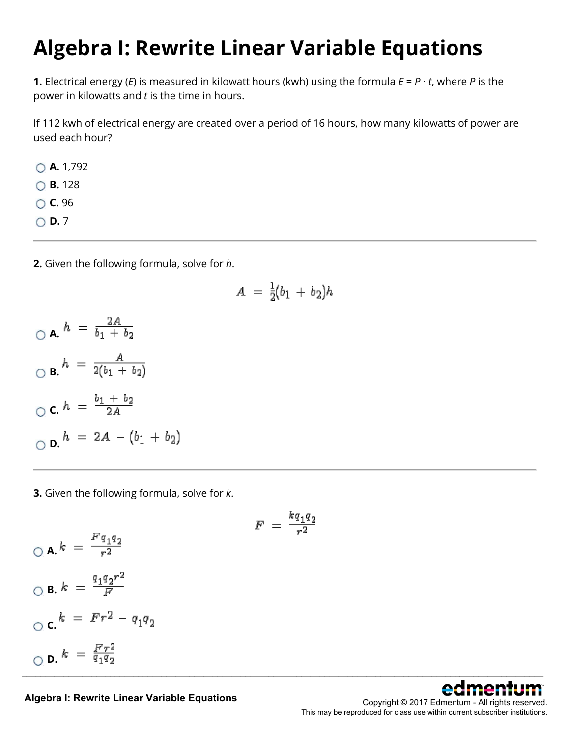# Algebra I: Rewrite Linear Variable Equations

**1.** Electrical energy (*E*) is measured in kilowatt hours (kwh) using the formula $E = P \cdot t$, where *P* is the power in kilowatts and *t* is the time in hours.

If 112 kwh of electrical energy are created over a period of 16 hours, how many kilowatts of power are used each hour?

- **A.** 1,792
- **B.** 128
- **C.** 96
- **D.** 7

---

**2.** Given the following formula, solve for *h*.

$$A = \frac{1}{2}(b_1 + b_2)h$$

- **A.** $h = \frac{2A}{b_1 + b_2}$
- **B.** $h = \frac{A}{2(b_1 + b_2)}$
- **C.** $h = \frac{b_1 + b_2}{2A}$
- **D.** $h = 2A - (b_1 + b_2)$

---

**3.** Given the following formula, solve for *k*.

$$F = \frac{kq_1q_2}{r^2}$$

- **A.** $k = \frac{Fq_1q_2}{r^2}$
- **B.** $k = \frac{q_1q_2r^2}{F}$
- **C.** $k = Fr^2 - q_1q_2$
- **D.** $k = \frac{Fr^2}{q_1q_2}$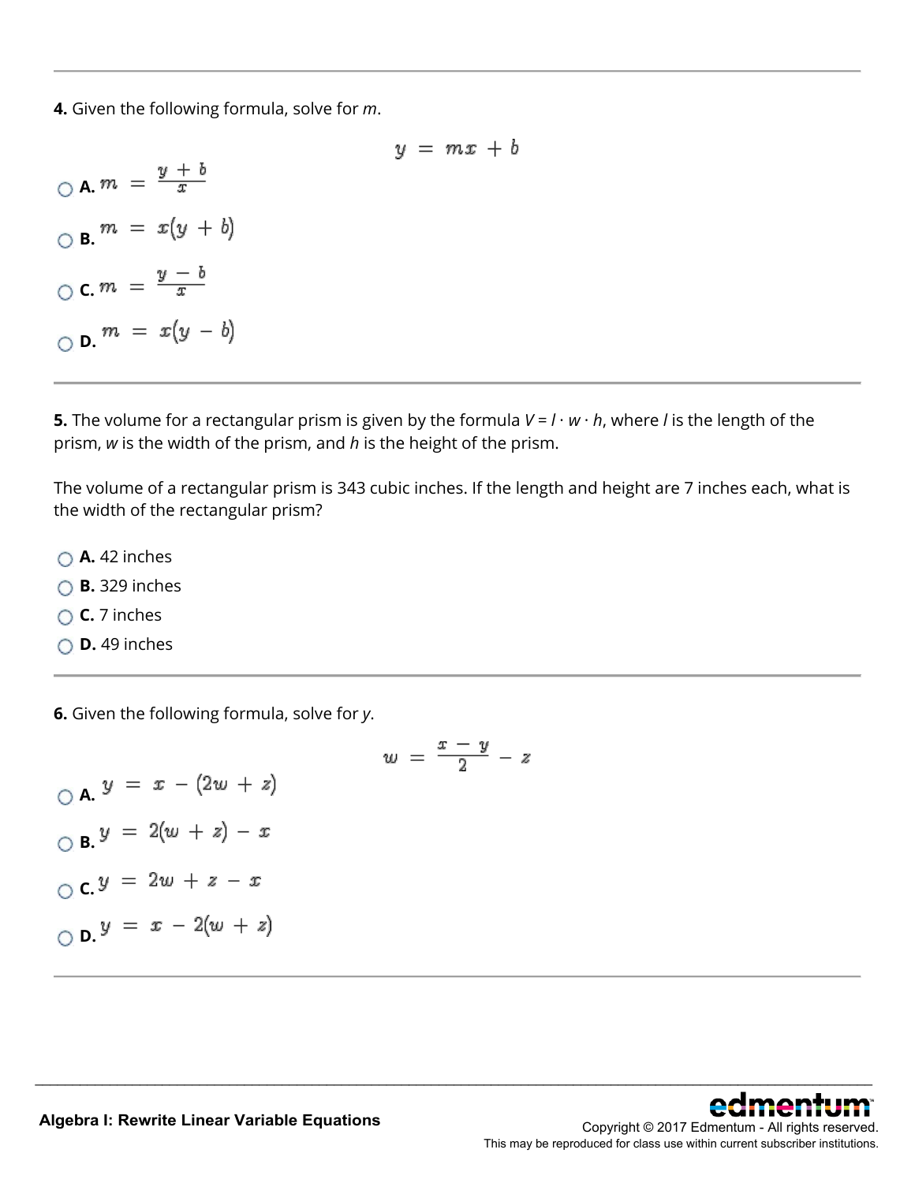**4.** Given the following formula, solve for *m*.

$$y = mx + b$$

- **A.** $m = \frac{y + b}{x}$
- **B.** $m = x(y + b)$
- **C.** $m = \frac{y - b}{x}$
- **D.** $m = x(y - b)$

---

**5.** The volume for a rectangular prism is given by the formula $V = l \cdot w \cdot h$, where $l$ is the length of the prism, $w$ is the width of the prism, and $h$ is the height of the prism.

The volume of a rectangular prism is 343 cubic inches. If the length and height are 7 inches each, what is the width of the rectangular prism?

- **A.** 42 inches
- **B.** 329 inches
- **C.** 7 inches
- **D.** 49 inches

---

**6.** Given the following formula, solve for *y*.

$$w = \frac{x - y}{2} - z$$

- **A.** $y = x - (2w + z)$
- **B.** $y = 2(w + z) - x$
- **C.** $y = 2w + z - x$
- **D.** $y = x - 2(w + z)$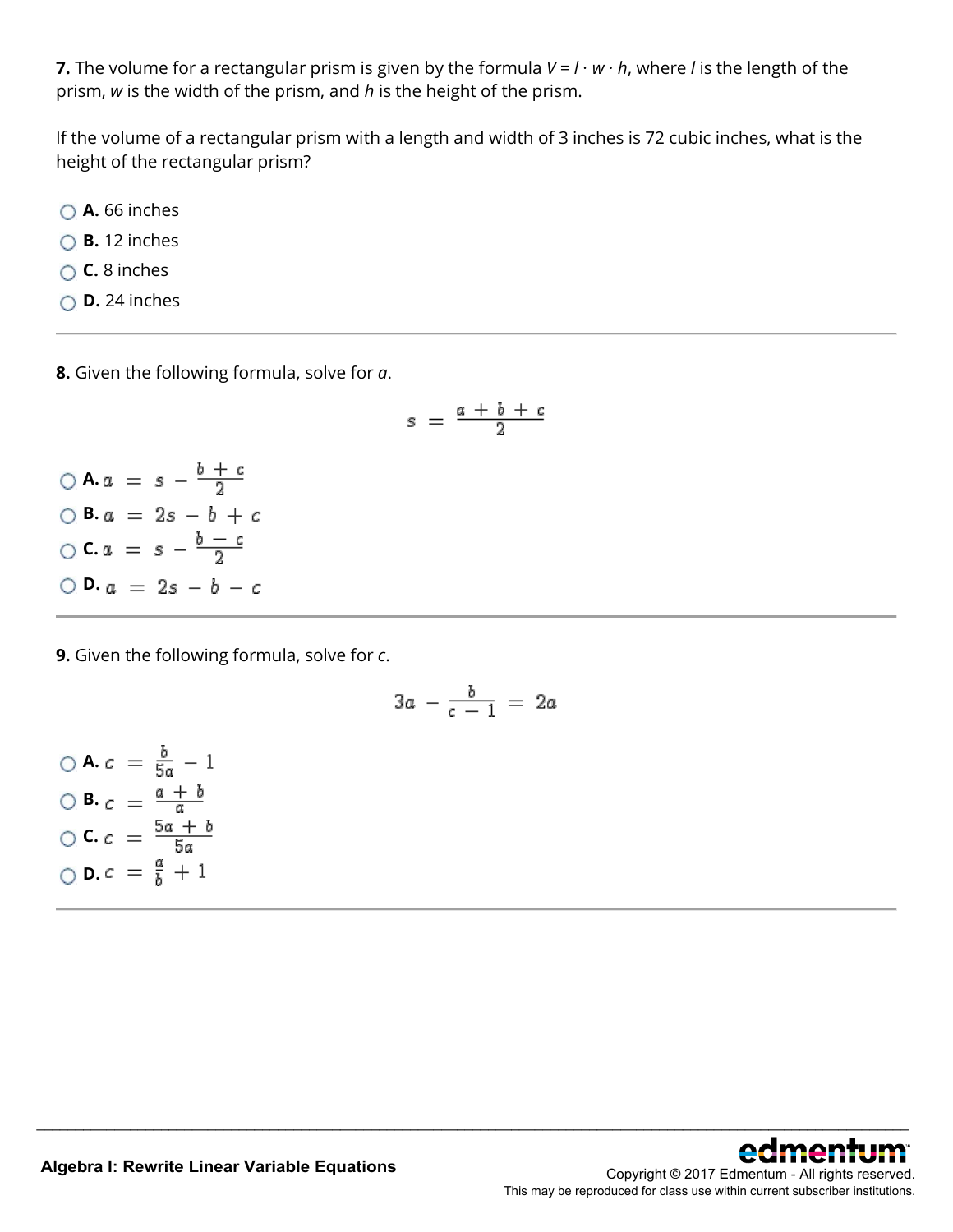**7.** The volume for a rectangular prism is given by the formula $V = l \cdot w \cdot h$, where $l$ is the length of the prism, $w$ is the width of the prism, and $h$ is the height of the prism.

If the volume of a rectangular prism with a length and width of 3 inches is 72 cubic inches, what is the height of the rectangular prism?

- **A.** 66 inches
- **B.** 12 inches
- **C.** 8 inches
- **D.** 24 inches

---

**8.** Given the following formula, solve for $a$.

$$s = \frac{a + b + c}{2}$$

- **A.** $a = s - \frac{b + c}{2}$
- **B.** $a = 2s - b + c$
- **C.** $a = s - \frac{b - c}{2}$
- **D.** $a = 2s - b - c$

---

**9.** Given the following formula, solve for $c$.

$$3a - \frac{b}{c - 1} = 2a$$

- **A.** $c = \frac{b}{5a} - 1$
- **B.** $c = \frac{a + b}{a}$
- **C.** $c = \frac{5a + b}{5a}$
- **D.** $c = \frac{a}{b} + 1$

---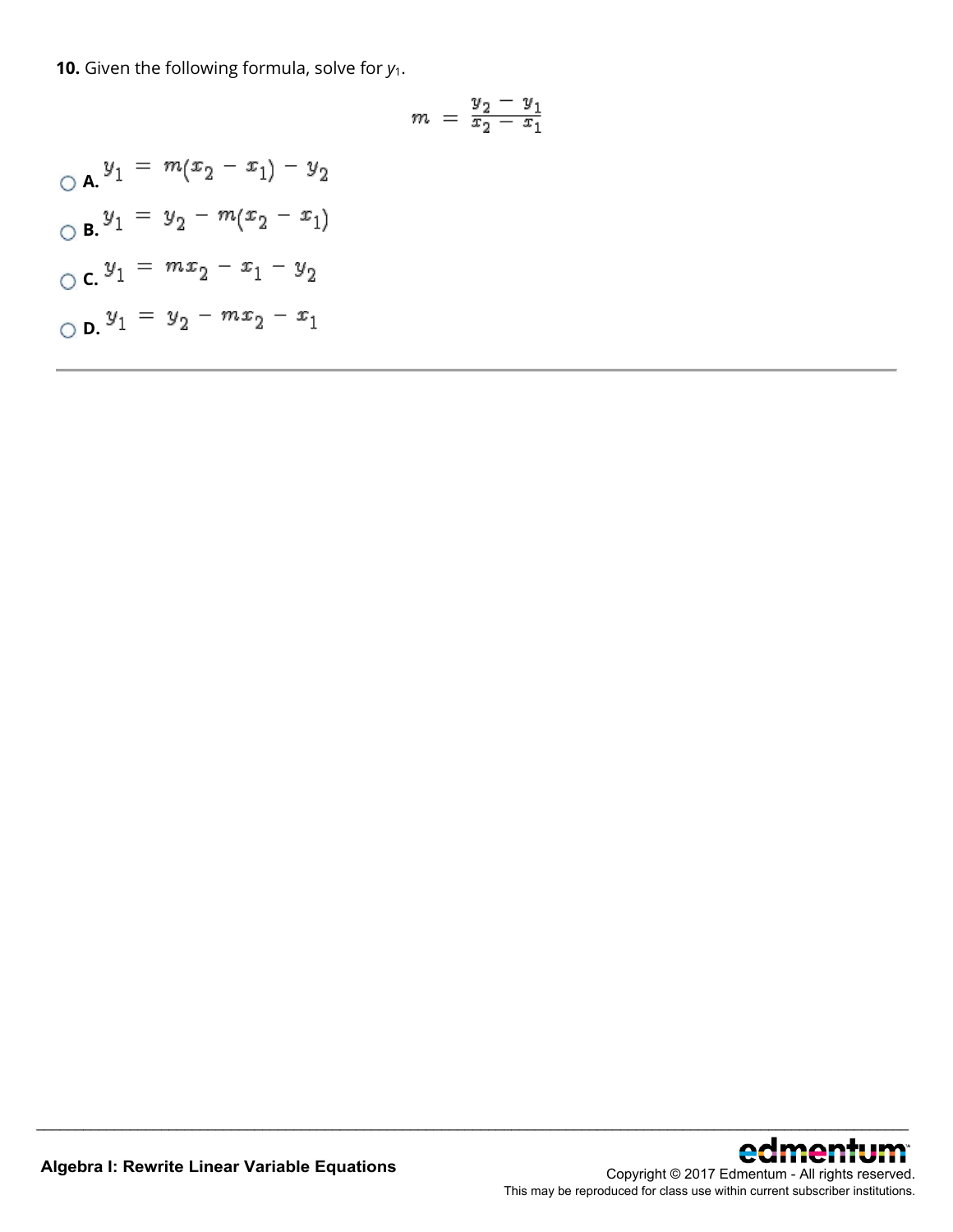**10.** Given the following formula, solve for $y_1$.

$$m = \frac{y_2 - y_1}{x_2 - x_1}$$

- **A.** $y_1 = m(x_2 - x_1) - y_2$
- **B.** $y_1 = y_2 - m(x_2 - x_1)$
- **C.** $y_1 = mx_2 - x_1 - y_2$
- **D.** $y_1 = y_2 - mx_2 - x_1$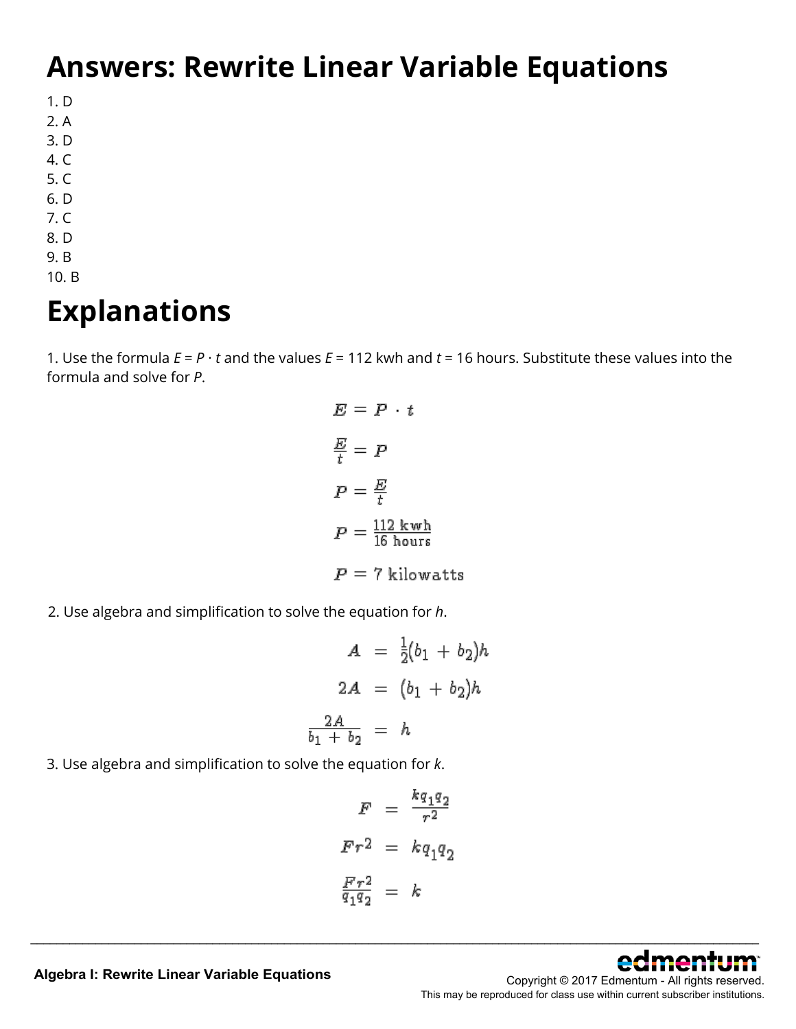# Answers: Rewrite Linear Variable Equations

1. D
2. A
3. D
4. C
5. C
6. D
7. C
8. D
9. B
10. B

# Explanations

1. Use the formula $E = P \cdot t$ and the values $E$ = 112 kwh and $t$ = 16 hours. Substitute these values into the formula and solve for $P$.

$$E = P \cdot t$$

$$\frac{E}{t} = P$$

$$P = \frac{E}{t}$$

$$P = \frac{112 \text{ kwh}}{16 \text{ hours}}$$

$$P = 7 \text{ kilowatts}$$

2. Use algebra and simplification to solve the equation for $h$.

$$A = \frac{1}{2}(b_1 + b_2)h$$

$$2A = (b_1 + b_2)h$$

$$\frac{2A}{b_1 + b_2} = h$$

3. Use algebra and simplification to solve the equation for $k$.

$$F = \frac{kq_1q_2}{r^2}$$

$$Fr^2 = kq_1q_2$$

$$\frac{Fr^2}{q_1q_2} = k$$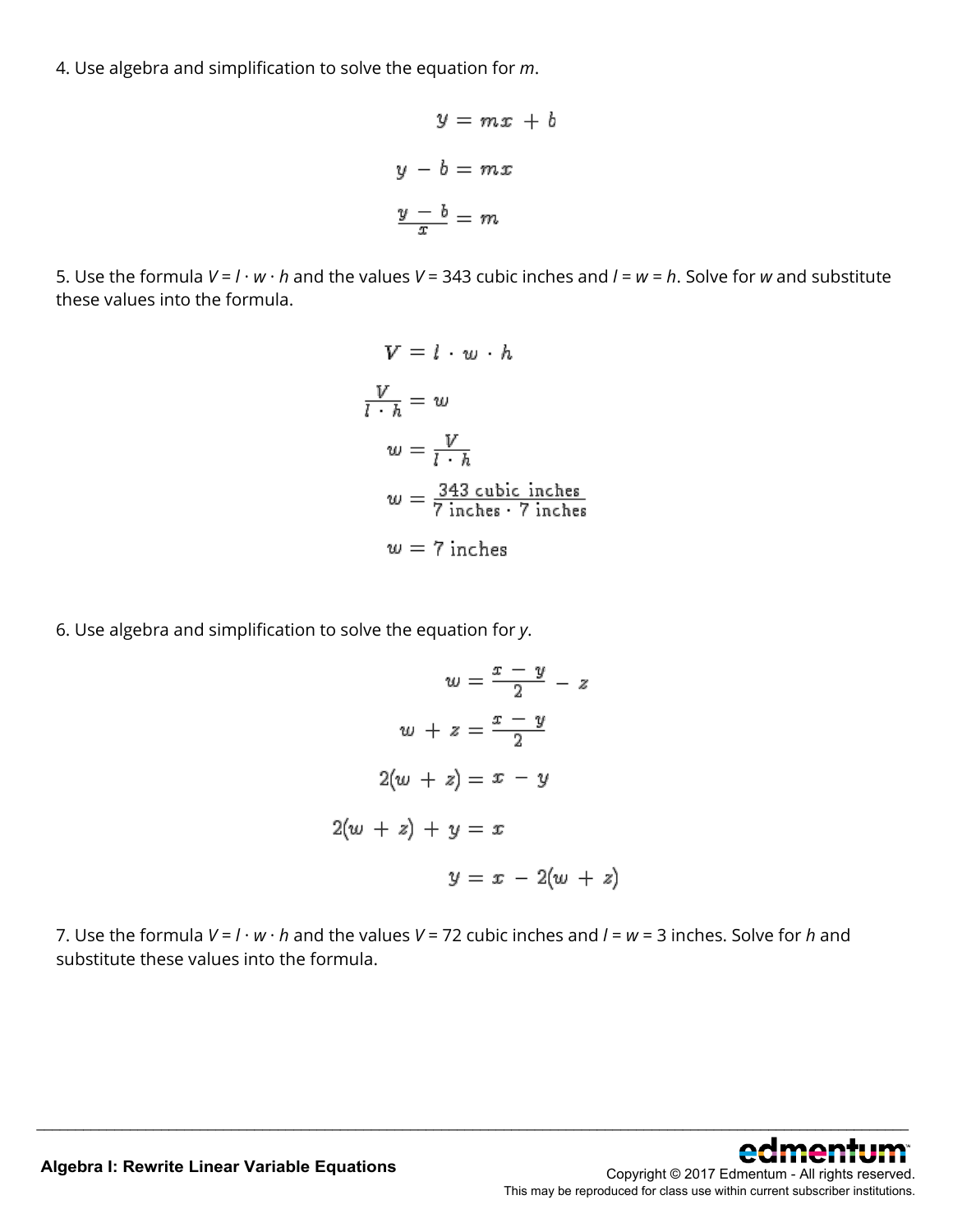4. Use algebra and simplification to solve the equation for *m*.

$$y = mx + b$$

$$y - b = mx$$

$$\frac{y - b}{x} = m$$

5. Use the formula $V = l \cdot w \cdot h$ and the values $V$ = 343 cubic inches and $l = w = h$. Solve for $w$ and substitute these values into the formula.

$$V = l \cdot w \cdot h$$

$$\frac{V}{l \cdot h} = w$$

$$w = \frac{V}{l \cdot h}$$

$$w = \frac{343 \text{ cubic inches}}{7 \text{ inches} \cdot 7 \text{ inches}}$$

$$w = 7 \text{ inches}$$

6. Use algebra and simplification to solve the equation for *y*.

$$w = \frac{x - y}{2} - z$$

$$w + z = \frac{x - y}{2}$$

$$2(w + z) = x - y$$

$$2(w + z) + y = x$$

$$y = x - 2(w + z)$$

7. Use the formula $V = l \cdot w \cdot h$ and the values $V$ = 72 cubic inches and $l = w$ = 3 inches. Solve for $h$ and substitute these values into the formula.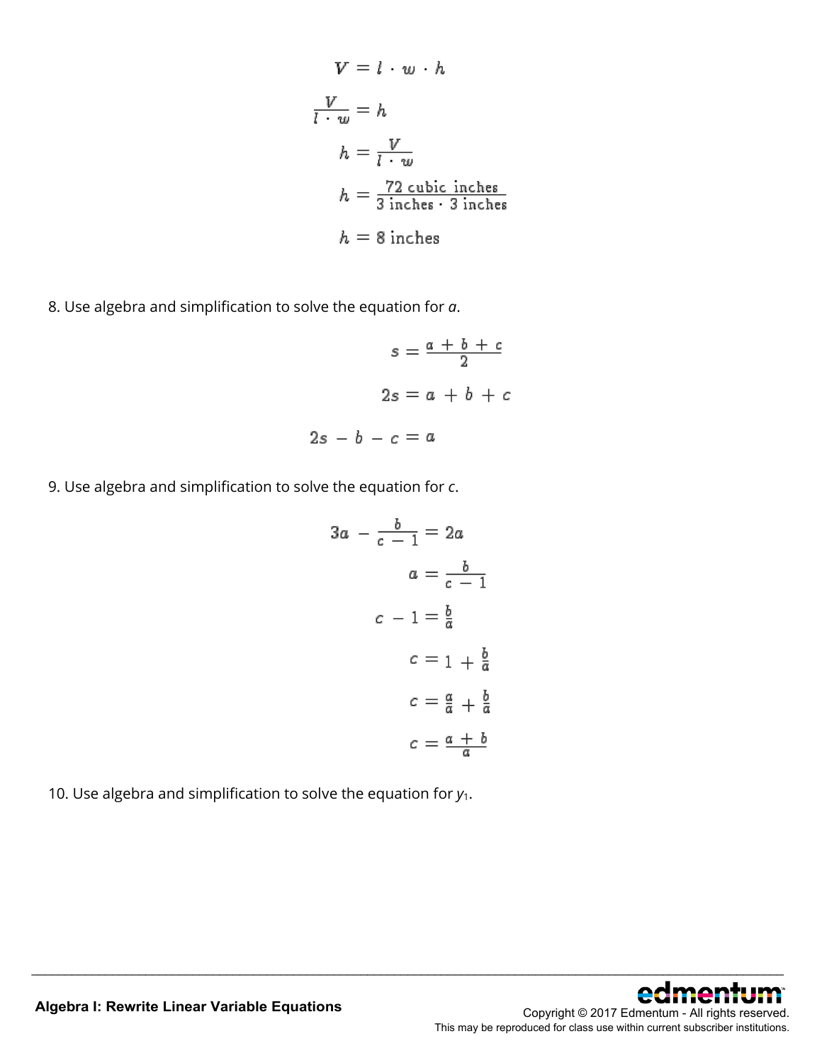$$V = l \cdot w \cdot h$$

$$\frac{V}{l \cdot w} = h$$

$$h = \frac{V}{l \cdot w}$$

$$h = \frac{72 \text{ cubic inches}}{3 \text{ inches} \cdot 3 \text{ inches}}$$

$$h = 8 \text{ inches}$$

8. Use algebra and simplification to solve the equation for *a*.

$$s = \frac{a + b + c}{2}$$

$$2s = a + b + c$$

$$2s - b - c = a$$

9. Use algebra and simplification to solve the equation for *c*.

$$3a - \frac{b}{c - 1} = 2a$$

$$a = \frac{b}{c - 1}$$

$$c - 1 = \frac{b}{a}$$

$$c = 1 + \frac{b}{a}$$

$$c = \frac{a}{a} + \frac{b}{a}$$

$$c = \frac{a + b}{a}$$

10. Use algebra and simplification to solve the equation for $y_1$.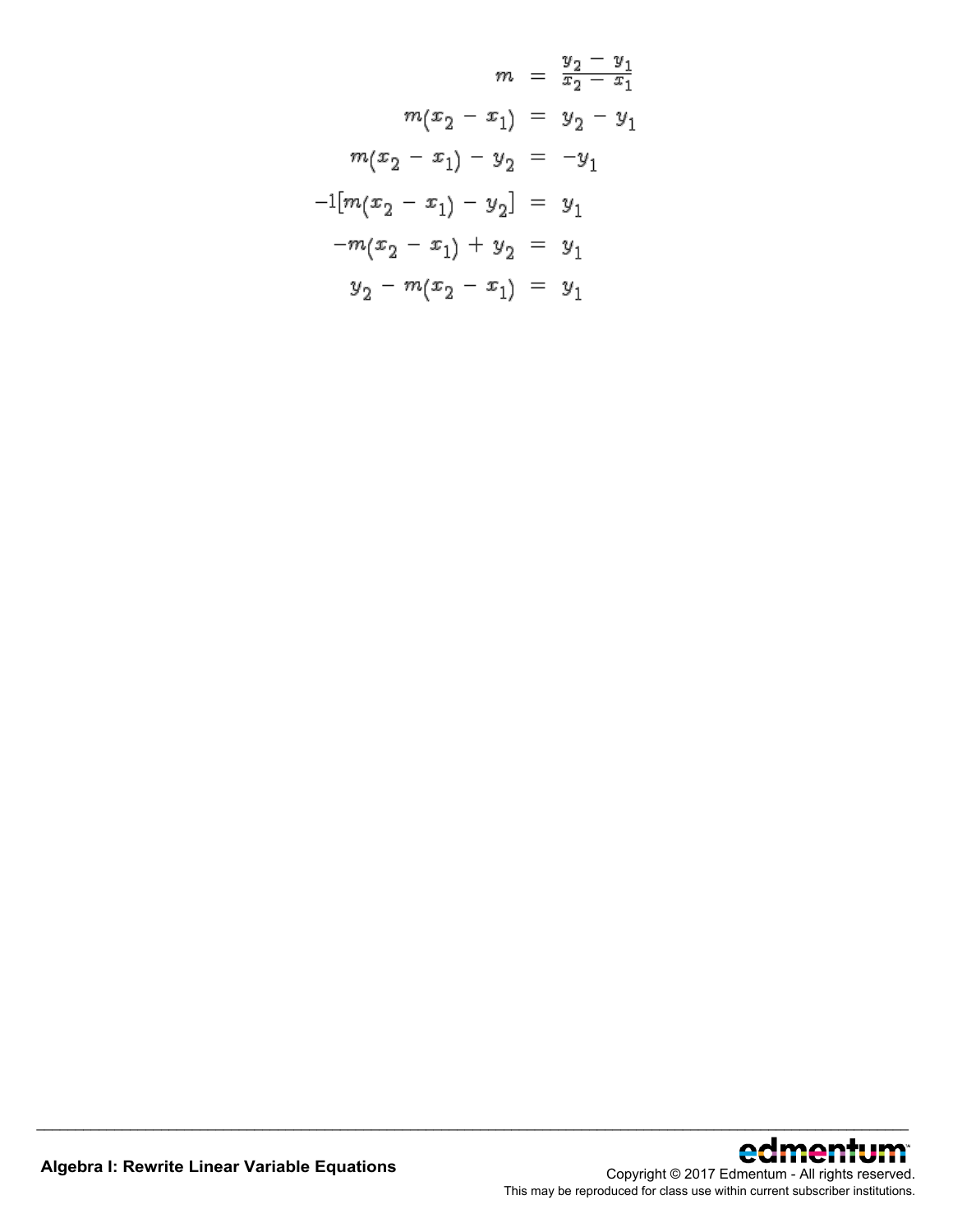$$
\begin{aligned}
m &= \frac{y_2 - y_1}{x_2 - x_1} \\
m(x_2 - x_1) &= y_2 - y_1 \\
m(x_2 - x_1) - y_2 &= -y_1 \\
-1[m(x_2 - x_1) - y_2] &= y_1 \\
-m(x_2 - x_1) + y_2 &= y_1 \\
y_2 - m(x_2 - x_1) &= y_1
\end{aligned}
$$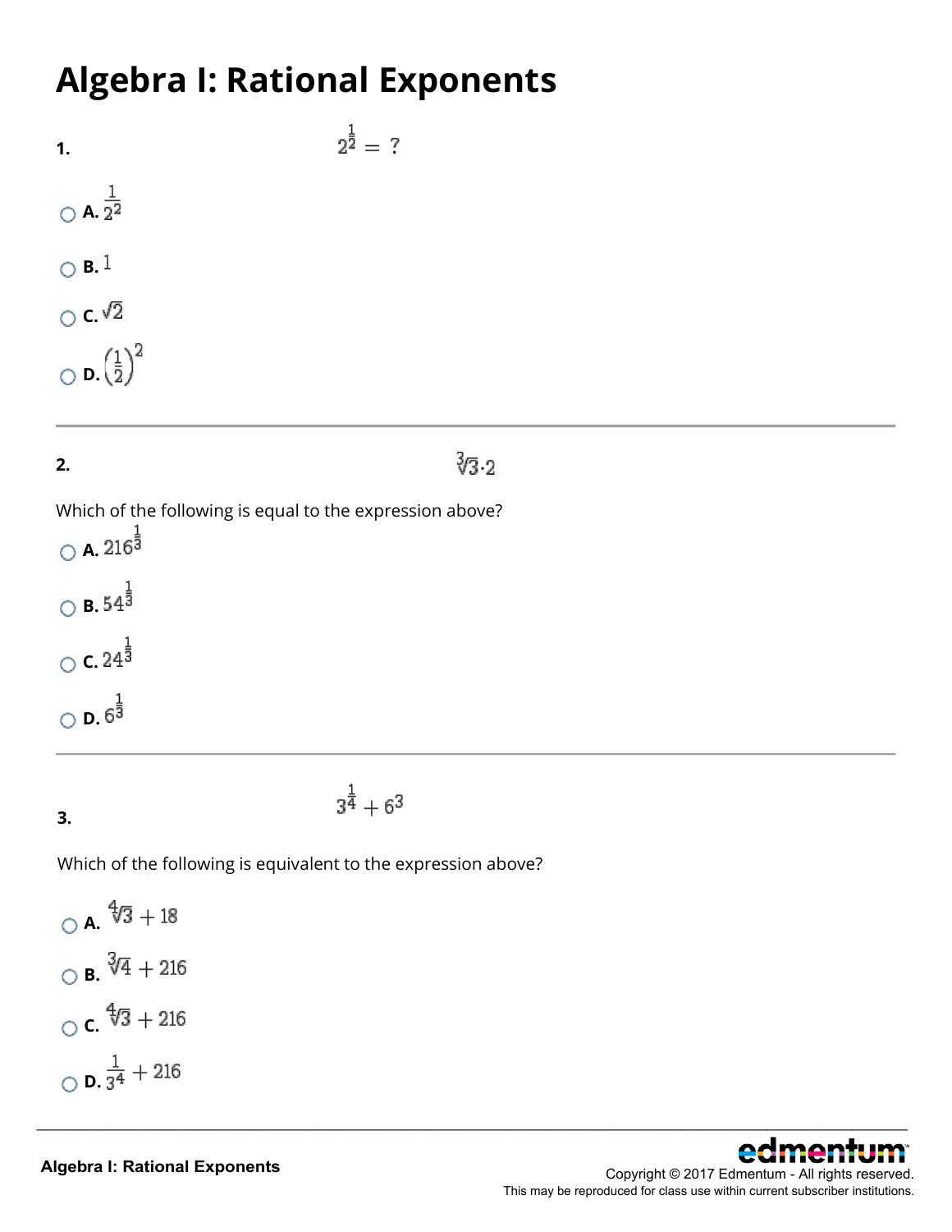# Algebra I: Rational Exponents

**1.** $2^{\frac{1}{2}} = ?$

- **A.** $\frac{1}{2^2}$
- **B.** $1$
- **C.** $\sqrt{2}$
- **D.** $\left(\frac{1}{2}\right)^2$

---

**2.** $\sqrt[3]{3} \cdot 2$

Which of the following is equal to the expression above?

- **A.** $216^{\frac{1}{3}}$
- **B.** $54^{\frac{1}{3}}$
- **C.** $24^{\frac{1}{3}}$
- **D.** $6^{\frac{1}{3}}$

---

**3.** $3^{\frac{1}{4}} + 6^3$

Which of the following is equivalent to the expression above?

- **A.** $\sqrt[4]{3} + 18$
- **B.** $\sqrt[3]{4} + 216$
- **C.** $\sqrt[4]{3} + 216$
- **D.** $\frac{1}{3^4} + 216$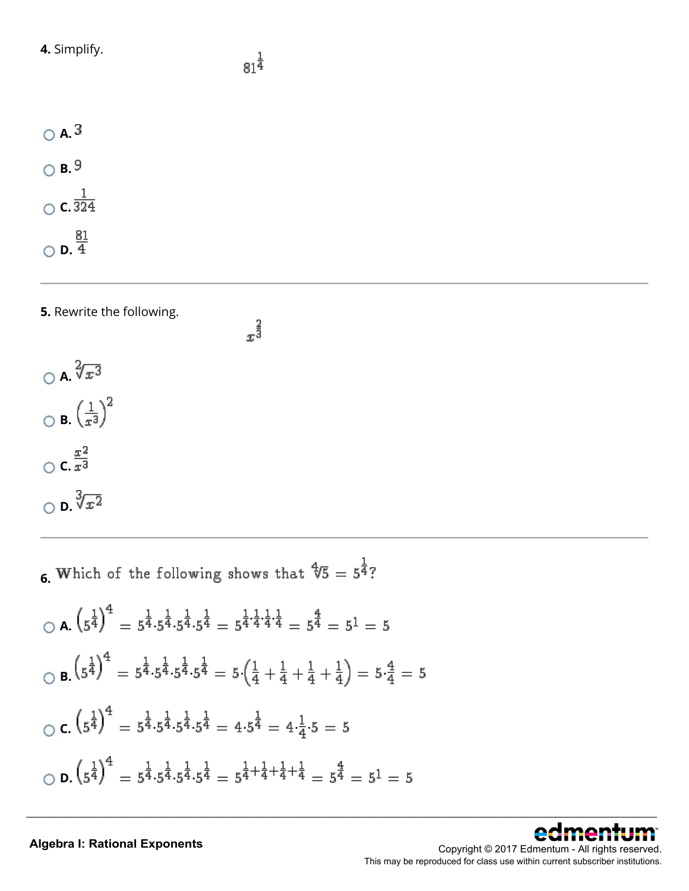**4.** Simplify.

$$81^{\frac{1}{4}}$$

- A. $3$
- B. $9$
- C. $\frac{1}{324}$
- D. $\frac{81}{4}$

---

**5.** Rewrite the following.

$$x^{\frac{2}{3}}$$

- A. $\sqrt[2]{x^3}$
- B. $\left(\frac{1}{x^3}\right)^2$
- C. $\frac{x^2}{x^3}$
- D. $\sqrt[3]{x^2}$

---

**6.** Which of the following shows that $\sqrt[4]{5} = 5^{\frac{1}{4}}$?

- A. $\left(5^{\frac{1}{4}}\right)^4 = 5^{\frac{1}{4}} \cdot 5^{\frac{1}{4}} \cdot 5^{\frac{1}{4}} \cdot 5^{\frac{1}{4}} = 5^{\frac{1}{4} \cdot \frac{1}{4} \cdot \frac{1}{4} \cdot \frac{1}{4}} = 5^{\frac{4}{4}} = 5^1 = 5$
- B. $\left(5^{\frac{1}{4}}\right)^4 = 5^{\frac{1}{4}} \cdot 5^{\frac{1}{4}} \cdot 5^{\frac{1}{4}} \cdot 5^{\frac{1}{4}} = 5 \cdot \left(\frac{1}{4} + \frac{1}{4} + \frac{1}{4} + \frac{1}{4}\right) = 5 \cdot \frac{4}{4} = 5$
- C. $\left(5^{\frac{1}{4}}\right)^4 = 5^{\frac{1}{4}} \cdot 5^{\frac{1}{4}} \cdot 5^{\frac{1}{4}} \cdot 5^{\frac{1}{4}} = 4 \cdot 5^{\frac{1}{4}} = 4 \cdot \frac{1}{4} \cdot 5 = 5$
- D. $\left(5^{\frac{1}{4}}\right)^4 = 5^{\frac{1}{4}} \cdot 5^{\frac{1}{4}} \cdot 5^{\frac{1}{4}} \cdot 5^{\frac{1}{4}} = 5^{\frac{1}{4}+\frac{1}{4}+\frac{1}{4}+\frac{1}{4}} = 5^{\frac{4}{4}} = 5^1 = 5$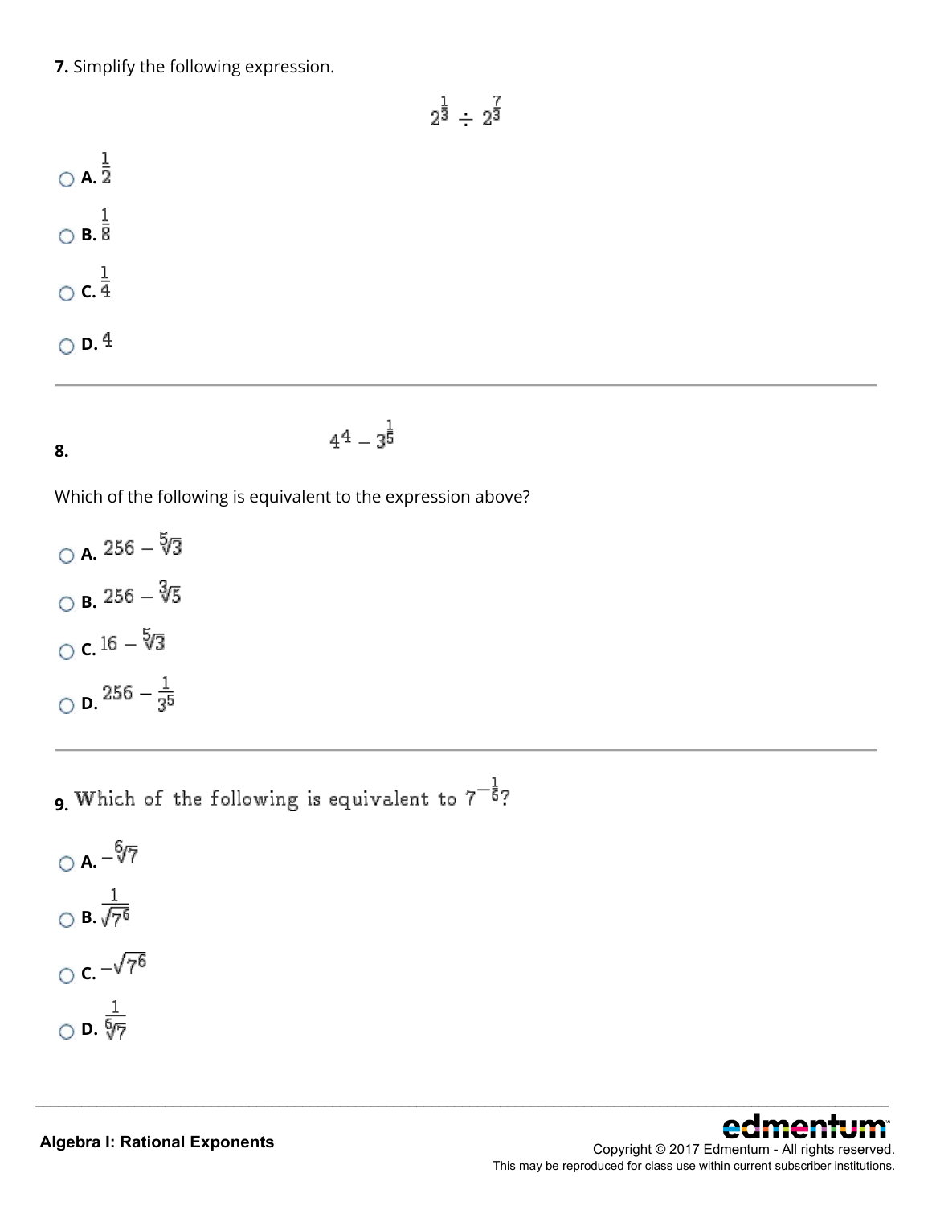**7.** Simplify the following expression.

$$2^{\frac{1}{3}} \div 2^{\frac{7}{3}}$$

- **A.** $\frac{1}{2}$
- **B.** $\frac{1}{8}$
- **C.** $\frac{1}{4}$
- **D.** $4$

---

**8.**

$$4^4 - 3^{\frac{1}{5}}$$

Which of the following is equivalent to the expression above?

- **A.** $256 - \sqrt[5]{3}$
- **B.** $256 - \sqrt[3]{5}$
- **C.** $16 - \sqrt[5]{3}$
- **D.** $256 - \frac{1}{3^5}$

---

**9.** Which of the following is equivalent to $7^{-\frac{1}{6}}$?

- **A.** $-\sqrt[6]{7}$
- **B.** $\frac{1}{\sqrt{7^6}}$
- **C.** $-\sqrt{7^6}$
- **D.** $\frac{1}{\sqrt[6]{7}}$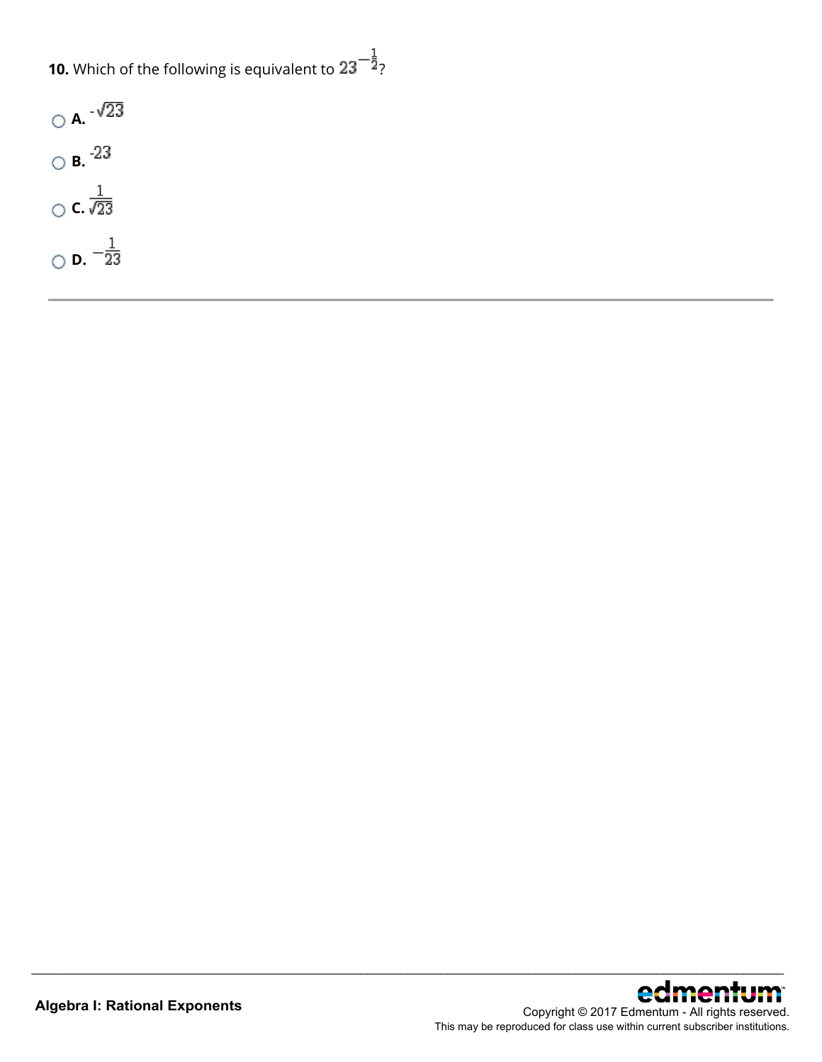**10.** Which of the following is equivalent to $23^{-\frac{1}{2}}$?

- **A.** $-\sqrt{23}$
- **B.** $-23$
- **C.** $\frac{1}{\sqrt{23}}$
- **D.** $-\frac{1}{23}$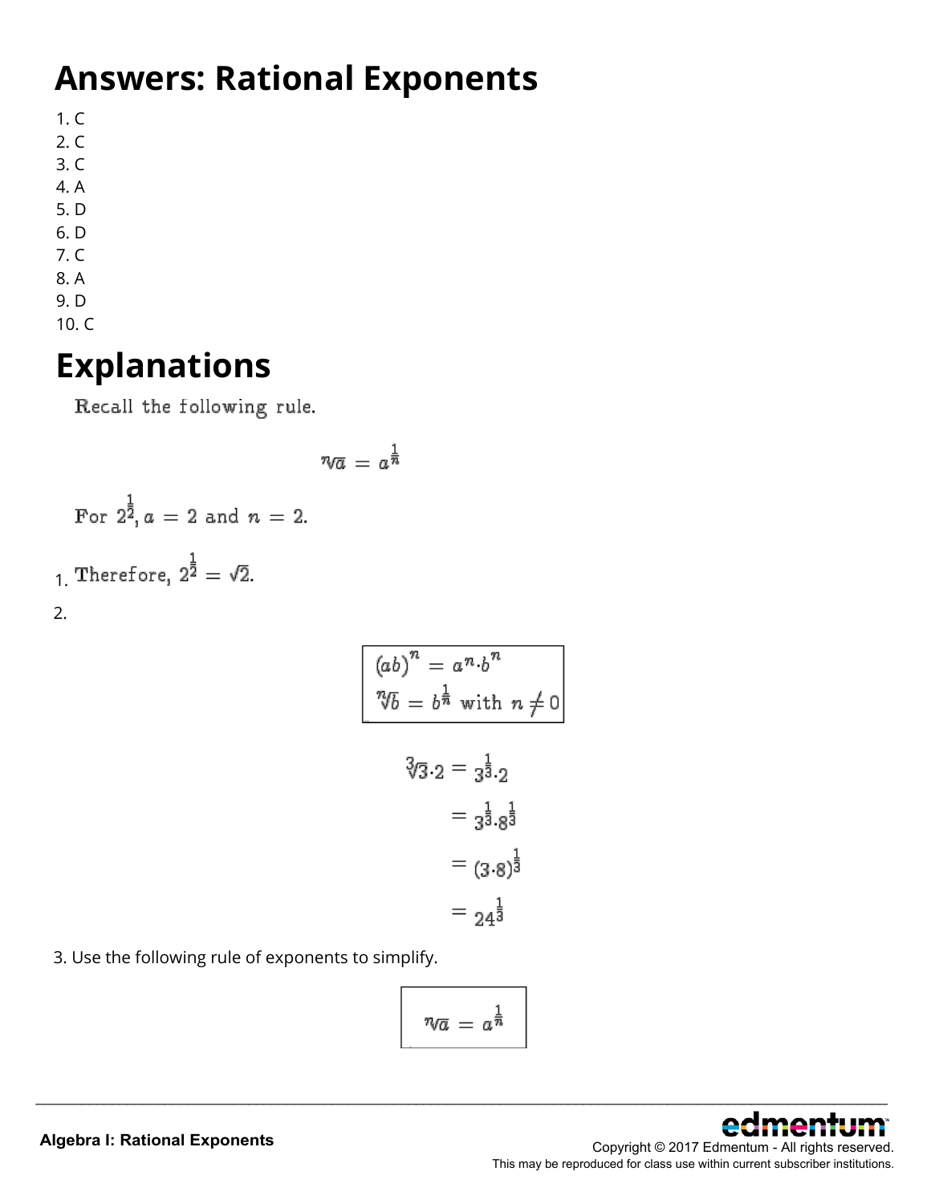# Answers: Rational Exponents

1. C
2. C
3. C
4. A
5. D
6. D
7. C
8. A
9. D
10. C

# Explanations

Recall the following rule.

$$\sqrt[n]{a} = a^{\frac{1}{n}}$$

For $2^{\frac{1}{2}}$, $a = 2$ and $n = 2$.

1. Therefore, $2^{\frac{1}{2}} = \sqrt{2}$.

2.

$$(ab)^n = a^n \cdot b^n$$
$$\sqrt[n]{b} = b^{\frac{1}{n}} \text{ with } n \neq 0$$

$$\begin{aligned} \sqrt[3]{3} \cdot 2 &= 3^{\frac{1}{3}} \cdot 2 \\ &= 3^{\frac{1}{3}} \cdot 8^{\frac{1}{3}} \\ &= (3 \cdot 8)^{\frac{1}{3}} \\ &= 24^{\frac{1}{3}} \end{aligned}$$

3. Use the following rule of exponents to simplify.

$$\sqrt[n]{a} = a^{\frac{1}{n}}$$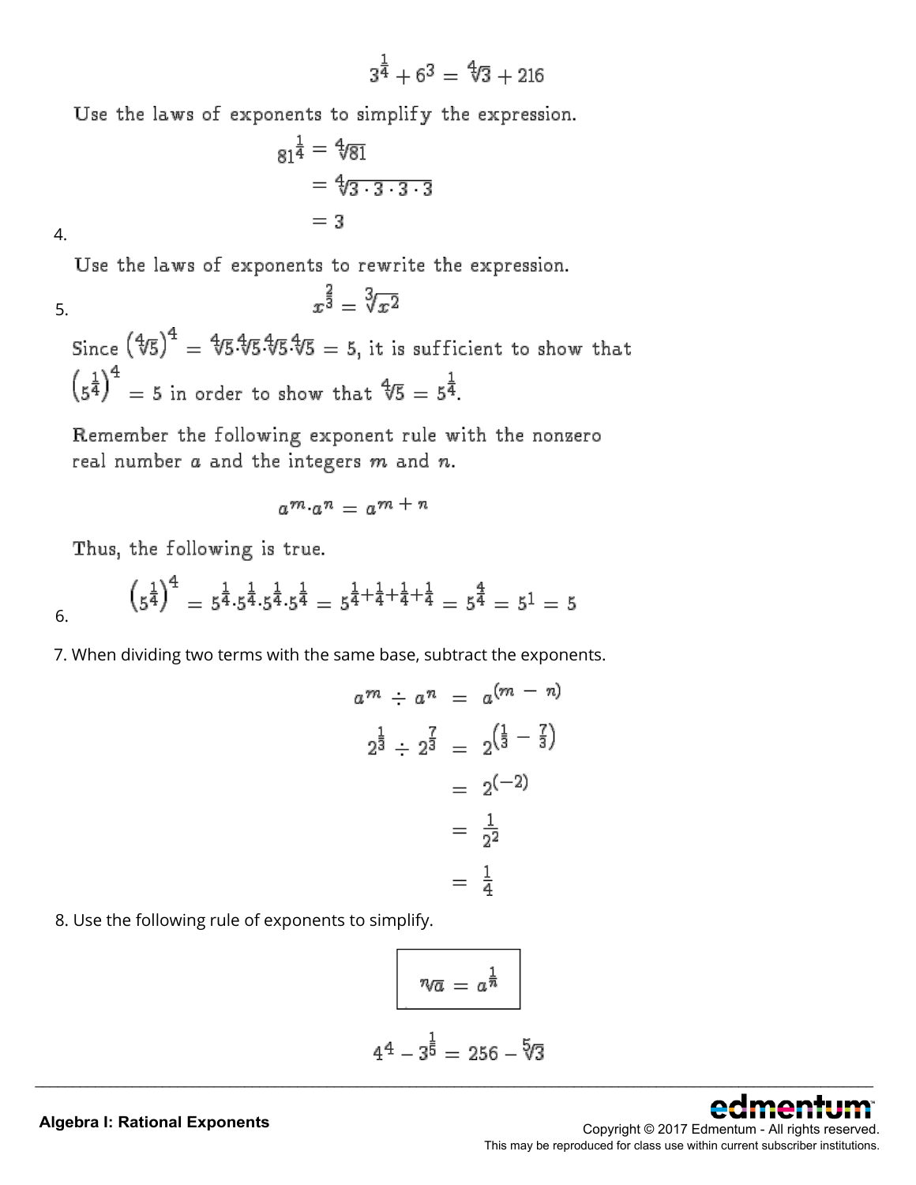$$3^{\frac{1}{4}} + 6^3 = \sqrt[4]{3} + 216$$

4. Use the laws of exponents to simplify the expression.

$$81^{\frac{1}{4}} = \sqrt[4]{81}$$
$$= \sqrt[4]{3 \cdot 3 \cdot 3 \cdot 3}$$
$$= 3$$

5. Use the laws of exponents to rewrite the expression.

$$x^{\frac{2}{3}} = \sqrt[3]{x^2}$$

6. Since $\left(\sqrt[4]{5}\right)^4 = \sqrt[4]{5} \cdot \sqrt[4]{5} \cdot \sqrt[4]{5} \cdot \sqrt[4]{5} = 5$, it is sufficient to show that $\left(5^{\frac{1}{4}}\right)^4 = 5$ in order to show that $\sqrt[4]{5} = 5^{\frac{1}{4}}$.

Remember the following exponent rule with the nonzero real number $a$ and the integers $m$ and $n$.

$$a^m \cdot a^n = a^{m+n}$$

Thus, the following is true.

$$\left(5^{\frac{1}{4}}\right)^4 = 5^{\frac{1}{4}} \cdot 5^{\frac{1}{4}} \cdot 5^{\frac{1}{4}} \cdot 5^{\frac{1}{4}} = 5^{\frac{1}{4}+\frac{1}{4}+\frac{1}{4}+\frac{1}{4}} = 5^{\frac{4}{4}} = 5^1 = 5$$

7. When dividing two terms with the same base, subtract the exponents.

$$a^m \div a^n = a^{(m-n)}$$
$$2^{\frac{1}{3}} \div 2^{\frac{7}{3}} = 2^{\left(\frac{1}{3} - \frac{7}{3}\right)}$$
$$= 2^{(-2)}$$
$$= \frac{1}{2^2}$$
$$= \frac{1}{4}$$

8. Use the following rule of exponents to simplify.

$$\sqrt[n]{a} = a^{\frac{1}{n}}$$

$$4^4 - 3^{\frac{1}{5}} = 256 - \sqrt[5]{3}$$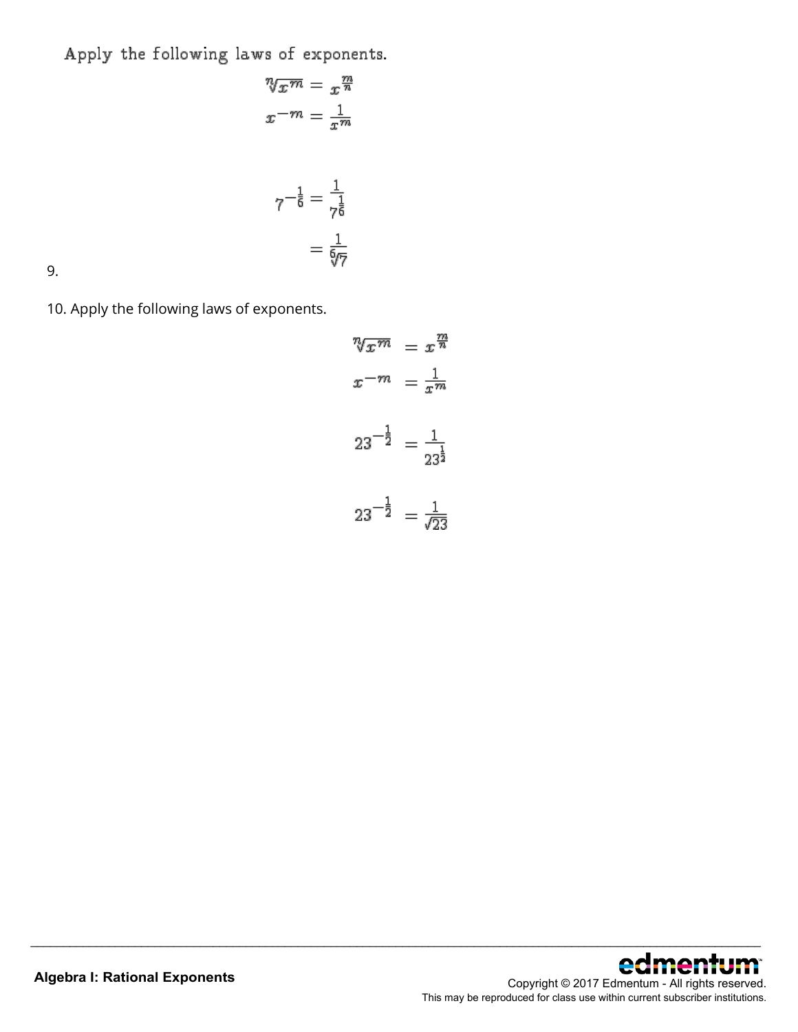Apply the following laws of exponents.

$$\sqrt[n]{x^m} = x^{\frac{m}{n}}$$

$$x^{-m} = \frac{1}{x^m}$$

$$7^{-\frac{1}{6}} = \frac{1}{7^{\frac{1}{6}}}$$

$$= \frac{1}{\sqrt[6]{7}}$$

9.

10. Apply the following laws of exponents.

$$\sqrt[n]{x^m} = x^{\frac{m}{n}}$$

$$x^{-m} = \frac{1}{x^m}$$

$$23^{-\frac{1}{2}} = \frac{1}{23^{\frac{1}{2}}}$$

$$23^{-\frac{1}{2}} = \frac{1}{\sqrt{23}}$$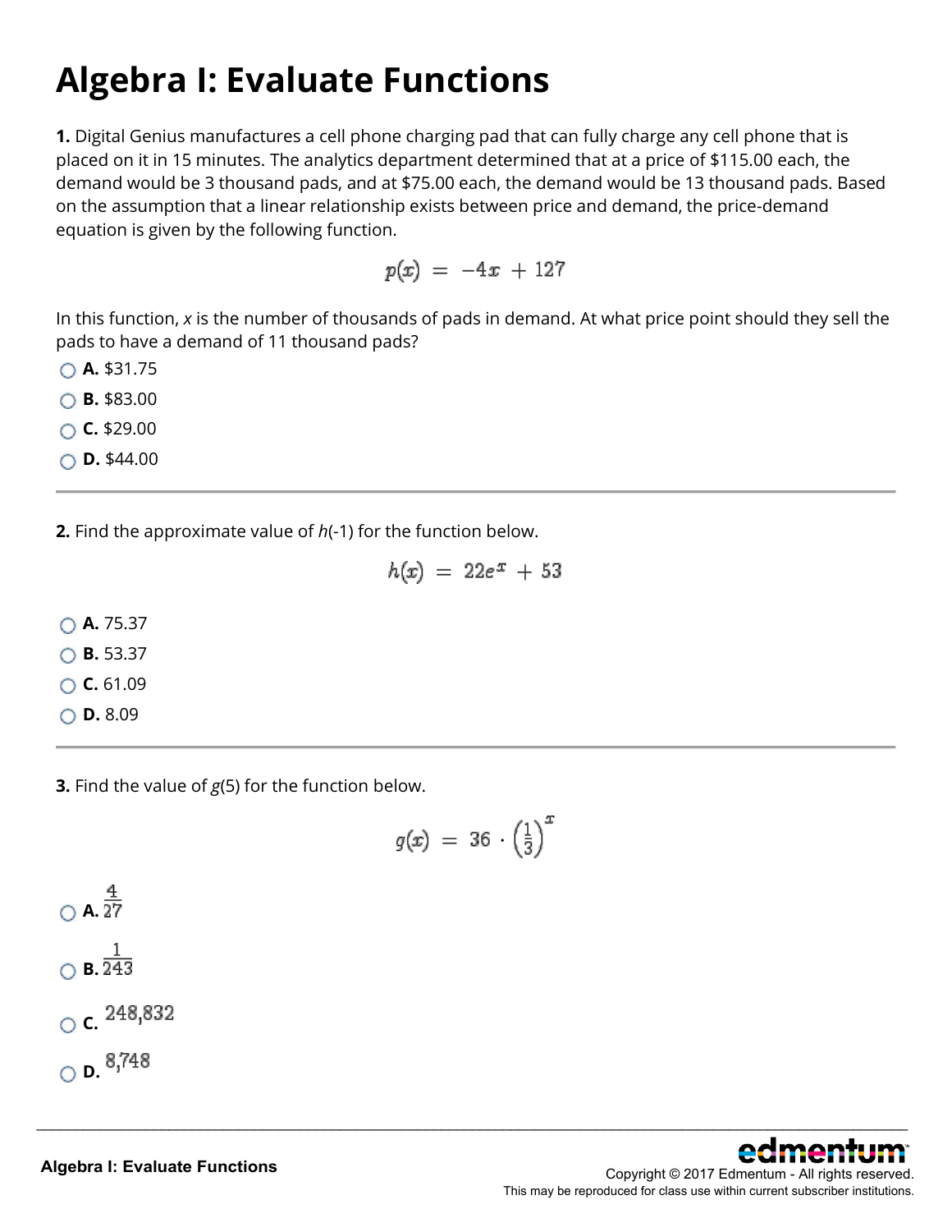# Algebra I: Evaluate Functions

**1.** Digital Genius manufactures a cell phone charging pad that can fully charge any cell phone that is placed on it in 15 minutes. The analytics department determined that at a price of $115.00 each, the demand would be 3 thousand pads, and at $75.00 each, the demand would be 13 thousand pads. Based on the assumption that a linear relationship exists between price and demand, the price-demand equation is given by the following function.

$$p(x) = -4x + 127$$

In this function, *x* is the number of thousands of pads in demand. At what price point should they sell the pads to have a demand of 11 thousand pads?

- **A.** $31.75
- **B.** $83.00
- **C.** $29.00
- **D.** $44.00

---

**2.** Find the approximate value of *h*(-1) for the function below.

$$h(x) = 22e^{x} + 53$$

- **A.** 75.37
- **B.** 53.37
- **C.** 61.09
- **D.** 8.09

---

**3.** Find the value of *g*(5) for the function below.

$$g(x) = 36 \cdot \left(\frac{1}{3}\right)^{x}$$

- **A.** $\frac{4}{27}$
- **B.** $\frac{1}{243}$
- **C.** 248,832
- **D.** 8,748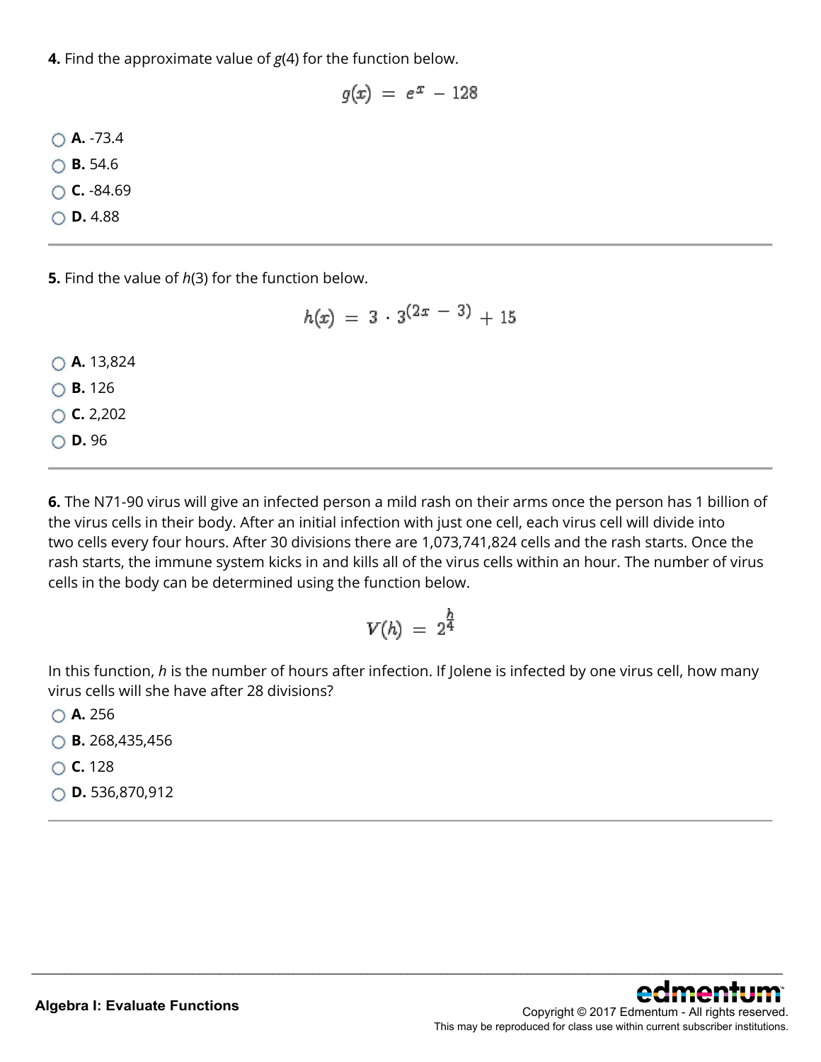**4.** Find the approximate value of $g(4)$ for the function below.

$$g(x) = e^{x} - 128$$

- **A.** -73.4
- **B.** 54.6
- **C.** -84.69
- **D.** 4.88

---

**5.** Find the value of $h(3)$ for the function below.

$$h(x) = 3 \cdot 3^{(2x - 3)} + 15$$

- **A.** 13,824
- **B.** 126
- **C.** 2,202
- **D.** 96

---

**6.** The N71-90 virus will give an infected person a mild rash on their arms once the person has 1 billion of the virus cells in their body. After an initial infection with just one cell, each virus cell will divide into two cells every four hours. After 30 divisions there are 1,073,741,824 cells and the rash starts. Once the rash starts, the immune system kicks in and kills all of the virus cells within an hour. The number of virus cells in the body can be determined using the function below.

$$V(h) = 2^{\frac{h}{4}}$$

In this function, $h$ is the number of hours after infection. If Jolene is infected by one virus cell, how many virus cells will she have after 28 divisions?

- **A.** 256
- **B.** 268,435,456
- **C.** 128
- **D.** 536,870,912

---

**Algebra I: Evaluate Functions**

Copyright © 2017 Edmentum - All rights reserved.
This may be reproduced for class use within current subscriber institutions.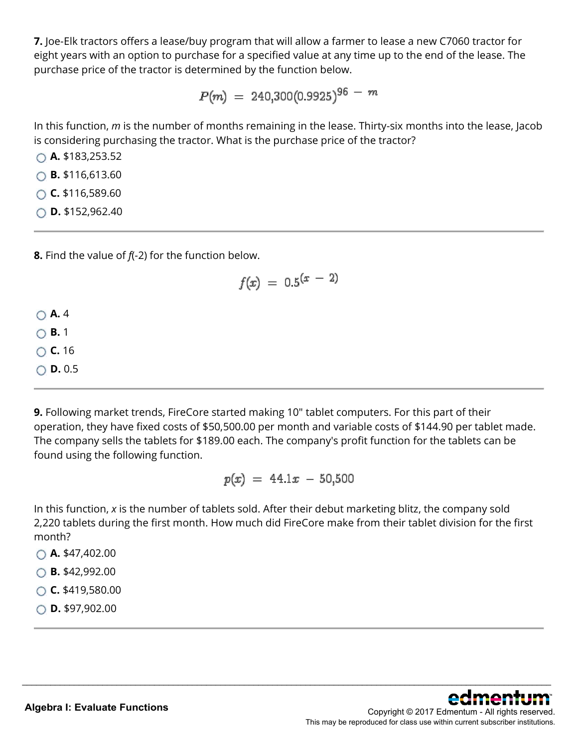**7.** Joe-Elk tractors offers a lease/buy program that will allow a farmer to lease a new C7060 tractor for eight years with an option to purchase for a specified value at any time up to the end of the lease. The purchase price of the tractor is determined by the function below.

$$P(m) = 240{,}300(0.9925)^{96 - m}$$

In this function, *m* is the number of months remaining in the lease. Thirty-six months into the lease, Jacob is considering purchasing the tractor. What is the purchase price of the tractor?

- **A.** $183,253.52
- **B.** $116,613.60
- **C.** $116,589.60
- **D.** $152,962.40

---

**8.** Find the value of *f*(-2) for the function below.

$$f(x) = 0.5^{(x - 2)}$$

- **A.** 4
- **B.** 1
- **C.** 16
- **D.** 0.5

---

**9.** Following market trends, FireCore started making 10" tablet computers. For this part of their operation, they have fixed costs of $50,500.00 per month and variable costs of $144.90 per tablet made. The company sells the tablets for $189.00 each. The company's profit function for the tablets can be found using the following function.

$$p(x) = 44.1x - 50{,}500$$

In this function, *x* is the number of tablets sold. After their debut marketing blitz, the company sold 2,220 tablets during the first month. How much did FireCore make from their tablet division for the first month?

- **A.** $47,402.00
- **B.** $42,992.00
- **C.** $419,580.00
- **D.** $97,902.00

---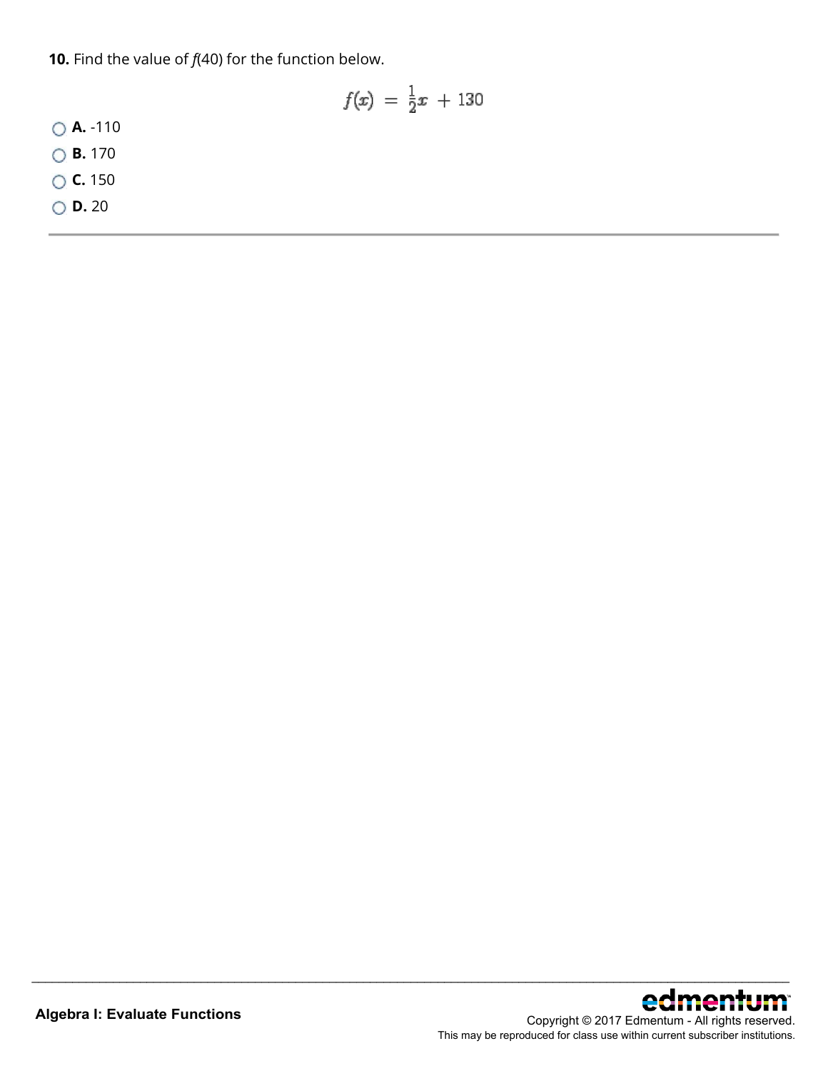**10.** Find the value of *f*(40) for the function below.

$$f(x) = \frac{1}{2}x + 130$$

- **A.** -110
- **B.** 170
- **C.** 150
- **D.** 20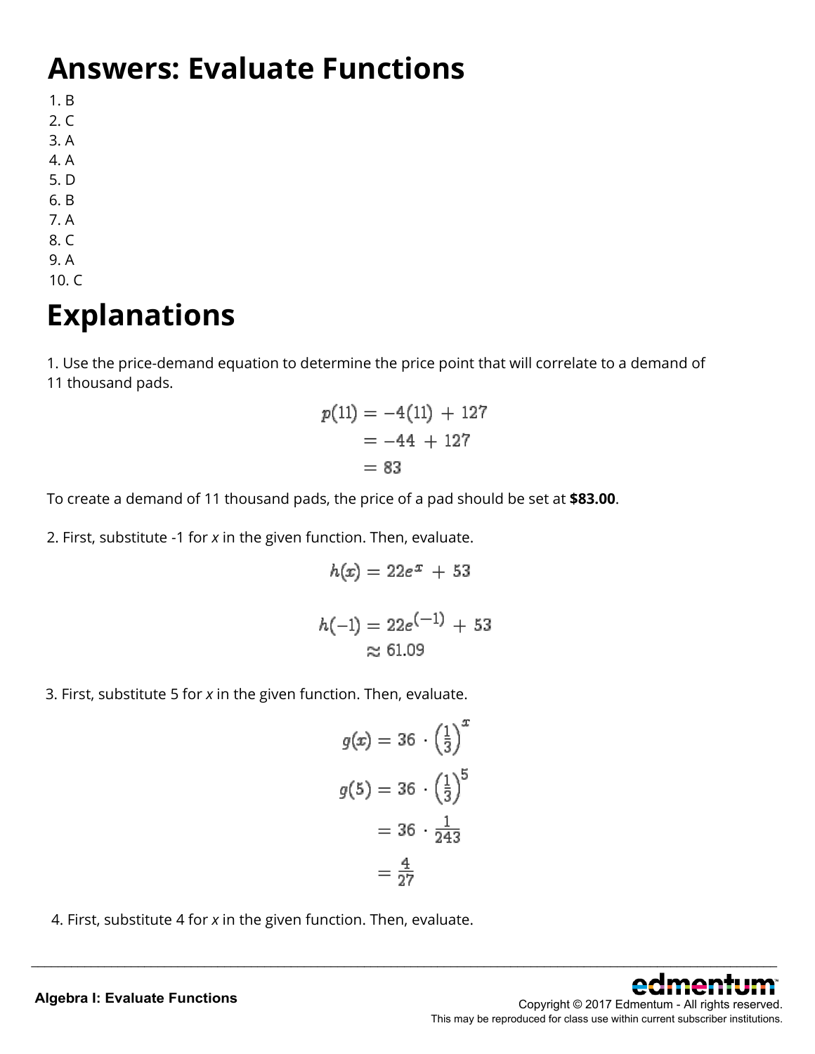# Answers: Evaluate Functions

1. B
2. C
3. A
4. A
5. D
6. B
7. A
8. C
9. A
10. C

# Explanations

1. Use the price-demand equation to determine the price point that will correlate to a demand of 11 thousand pads.

$$\begin{aligned} p(11) &= -4(11) + 127 \\ &= -44 + 127 \\ &= 83 \end{aligned}$$

To create a demand of 11 thousand pads, the price of a pad should be set at **$83.00**.

2. First, substitute -1 for *x* in the given function. Then, evaluate.

$$h(x) = 22e^{x} + 53$$

$$\begin{aligned} h(-1) &= 22e^{(-1)} + 53 \\ &\approx 61.09 \end{aligned}$$

3. First, substitute 5 for *x* in the given function. Then, evaluate.

$$g(x) = 36 \cdot \left(\frac{1}{3}\right)^{x}$$

$$\begin{aligned} g(5) &= 36 \cdot \left(\frac{1}{3}\right)^{5} \\ &= 36 \cdot \frac{1}{243} \\ &= \frac{4}{27} \end{aligned}$$

4. First, substitute 4 for *x* in the given function. Then, evaluate.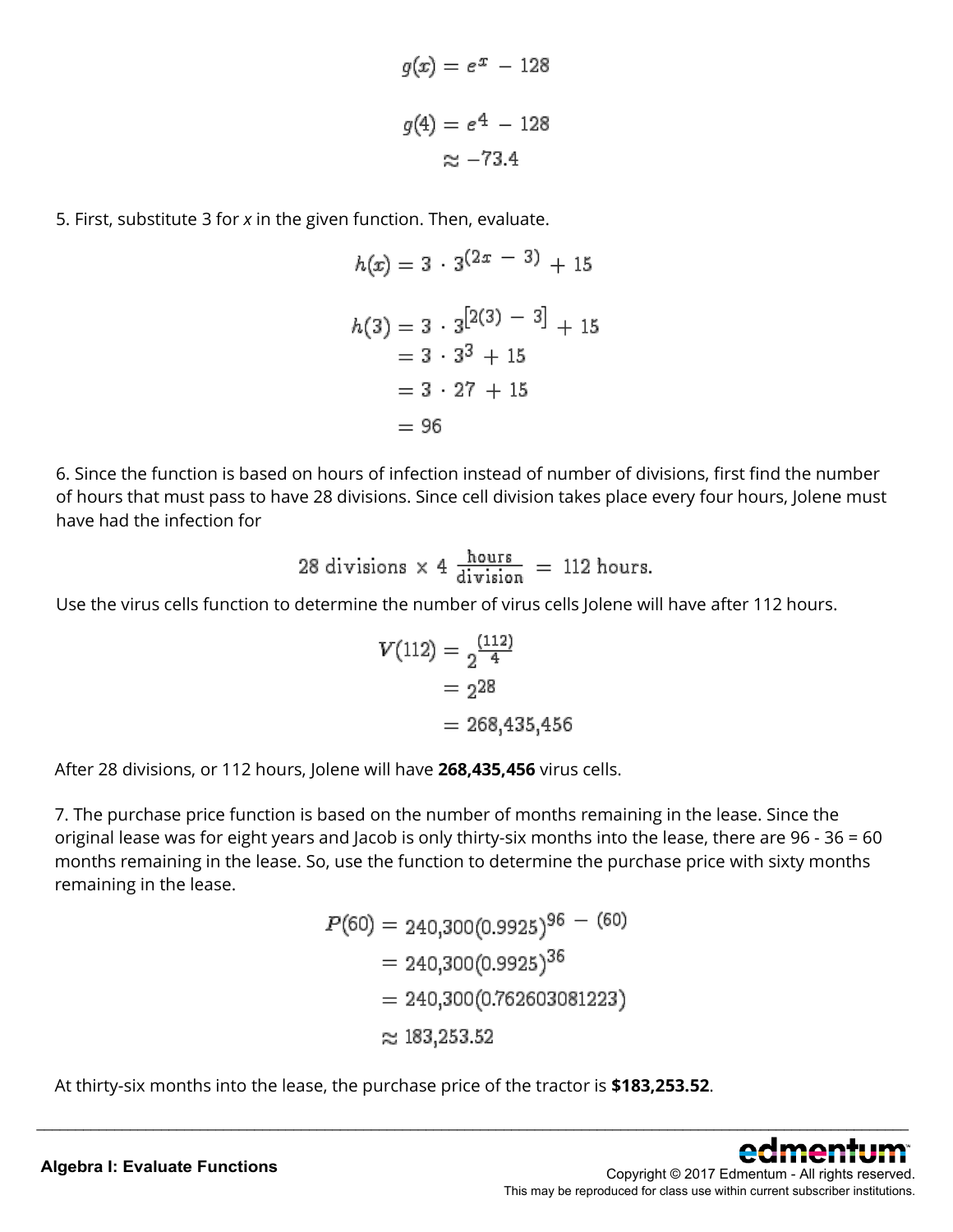$$g(x) = e^x - 128$$

$$g(4) = e^4 - 128$$
$$\approx -73.4$$

5. First, substitute 3 for *x* in the given function. Then, evaluate.

$$h(x) = 3 \cdot 3^{(2x - 3)} + 15$$

$$\begin{aligned} h(3) &= 3 \cdot 3^{[2(3) - 3]} + 15 \\ &= 3 \cdot 3^3 + 15 \\ &= 3 \cdot 27 + 15 \\ &= 96 \end{aligned}$$

6. Since the function is based on hours of infection instead of number of divisions, first find the number of hours that must pass to have 28 divisions. Since cell division takes place every four hours, Jolene must have had the infection for

$$28 \text{ divisions} \times 4 \frac{\text{hours}}{\text{division}} = 112 \text{ hours.}$$

Use the virus cells function to determine the number of virus cells Jolene will have after 112 hours.

$$\begin{aligned} V(112) &= 2^{\frac{(112)}{4}} \\ &= 2^{28} \\ &= 268{,}435{,}456 \end{aligned}$$

After 28 divisions, or 112 hours, Jolene will have **268,435,456** virus cells.

7. The purchase price function is based on the number of months remaining in the lease. Since the original lease was for eight years and Jacob is only thirty-six months into the lease, there are 96 - 36 = 60 months remaining in the lease. So, use the function to determine the purchase price with sixty months remaining in the lease.

$$\begin{aligned} P(60) &= 240{,}300(0.9925)^{96 - (60)} \\ &= 240{,}300(0.9925)^{36} \\ &= 240{,}300(0.762603081223) \\ &\approx 183{,}253.52 \end{aligned}$$

At thirty-six months into the lease, the purchase price of the tractor is **$183,253.52**.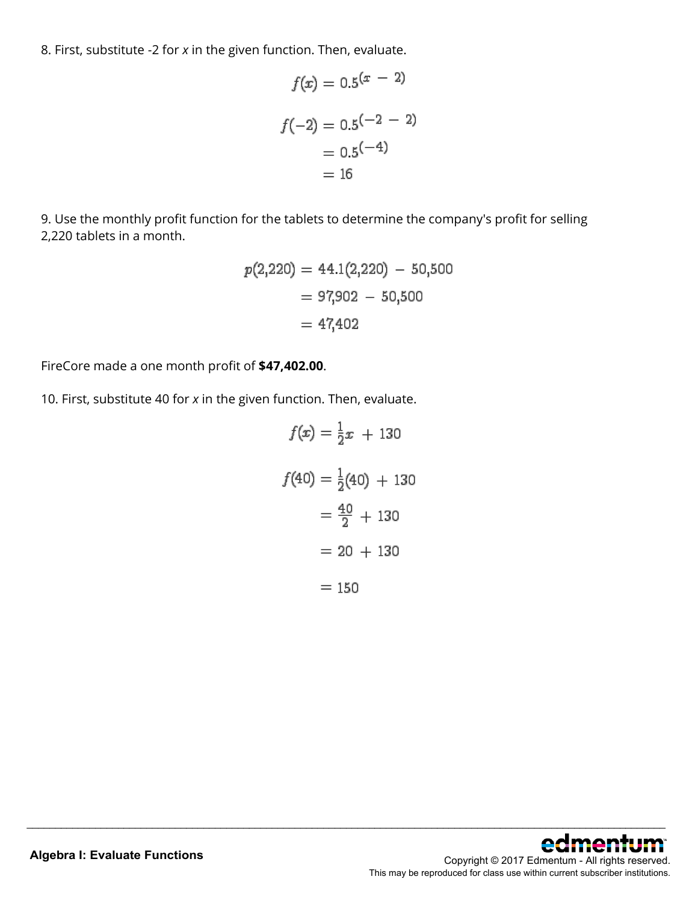8. First, substitute -2 for *x* in the given function. Then, evaluate.

$$f(x) = 0.5^{(x - 2)}$$

$$\begin{aligned} f(-2) &= 0.5^{(-2 - 2)} \\ &= 0.5^{(-4)} \\ &= 16 \end{aligned}$$

9. Use the monthly profit function for the tablets to determine the company's profit for selling 2,220 tablets in a month.

$$\begin{aligned} p(2{,}220) &= 44.1(2{,}220) - 50{,}500 \\ &= 97{,}902 - 50{,}500 \\ &= 47{,}402 \end{aligned}$$

FireCore made a one month profit of **$47,402.00**.

10. First, substitute 40 for *x* in the given function. Then, evaluate.

$$f(x) = \frac{1}{2}x + 130$$

$$\begin{aligned} f(40) &= \frac{1}{2}(40) + 130 \\ &= \frac{40}{2} + 130 \\ &= 20 + 130 \\ &= 150 \end{aligned}$$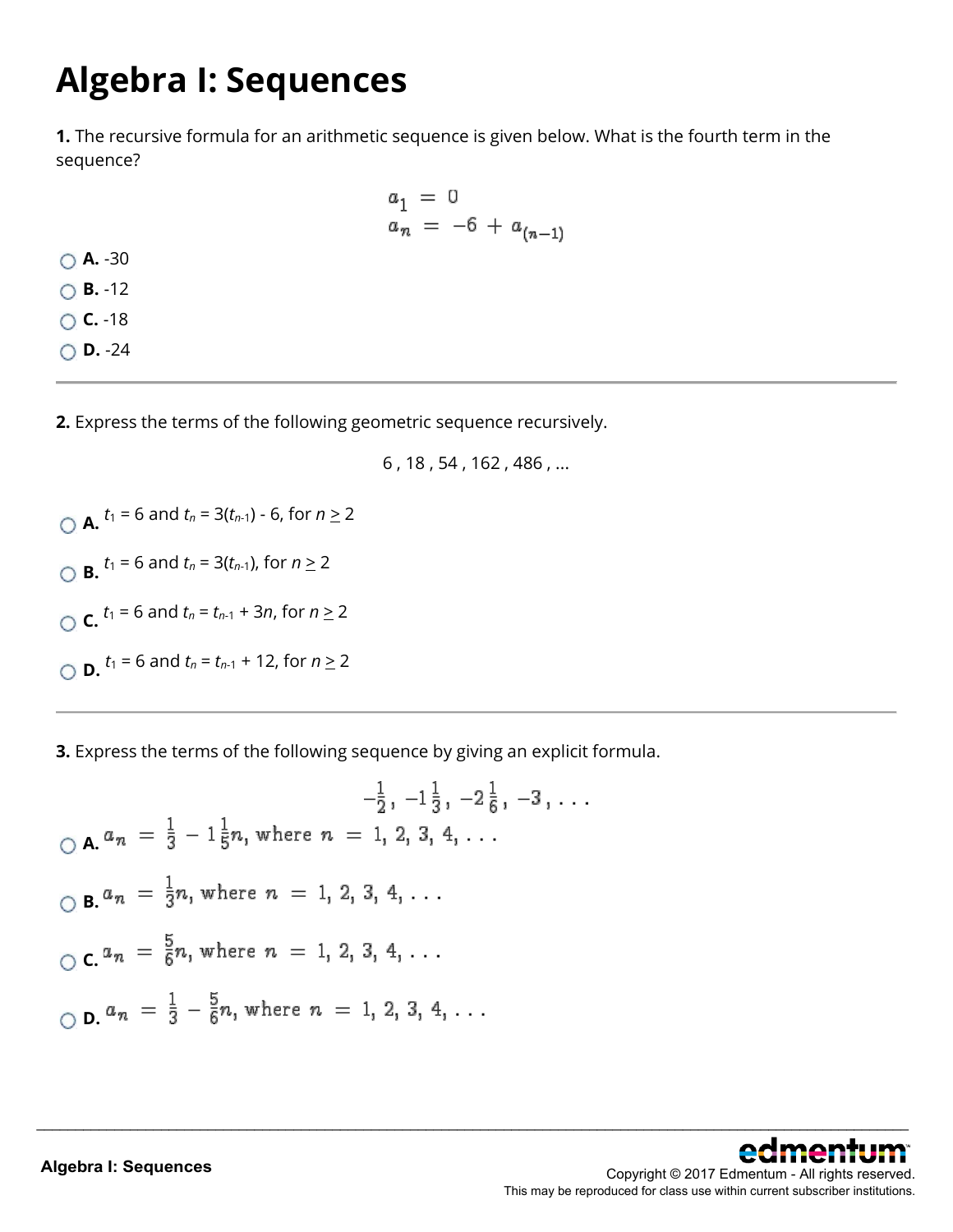# Algebra I: Sequences

**1.** The recursive formula for an arithmetic sequence is given below. What is the fourth term in the sequence?

$$a_1 = 0$$
$$a_n = -6 + a_{(n-1)}$$

- **A.** -30
- **B.** -12
- **C.** -18
- **D.** -24

---

**2.** Express the terms of the following geometric sequence recursively.

6 , 18 , 54 , 162 , 486 , ...

- **A.** $t_1 = 6$ and $t_n = 3(t_{n-1}) - 6$, for $n \geq 2$
- **B.** $t_1 = 6$ and $t_n = 3(t_{n-1})$, for $n \geq 2$
- **C.** $t_1 = 6$ and $t_n = t_{n-1} + 3n$, for $n \geq 2$
- **D.** $t_1 = 6$ and $t_n = t_{n-1} + 12$, for $n \geq 2$

---

**3.** Express the terms of the following sequence by giving an explicit formula.

$$-\frac{1}{2},\ -1\frac{1}{3},\ -2\frac{1}{6},\ -3,\ ...$$

- **A.** $a_n = \frac{1}{3} - 1\frac{1}{5}n$, where $n = 1, 2, 3, 4, ...$
- **B.** $a_n = \frac{1}{3}n$, where $n = 1, 2, 3, 4, ...$
- **C.** $a_n = \frac{5}{6}n$, where $n = 1, 2, 3, 4, ...$
- **D.** $a_n = \frac{1}{3} - \frac{5}{6}n$, where $n = 1, 2, 3, 4, ...$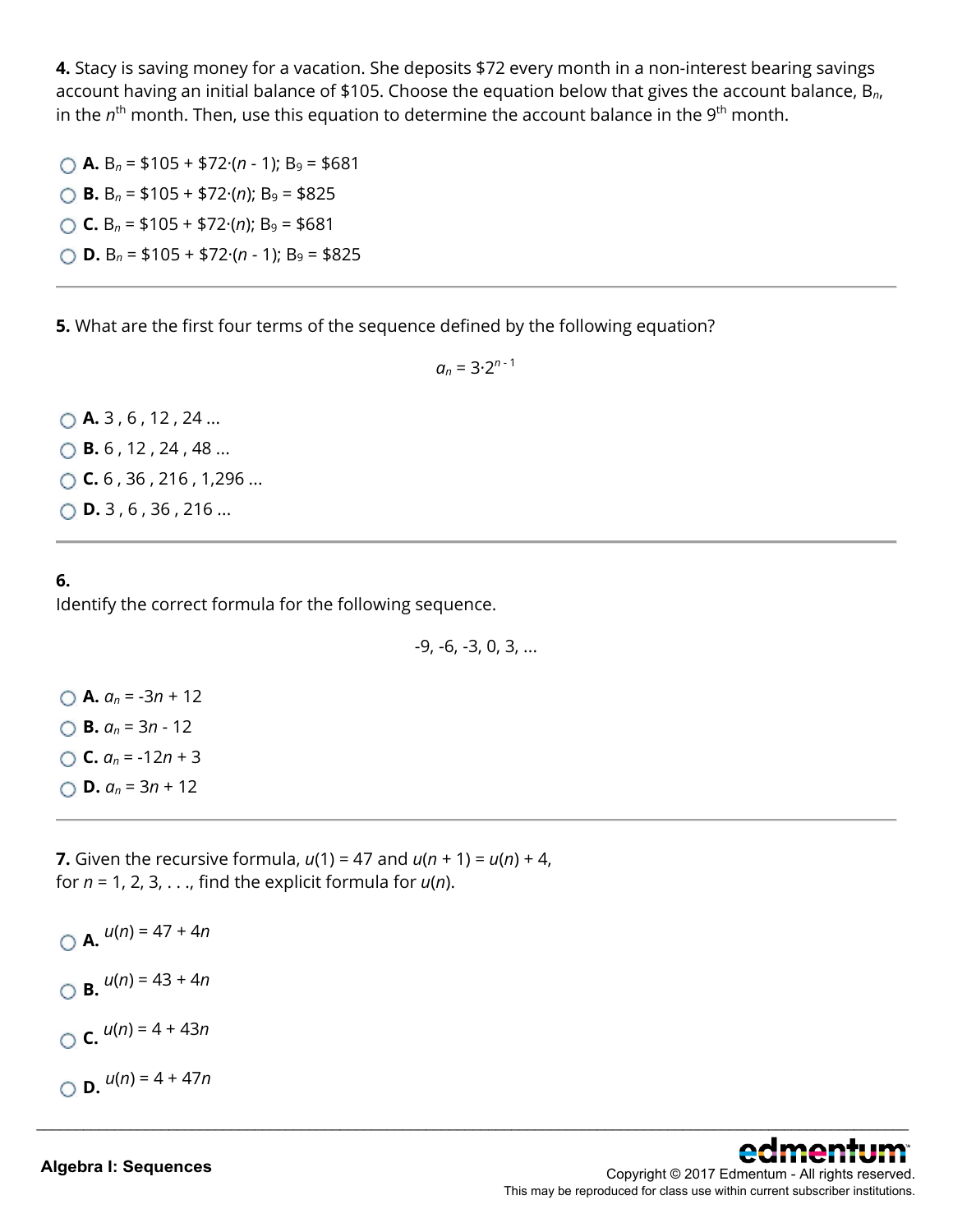**4.** Stacy is saving money for a vacation. She deposits $72 every month in a non-interest bearing savings account having an initial balance of $105. Choose the equation below that gives the account balance, $B_n$, in the $n^{th}$ month. Then, use this equation to determine the account balance in the $9^{th}$ month.

- **A.** $B_n = \$105 + \$72 \cdot (n - 1)$; $B_9 = \$681$
- **B.** $B_n = \$105 + \$72 \cdot (n)$; $B_9 = \$825$
- **C.** $B_n = \$105 + \$72 \cdot (n)$; $B_9 = \$681$
- **D.** $B_n = \$105 + \$72 \cdot (n - 1)$; $B_9 = \$825$

---

**5.** What are the first four terms of the sequence defined by the following equation?

$$a_n = 3 \cdot 2^{n-1}$$

- **A.** 3 , 6 , 12 , 24 ...
- **B.** 6 , 12 , 24 , 48 ...
- **C.** 6 , 36 , 216 , 1,296 ...
- **D.** 3 , 6 , 36 , 216 ...

---

**6.**

Identify the correct formula for the following sequence.

$$-9, -6, -3, 0, 3, \ldots$$

- **A.** $a_n = -3n + 12$
- **B.** $a_n = 3n - 12$
- **C.** $a_n = -12n + 3$
- **D.** $a_n = 3n + 12$

---

**7.** Given the recursive formula, $u(1) = 47$ and $u(n + 1) = u(n) + 4$, for $n = 1, 2, 3, \ldots$, find the explicit formula for $u(n)$.

- **A.** $u(n) = 47 + 4n$
- **B.** $u(n) = 43 + 4n$
- **C.** $u(n) = 4 + 43n$
- **D.** $u(n) = 4 + 47n$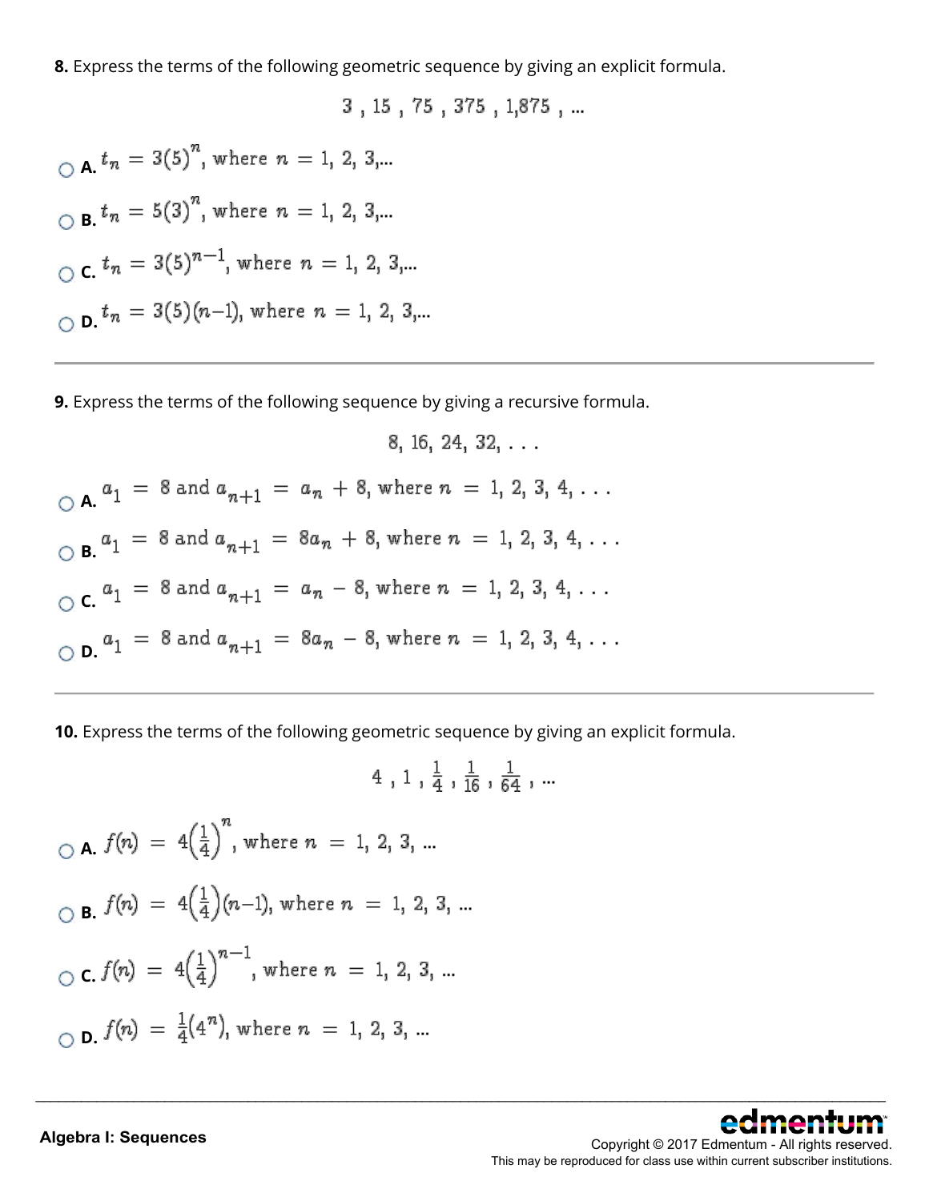**8.** Express the terms of the following geometric sequence by giving an explicit formula.

$$3 , 15 , 75 , 375 , 1{,}875 , ...$$

- A. $t_n = 3(5)^n$, where $n = 1, 2, 3,...$
- B. $t_n = 5(3)^n$, where $n = 1, 2, 3,...$
- C. $t_n = 3(5)^{n-1}$, where $n = 1, 2, 3,...$
- D. $t_n = 3(5)(n-1)$, where $n = 1, 2, 3,...$

---

**9.** Express the terms of the following sequence by giving a recursive formula.

$$8, 16, 24, 32, . . .$$

- A. $a_1 = 8$ and $a_{n+1} = a_n + 8$, where $n = 1, 2, 3, 4, . . .$
- B. $a_1 = 8$ and $a_{n+1} = 8a_n + 8$, where $n = 1, 2, 3, 4, . . .$
- C. $a_1 = 8$ and $a_{n+1} = a_n - 8$, where $n = 1, 2, 3, 4, . . .$
- D. $a_1 = 8$ and $a_{n+1} = 8a_n - 8$, where $n = 1, 2, 3, 4, . . .$

---

**10.** Express the terms of the following geometric sequence by giving an explicit formula.

$$4 , 1 , \frac{1}{4} , \frac{1}{16} , \frac{1}{64} , ...$$

- A. $f(n) = 4\left(\frac{1}{4}\right)^n$, where $n = 1, 2, 3, ...$
- B. $f(n) = 4\left(\frac{1}{4}\right)(n-1)$, where $n = 1, 2, 3, ...$
- C. $f(n) = 4\left(\frac{1}{4}\right)^{n-1}$, where $n = 1, 2, 3, ...$
- D. $f(n) = \frac{1}{4}(4^n)$, where $n = 1, 2, 3, ...$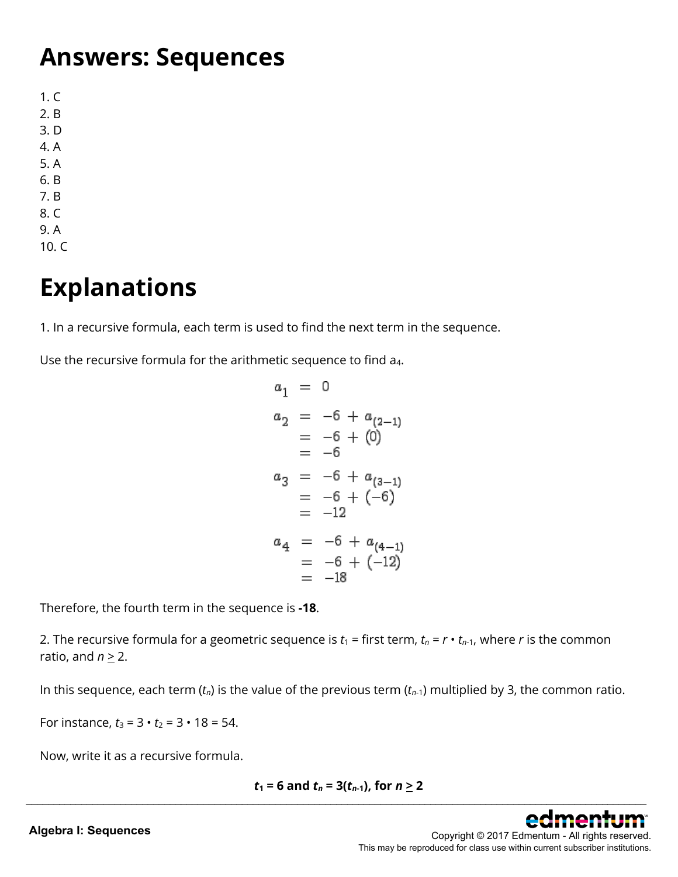# Answers: Sequences

1. C
2. B
3. D
4. A
5. A
6. B
7. B
8. C
9. A
10. C

# Explanations

1. In a recursive formula, each term is used to find the next term in the sequence.

Use the recursive formula for the arithmetic sequence to find $a_4$.

$$\begin{aligned}
a_1 &= 0 \\
a_2 &= -6 + a_{(2-1)} \\
&= -6 + (0) \\
&= -6 \\
a_3 &= -6 + a_{(3-1)} \\
&= -6 + (-6) \\
&= -12 \\
a_4 &= -6 + a_{(4-1)} \\
&= -6 + (-12) \\
&= -18
\end{aligned}$$

Therefore, the fourth term in the sequence is **-18**.

2. The recursive formula for a geometric sequence is $t_1$ = first term, $t_n = r \cdot t_{n-1}$, where $r$ is the common ratio, and $n \geq 2$.

In this sequence, each term ($t_n$) is the value of the previous term ($t_{n-1}$) multiplied by 3, the common ratio.

For instance, $t_3 = 3 \cdot t_2 = 3 \cdot 18 = 54$.

Now, write it as a recursive formula.

$$\mathbf{t_1 = 6 \text{ and } t_n = 3(t_{n-1}), \text{ for } n \geq 2}$$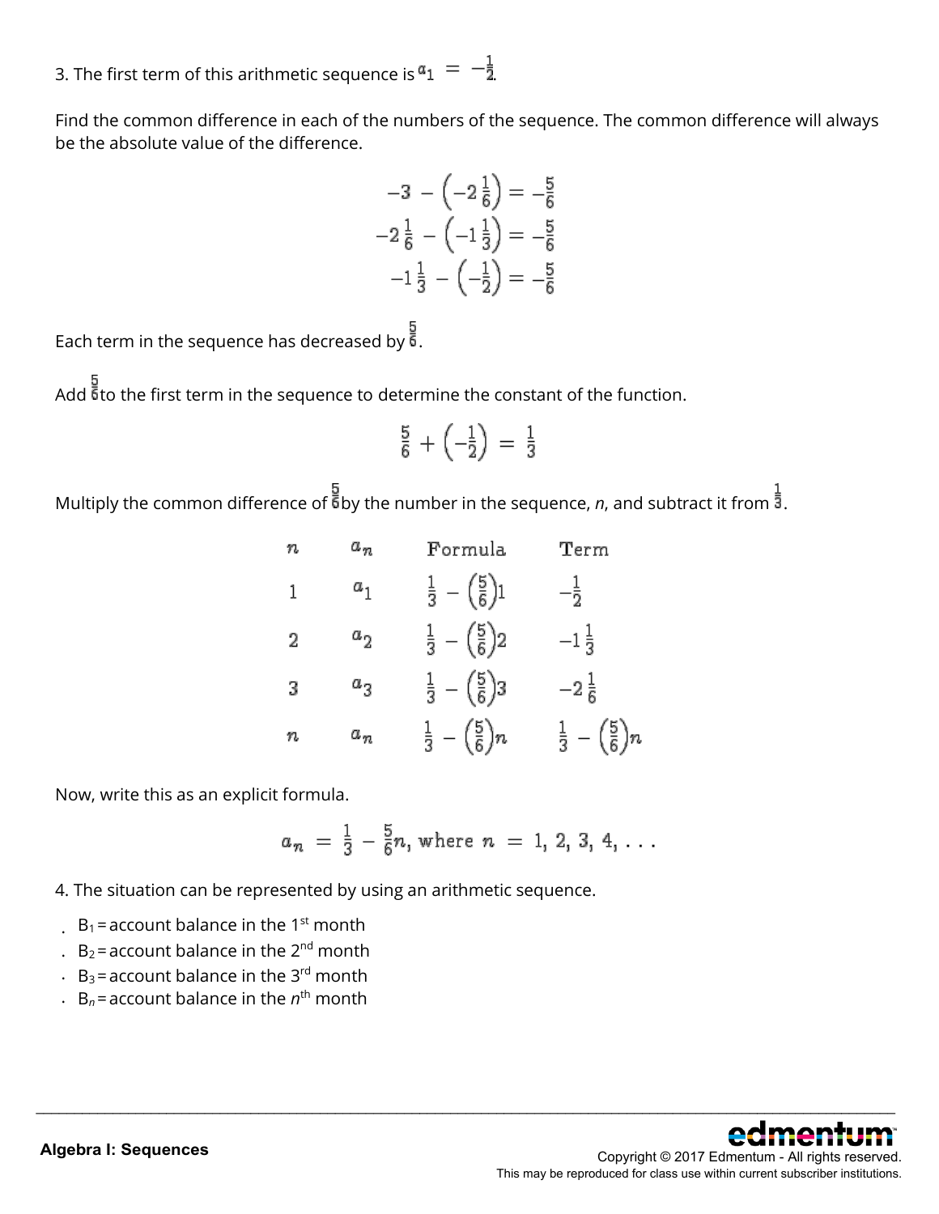3. The first term of this arithmetic sequence is $a_1 = -\frac{1}{2}$.

Find the common difference in each of the numbers of the sequence. The common difference will always be the absolute value of the difference.

$$-3 - \left(-2\tfrac{1}{6}\right) = -\tfrac{5}{6}$$
$$-2\tfrac{1}{6} - \left(-1\tfrac{1}{3}\right) = -\tfrac{5}{6}$$
$$-1\tfrac{1}{3} - \left(-\tfrac{1}{2}\right) = -\tfrac{5}{6}$$

Each term in the sequence has decreased by $\frac{5}{6}$.

Add $\frac{5}{6}$ to the first term in the sequence to determine the constant of the function.

$$\frac{5}{6} + \left(-\frac{1}{2}\right) = \frac{1}{3}$$

Multiply the common difference of $\frac{5}{6}$ by the number in the sequence, *n*, and subtract it from $\frac{1}{3}$.

| $n$ | $a_n$ | Formula | Term |
|---|---|---|---|
| 1 | $a_1$ | $\frac{1}{3} - \left(\frac{5}{6}\right)1$ | $-\frac{1}{2}$ |
| 2 | $a_2$ | $\frac{1}{3} - \left(\frac{5}{6}\right)2$ | $-1\frac{1}{3}$ |
| 3 | $a_3$ | $\frac{1}{3} - \left(\frac{5}{6}\right)3$ | $-2\frac{1}{6}$ |
| $n$ | $a_n$ | $\frac{1}{3} - \left(\frac{5}{6}\right)n$ | $\frac{1}{3} - \left(\frac{5}{6}\right)n$ |

Now, write this as an explicit formula.

$$a_n = \frac{1}{3} - \frac{5}{6}n, \text{ where } n = 1, 2, 3, 4, \ldots$$

4. The situation can be represented by using an arithmetic sequence.

- $B_1$ = account balance in the 1st month
- $B_2$ = account balance in the 2nd month
- $B_3$ = account balance in the 3rd month
- $B_n$ = account balance in the $n$th month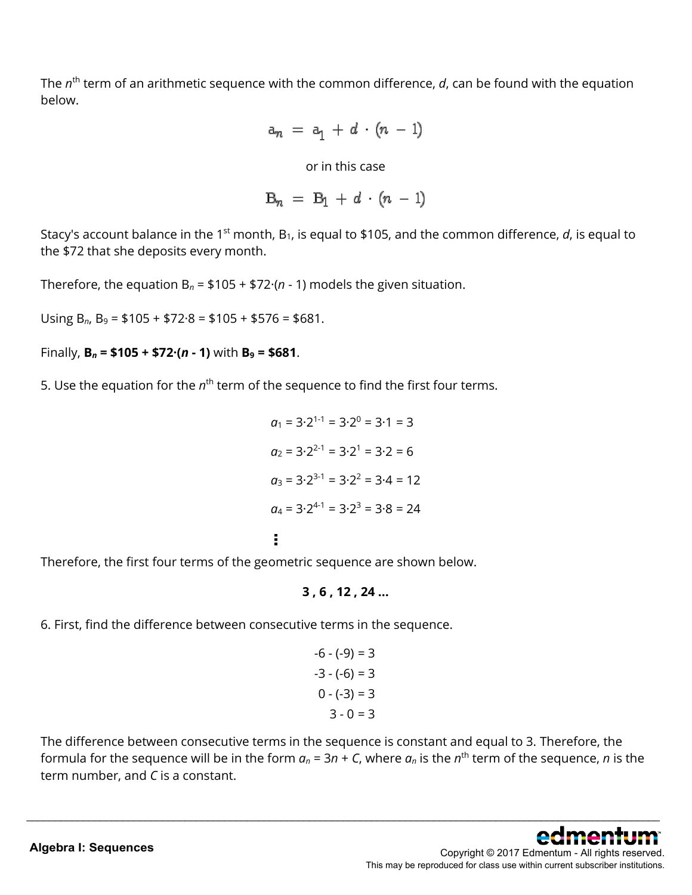The $n^{th}$ term of an arithmetic sequence with the common difference, $d$, can be found with the equation below.

$$a_n = a_1 + d \cdot (n - 1)$$

or in this case

$$B_n = B_1 + d \cdot (n - 1)$$

Stacy's account balance in the 1st month, $B_1$, is equal to \$105, and the common difference, $d$, is equal to the \$72 that she deposits every month.

Therefore, the equation $B_n = \$105 + \$72 \cdot (n - 1)$ models the given situation.

Using $B_n$, $B_9 = \$105 + \$72 \cdot 8 = \$105 + \$576 = \$681$.

Finally, $\mathbf{B_n = \$105 + \$72 \cdot (n - 1)}$ with $\mathbf{B_9 = \$681}$.

5. Use the equation for the $n^{th}$ term of the sequence to find the first four terms.

$$a_1 = 3 \cdot 2^{1-1} = 3 \cdot 2^0 = 3 \cdot 1 = 3$$

$$a_2 = 3 \cdot 2^{2-1} = 3 \cdot 2^1 = 3 \cdot 2 = 6$$

$$a_3 = 3 \cdot 2^{3-1} = 3 \cdot 2^2 = 3 \cdot 4 = 12$$

$$a_4 = 3 \cdot 2^{4-1} = 3 \cdot 2^3 = 3 \cdot 8 = 24$$

$$\vdots$$

Therefore, the first four terms of the geometric sequence are shown below.

**3 , 6 , 12 , 24 ...**

6. First, find the difference between consecutive terms in the sequence.

$$-6 - (-9) = 3$$
$$-3 - (-6) = 3$$
$$0 - (-3) = 3$$
$$3 - 0 = 3$$

The difference between consecutive terms in the sequence is constant and equal to 3. Therefore, the formula for the sequence will be in the form $a_n = 3n + C$, where $a_n$ is the $n^{th}$ term of the sequence, $n$ is the term number, and $C$ is a constant.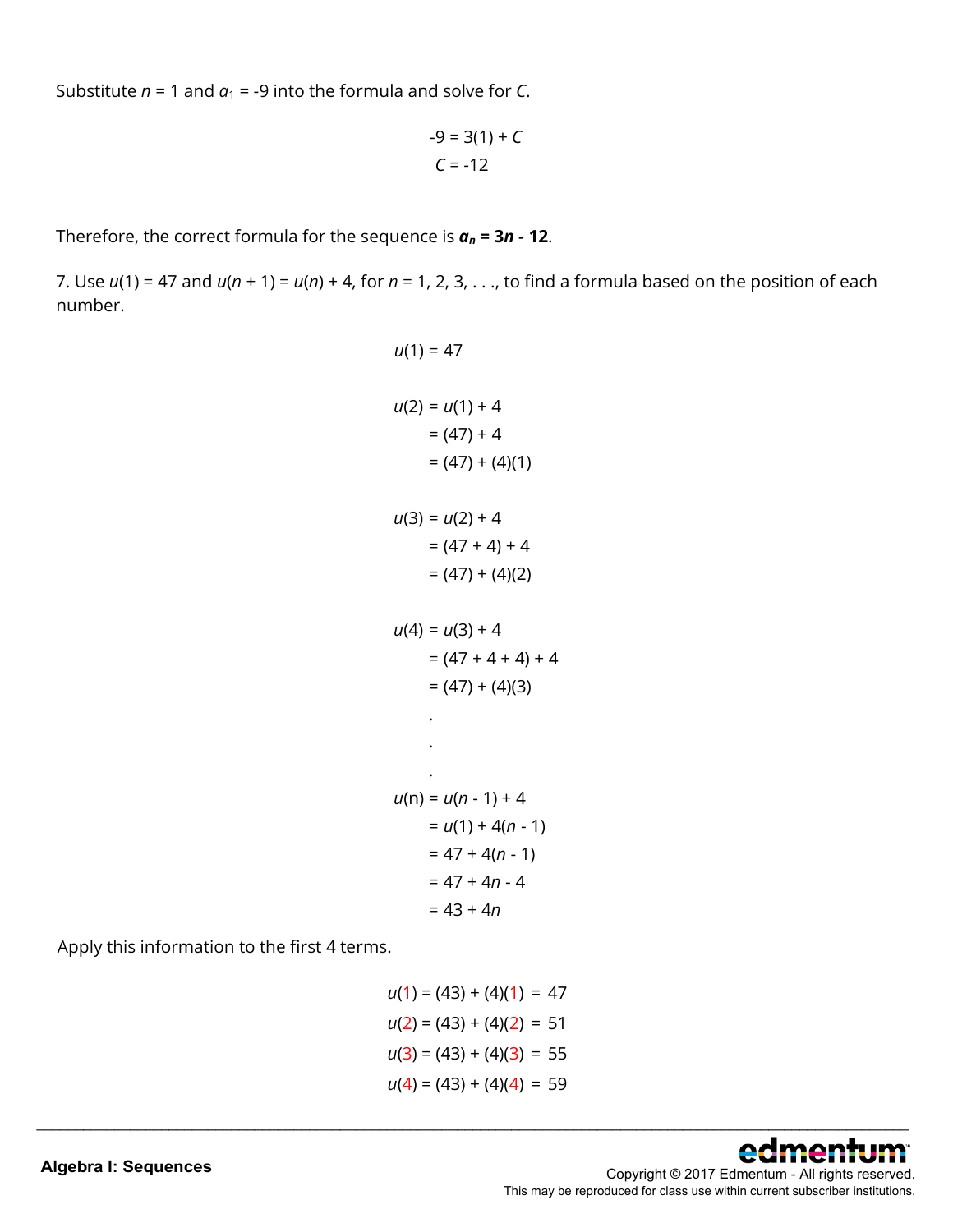Substitute $n = 1$ and $a_1 = -9$ into the formula and solve for $C$.

$$-9 = 3(1) + C$$
$$C = -12$$

Therefore, the correct formula for the sequence is $\boldsymbol{a_n = 3n - 12}$.

7. Use $u(1) = 47$ and $u(n + 1) = u(n) + 4$, for $n = 1, 2, 3, \ldots$, to find a formula based on the position of each number.

$$u(1) = 47$$

$$\begin{aligned} u(2) &= u(1) + 4 \\ &= (47) + 4 \\ &= (47) + (4)(1) \end{aligned}$$

$$\begin{aligned} u(3) &= u(2) + 4 \\ &= (47 + 4) + 4 \\ &= (47) + (4)(2) \end{aligned}$$

$$\begin{aligned} u(4) &= u(3) + 4 \\ &= (47 + 4 + 4) + 4 \\ &= (47) + (4)(3) \\ &\;\;\vdots \end{aligned}$$

$$\begin{aligned} u(n) &= u(n - 1) + 4 \\ &= u(1) + 4(n - 1) \\ &= 47 + 4(n - 1) \\ &= 47 + 4n - 4 \\ &= 43 + 4n \end{aligned}$$

Apply this information to the first 4 terms.

$$u(1) = (43) + (4)(1) = 47$$
$$u(2) = (43) + (4)(2) = 51$$
$$u(3) = (43) + (4)(3) = 55$$
$$u(4) = (43) + (4)(4) = 59$$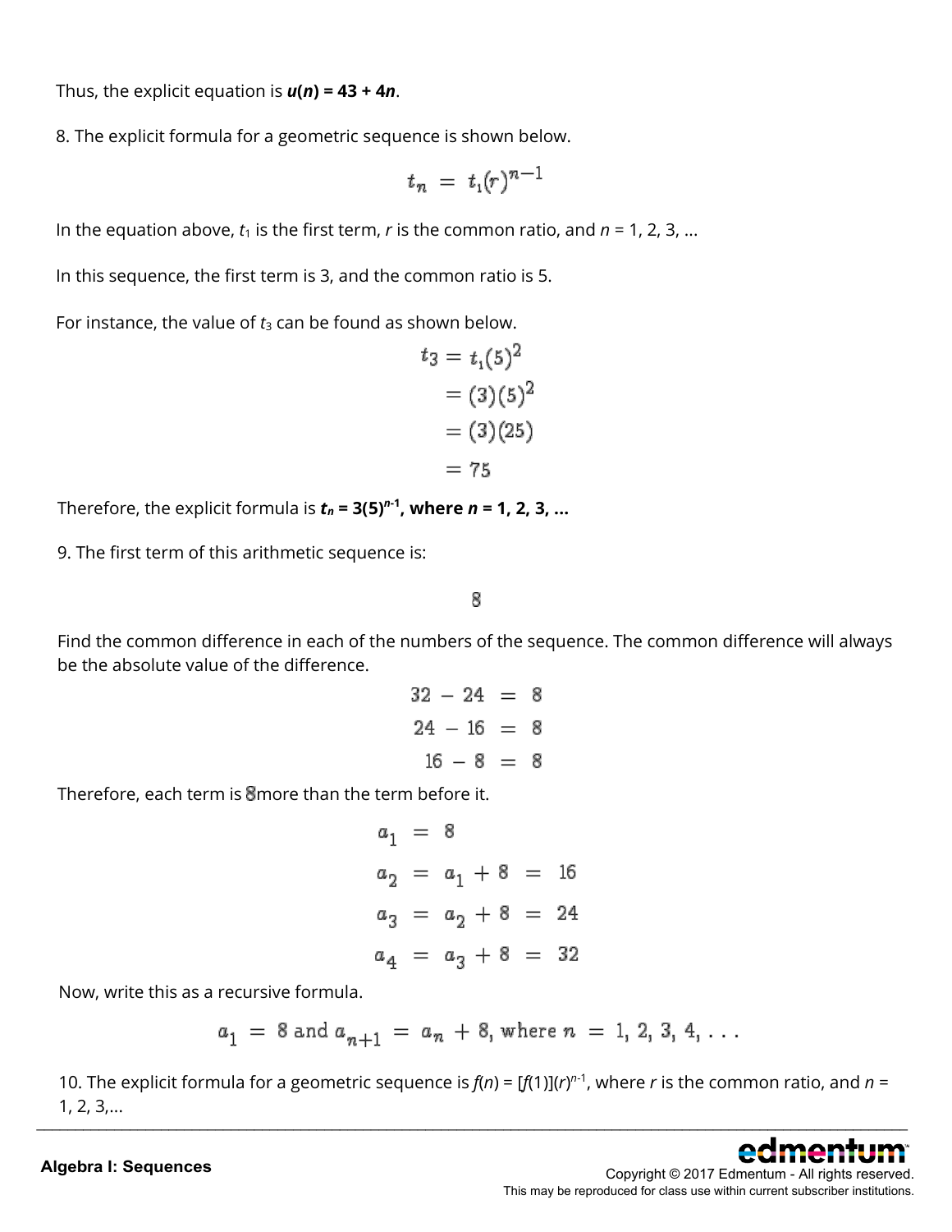Thus, the explicit equation is ***u*(*n*) = 43 + 4*n***.

8. The explicit formula for a geometric sequence is shown below.

$$t_n = t_1(r)^{n-1}$$

In the equation above, $t_1$ is the first term, $r$ is the common ratio, and $n$ = 1, 2, 3, ...

In this sequence, the first term is 3, and the common ratio is 5.

For instance, the value of $t_3$ can be found as shown below.

$$\begin{aligned} t_3 &= t_1(5)^2 \\ &= (3)(5)^2 \\ &= (3)(25) \\ &= 75 \end{aligned}$$

Therefore, the explicit formula is **$t_n = 3(5)^{n-1}$, where $n$ = 1, 2, 3, ...**

9. The first term of this arithmetic sequence is:

$$8$$

Find the common difference in each of the numbers of the sequence. The common difference will always be the absolute value of the difference.

$$\begin{aligned} 32 - 24 &= 8 \\ 24 - 16 &= 8 \\ 16 - 8 &= 8 \end{aligned}$$

Therefore, each term is 8 more than the term before it.

$$\begin{aligned} a_1 &= 8 \\ a_2 &= a_1 + 8 = 16 \\ a_3 &= a_2 + 8 = 24 \\ a_4 &= a_3 + 8 = 32 \end{aligned}$$

Now, write this as a recursive formula.

$$a_1 = 8 \text{ and } a_{n+1} = a_n + 8, \text{ where } n = 1, 2, 3, 4, \ldots$$

10. The explicit formula for a geometric sequence is $f(n) = [f(1)](r)^{n-1}$, where $r$ is the common ratio, and $n$ = 1, 2, 3,...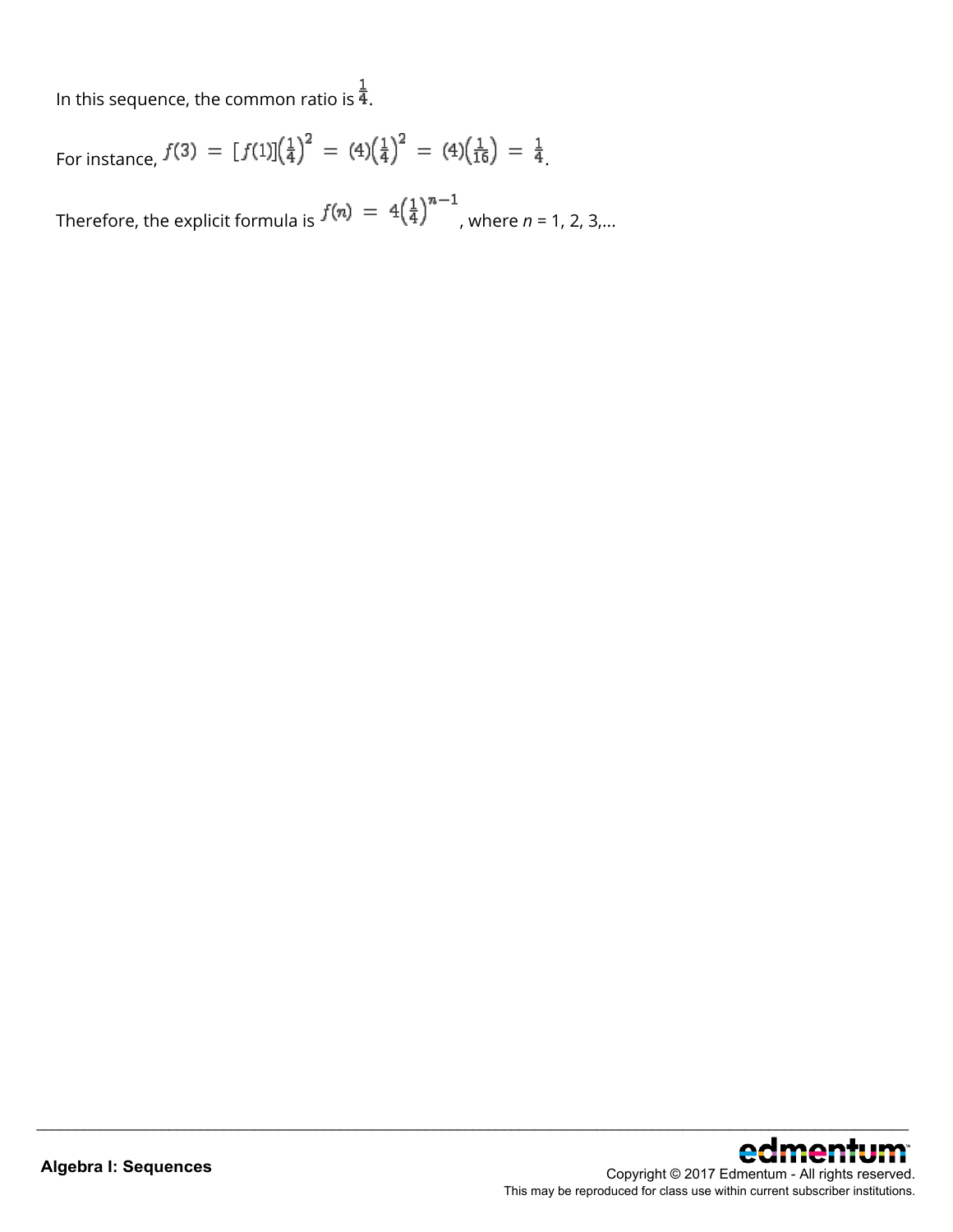In this sequence, the common ratio is $\frac{1}{4}$.

For instance, $f(3) = [f(1)]\left(\frac{1}{4}\right)^2 = (4)\left(\frac{1}{4}\right)^2 = (4)\left(\frac{1}{16}\right) = \frac{1}{4}$.

Therefore, the explicit formula is $f(n) = 4\left(\frac{1}{4}\right)^{n-1}$, where $n$ = 1, 2, 3,...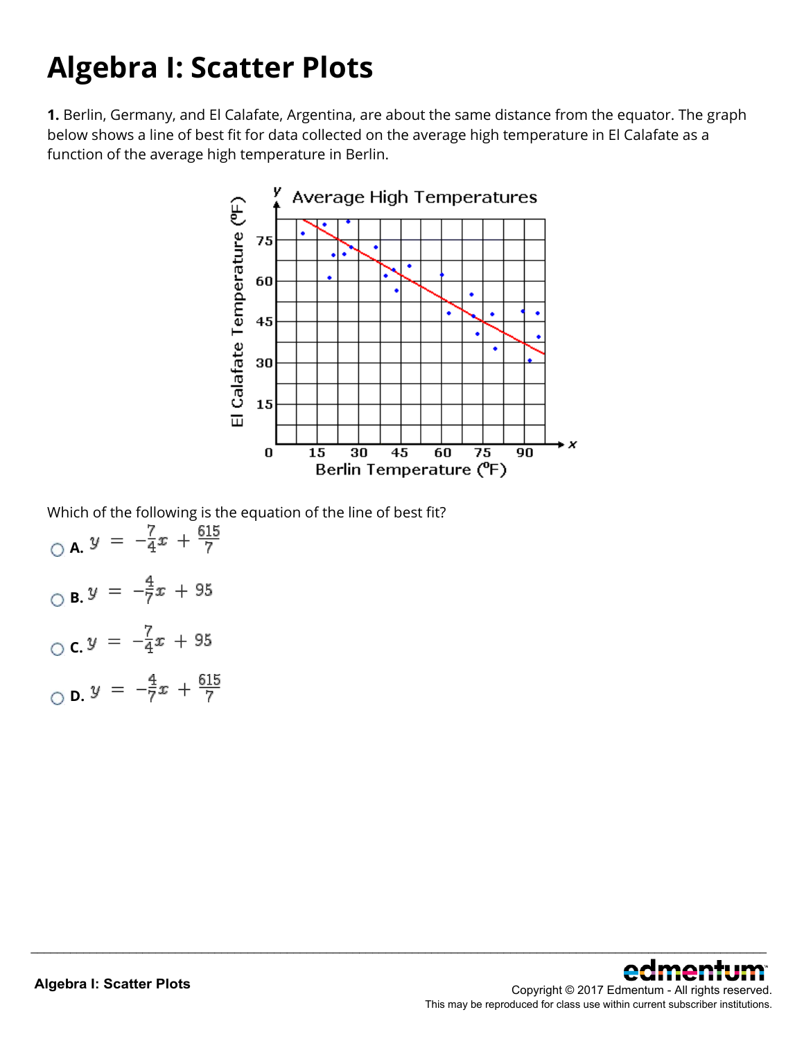# Algebra I: Scatter Plots

**1.** Berlin, Germany, and El Calafate, Argentina, are about the same distance from the equator. The graph below shows a line of best fit for data collected on the average high temperature in El Calafate as a function of the average high temperature in Berlin.

Which of the following is the equation of the line of best fit?

- **A.** $y = -\frac{7}{4}x + \frac{615}{7}$
- **B.** $y = -\frac{4}{7}x + 95$
- **C.** $y = -\frac{7}{4}x + 95$
- **D.** $y = -\frac{4}{7}x + \frac{615}{7}$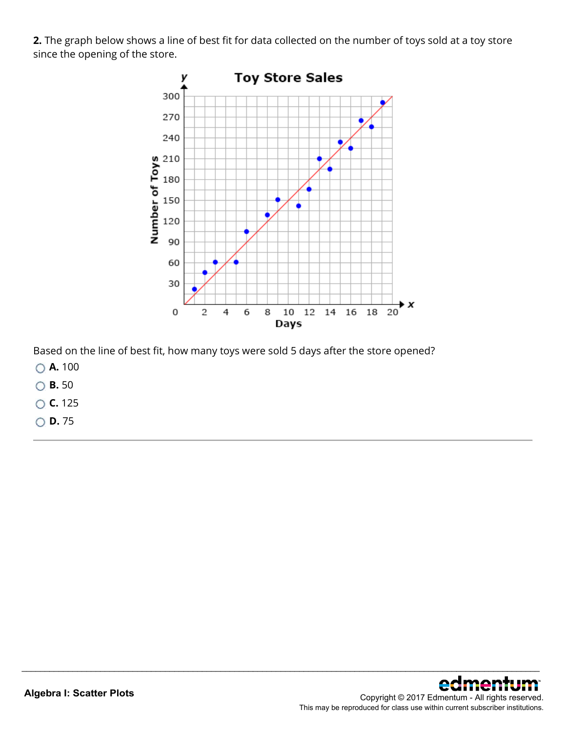**2.** The graph below shows a line of best fit for data collected on the number of toys sold at a toy store since the opening of the store.

Based on the line of best fit, how many toys were sold 5 days after the store opened?

- **A.** 100
- **B.** 50
- **C.** 125
- **D.** 75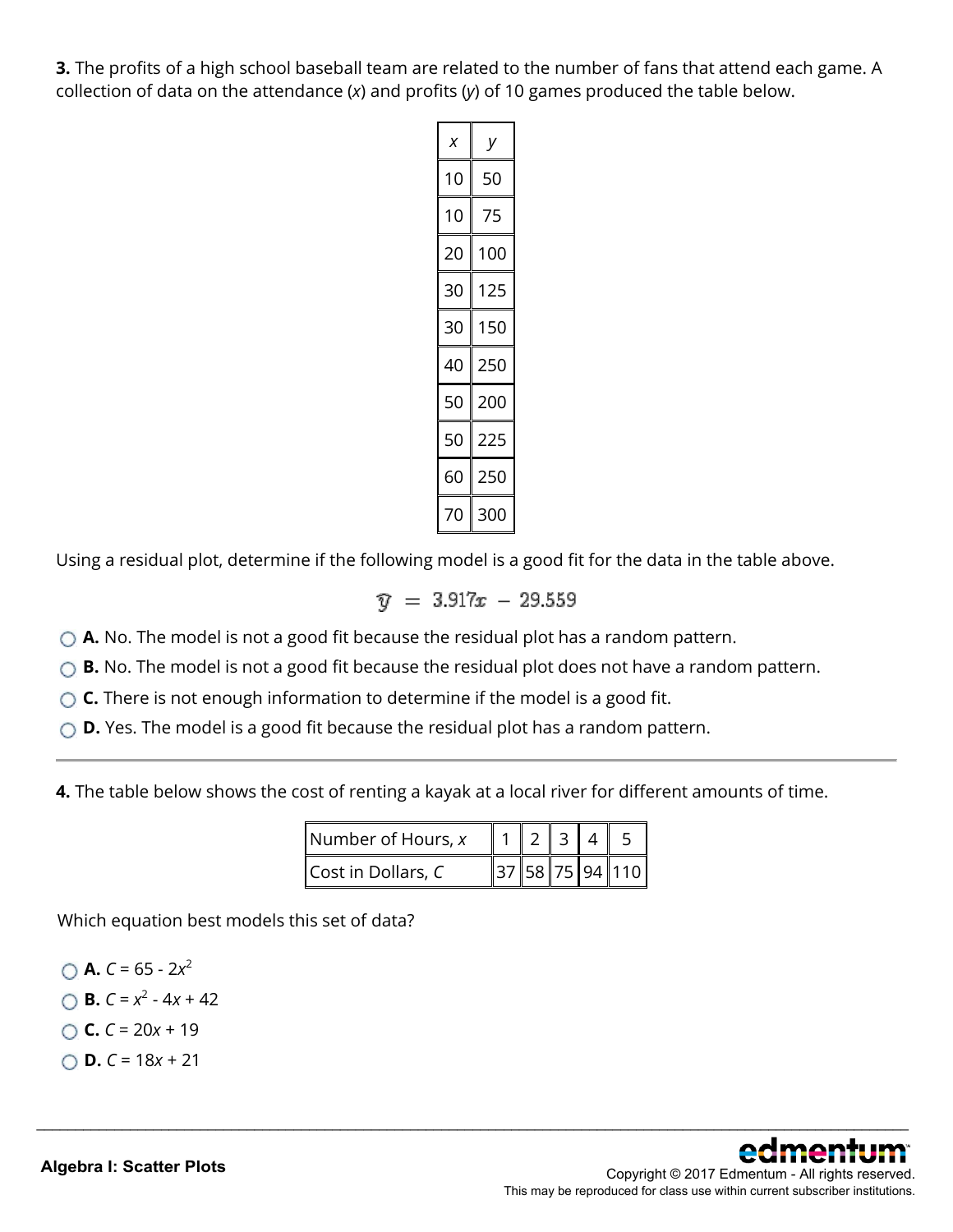**3.** The profits of a high school baseball team are related to the number of fans that attend each game. A collection of data on the attendance ($x$) and profits ($y$) of 10 games produced the table below.

| $x$ | $y$ |
|---|---|
| 10 | 50 |
| 10 | 75 |
| 20 | 100 |
| 30 | 125 |
| 30 | 150 |
| 40 | 250 |
| 50 | 200 |
| 50 | 225 |
| 60 | 250 |
| 70 | 300 |

Using a residual plot, determine if the following model is a good fit for the data in the table above.

$$\hat{y} = 3.917x - 29.559$$

- **A.** No. The model is not a good fit because the residual plot has a random pattern.
- **B.** No. The model is not a good fit because the residual plot does not have a random pattern.
- **C.** There is not enough information to determine if the model is a good fit.
- **D.** Yes. The model is a good fit because the residual plot has a random pattern.

---

**4.** The table below shows the cost of renting a kayak at a local river for different amounts of time.

| Number of Hours, $x$ | 1 | 2 | 3 | 4 | 5 |
|---|---|---|---|---|---|
| Cost in Dollars, $C$ | 37 | 58 | 75 | 94 | 110 |

Which equation best models this set of data?

- **A.** $C = 65 - 2x^2$
- **B.** $C = x^2 - 4x + 42$
- **C.** $C = 20x + 19$
- **D.** $C = 18x + 21$

Algebra I: Scatter Plots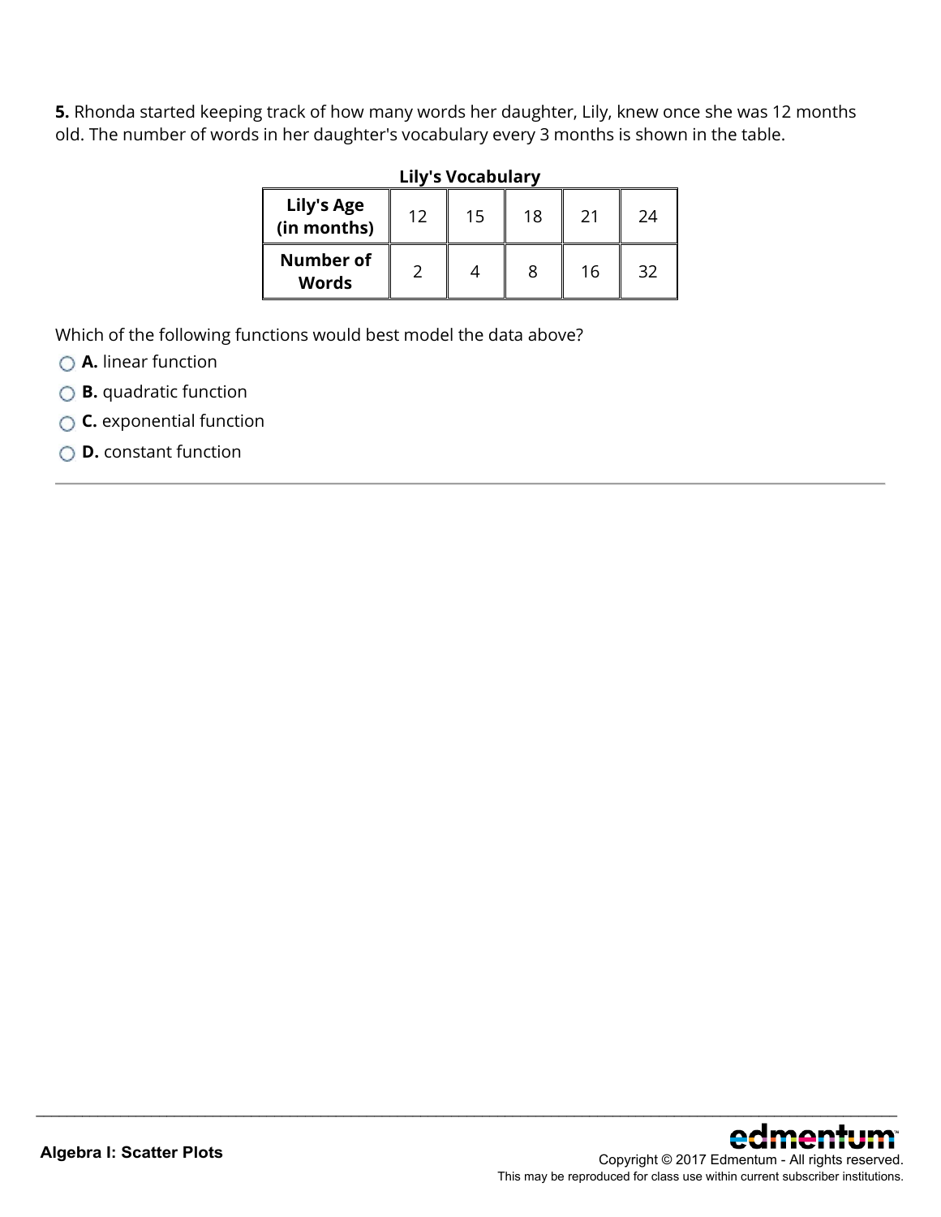**5.** Rhonda started keeping track of how many words her daughter, Lily, knew once she was 12 months old. The number of words in her daughter's vocabulary every 3 months is shown in the table.

**Lily's Vocabulary**

| Lily's Age (in months) | 12 | 15 | 18 | 21 | 24 |
|---|---|---|---|---|---|
| Number of Words | 2 | 4 | 8 | 16 | 32 |

Which of the following functions would best model the data above?

- **A.** linear function
- **B.** quadratic function
- **C.** exponential function
- **D.** constant function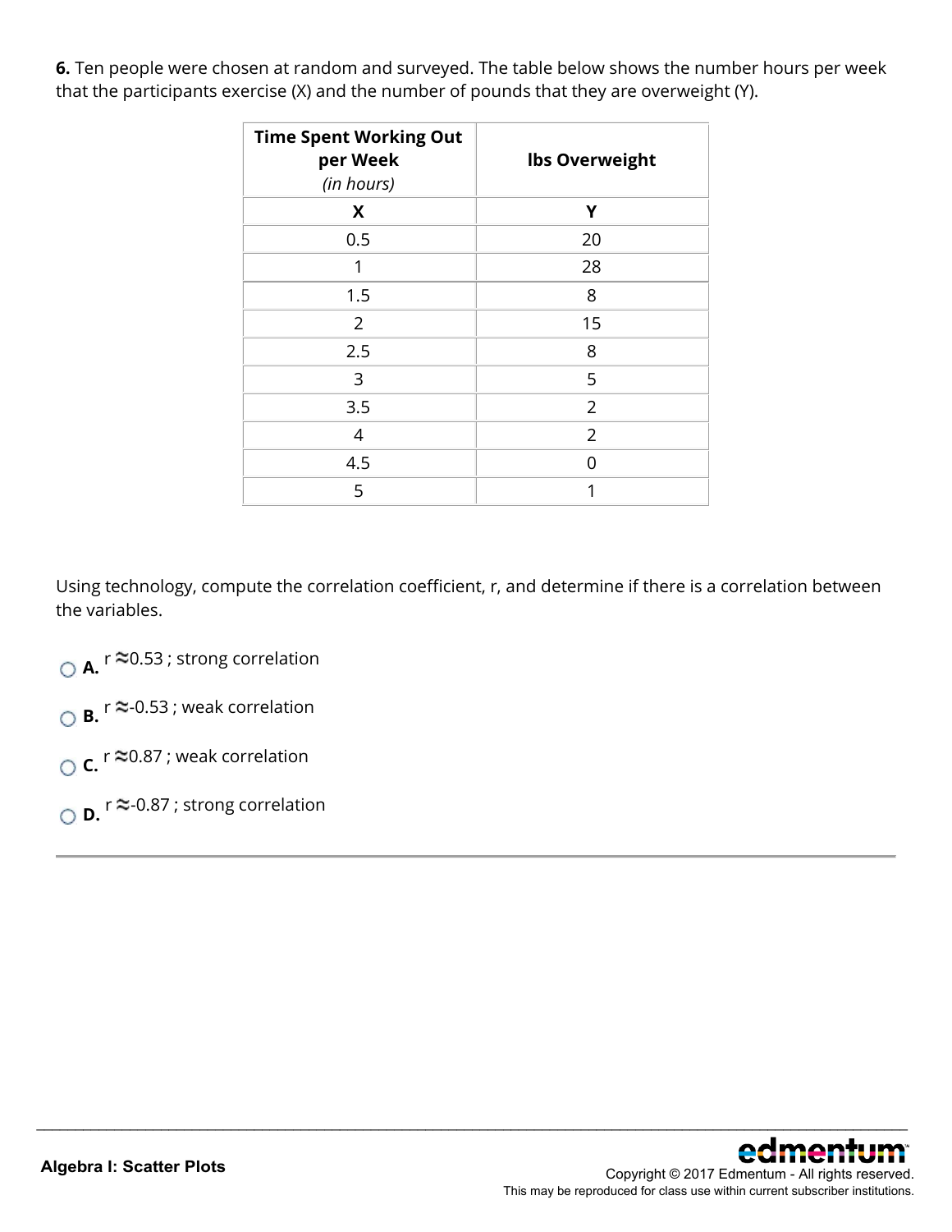**6.** Ten people were chosen at random and surveyed. The table below shows the number hours per week that the participants exercise (X) and the number of pounds that they are overweight (Y).

| **Time Spent Working Out per Week** *(in hours)* | **lbs Overweight** |
|---|---|
| **X** | **Y** |
| 0.5 | 20 |
| 1 | 28 |
| 1.5 | 8 |
| 2 | 15 |
| 2.5 | 8 |
| 3 | 5 |
| 3.5 | 2 |
| 4 | 2 |
| 4.5 | 0 |
| 5 | 1 |

Using technology, compute the correlation coefficient, r, and determine if there is a correlation between the variables.

**A.** $r \approx 0.53$ ; strong correlation

**B.** $r \approx -0.53$ ; weak correlation

**C.** $r \approx 0.87$ ; weak correlation

**D.** $r \approx -0.87$ ; strong correlation

---

Algebra I: Scatter Plots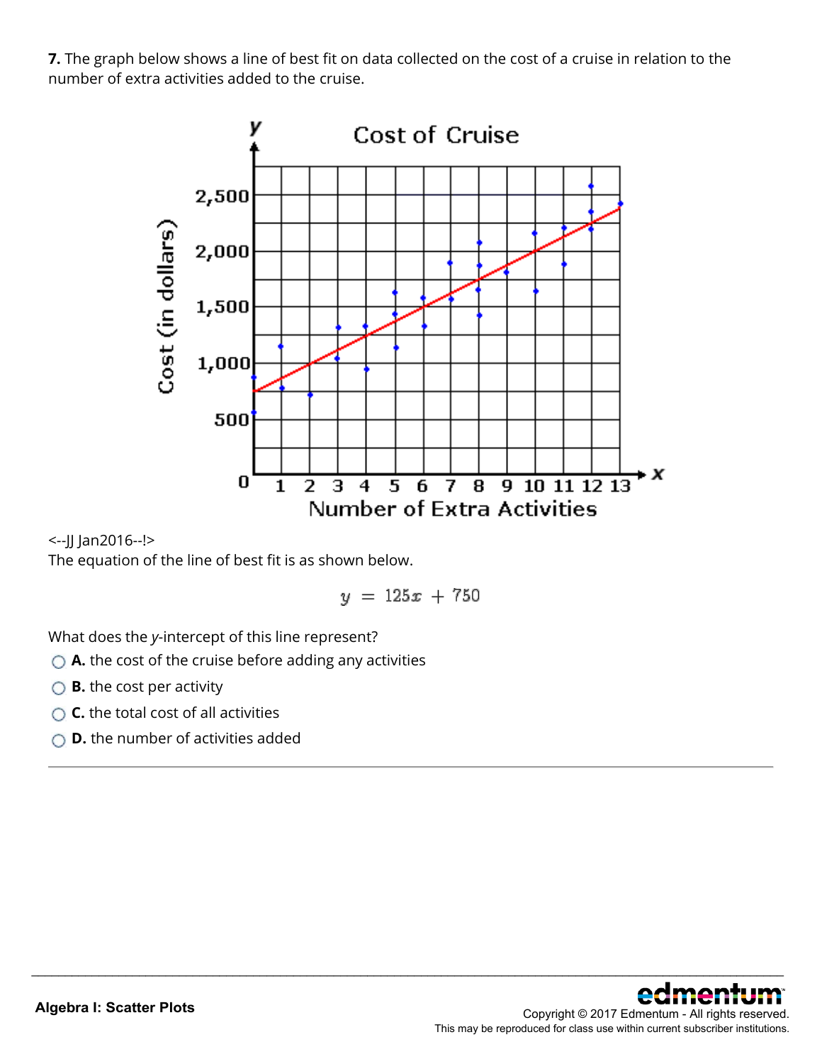**7.** The graph below shows a line of best fit on data collected on the cost of a cruise in relation to the number of extra activities added to the cruise.

<--JJ Jan2016--!>

The equation of the line of best fit is as shown below.

$$y = 125x + 750$$

What does the *y*-intercept of this line represent?

- **A.** the cost of the cruise before adding any activities
- **B.** the cost per activity
- **C.** the total cost of all activities
- **D.** the number of activities added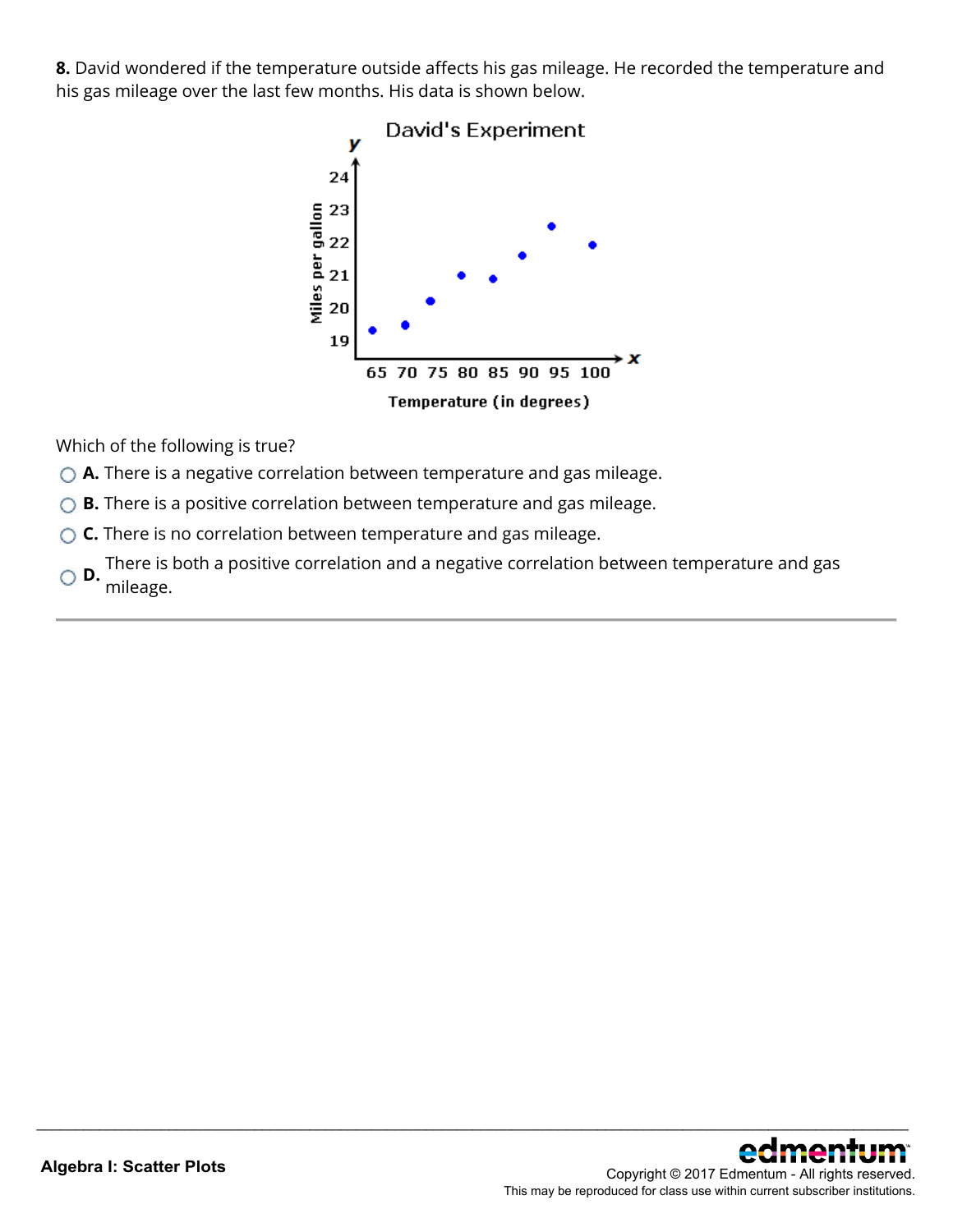**8.** David wondered if the temperature outside affects his gas mileage. He recorded the temperature and his gas mileage over the last few months. His data is shown below.

Which of the following is true?

- **A.** There is a negative correlation between temperature and gas mileage.
- **B.** There is a positive correlation between temperature and gas mileage.
- **C.** There is no correlation between temperature and gas mileage.
- **D.** There is both a positive correlation and a negative correlation between temperature and gas mileage.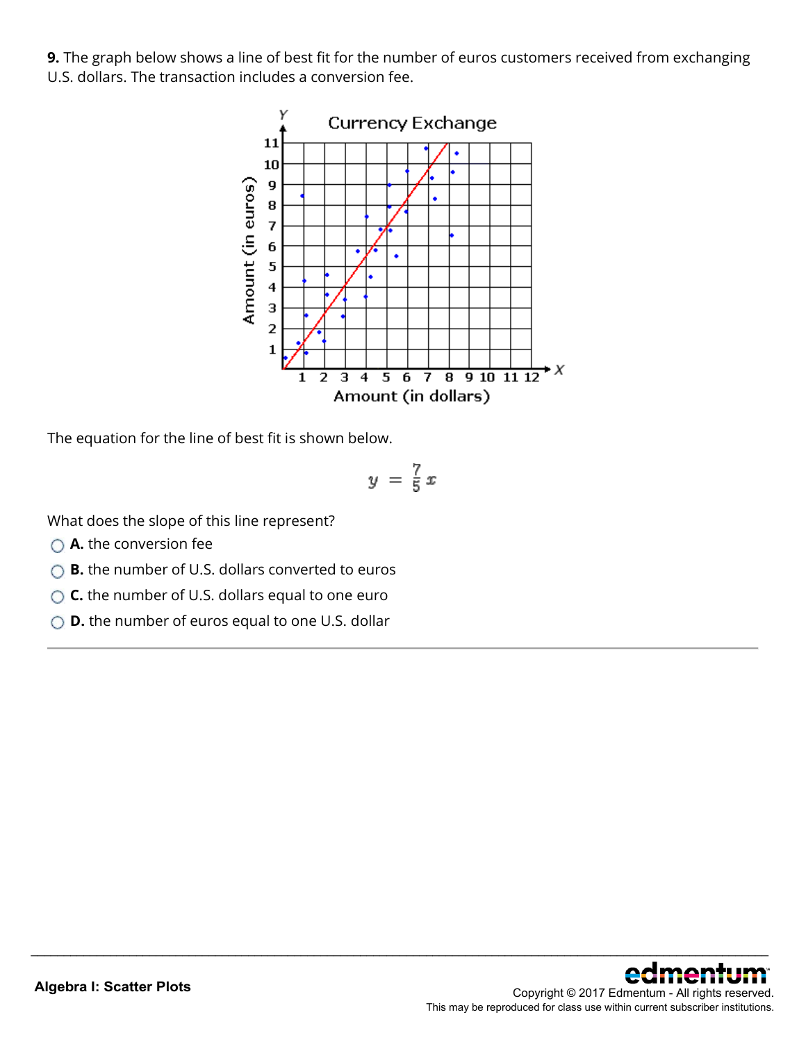**9.** The graph below shows a line of best fit for the number of euros customers received from exchanging U.S. dollars. The transaction includes a conversion fee.

The equation for the line of best fit is shown below.

$$y = \frac{7}{5}x$$

What does the slope of this line represent?

- **A.** the conversion fee
- **B.** the number of U.S. dollars converted to euros
- **C.** the number of U.S. dollars equal to one euro
- **D.** the number of euros equal to one U.S. dollar

---

**Algebra I: Scatter Plots**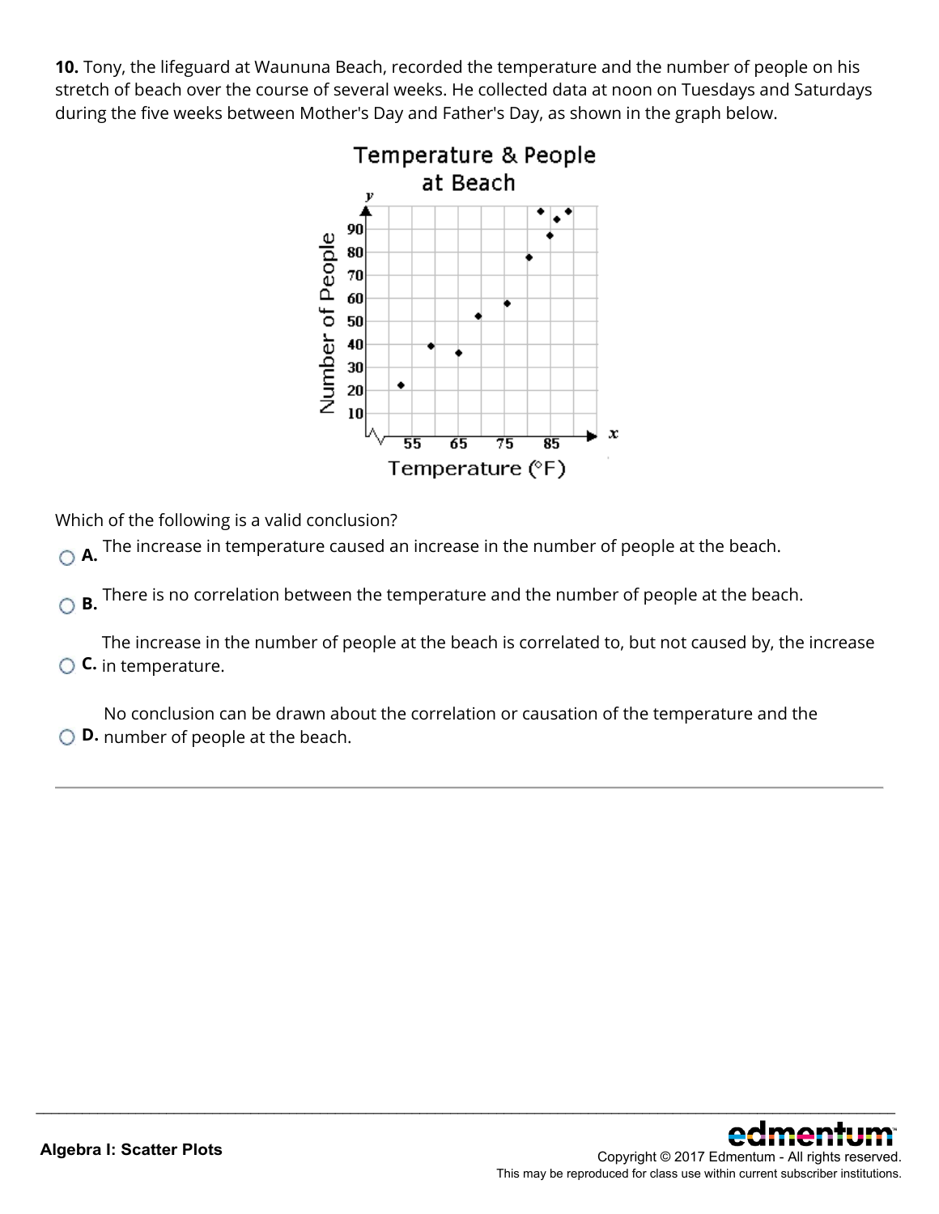**10.** Tony, the lifeguard at Waununa Beach, recorded the temperature and the number of people on his stretch of beach over the course of several weeks. He collected data at noon on Tuesdays and Saturdays during the five weeks between Mother's Day and Father's Day, as shown in the graph below.

Which of the following is a valid conclusion?

- **A.** The increase in temperature caused an increase in the number of people at the beach.
- **B.** There is no correlation between the temperature and the number of people at the beach.
- **C.** The increase in the number of people at the beach is correlated to, but not caused by, the increase in temperature.
- **D.** No conclusion can be drawn about the correlation or causation of the temperature and the number of people at the beach.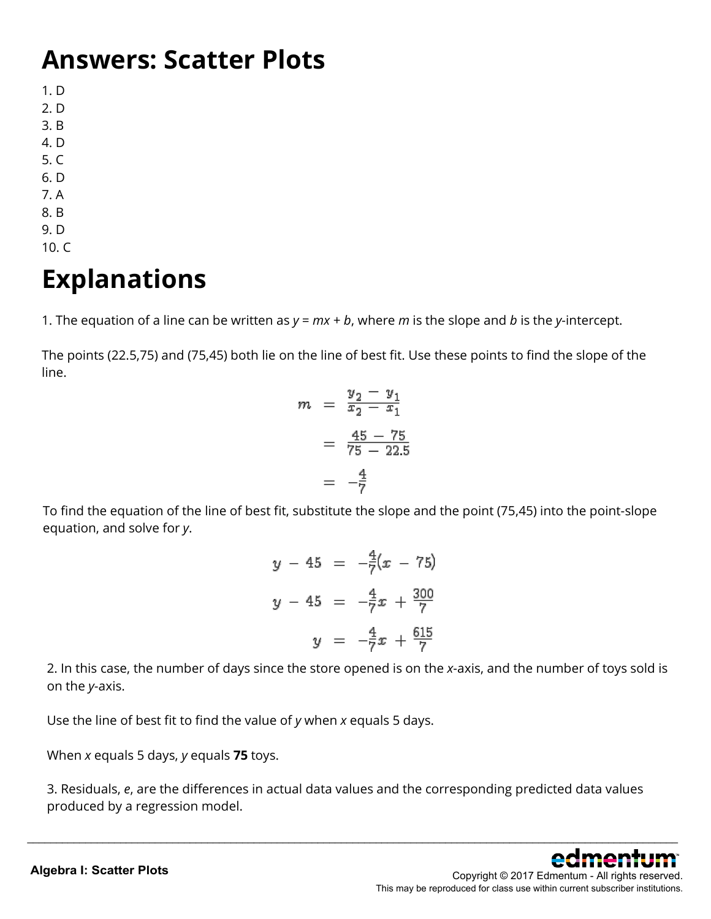# Answers: Scatter Plots

1. D
2. D
3. B
4. D
5. C
6. D
7. A
8. B
9. D
10. C

# Explanations

1. The equation of a line can be written as $y = mx + b$, where $m$ is the slope and $b$ is the $y$-intercept.

The points (22.5,75) and (75,45) both lie on the line of best fit. Use these points to find the slope of the line.

$$
\begin{aligned}
m &= \frac{y_2 - y_1}{x_2 - x_1} \\
&= \frac{45 - 75}{75 - 22.5} \\
&= -\frac{4}{7}
\end{aligned}
$$

To find the equation of the line of best fit, substitute the slope and the point (75,45) into the point-slope equation, and solve for $y$.

$$
\begin{aligned}
y - 45 &= -\frac{4}{7}(x - 75) \\
y - 45 &= -\frac{4}{7}x + \frac{300}{7} \\
y &= -\frac{4}{7}x + \frac{615}{7}
\end{aligned}
$$

2. In this case, the number of days since the store opened is on the $x$-axis, and the number of toys sold is on the $y$-axis.

Use the line of best fit to find the value of $y$ when $x$ equals 5 days.

When $x$ equals 5 days, $y$ equals **75** toys.

3. Residuals, $e$, are the differences in actual data values and the corresponding predicted data values produced by a regression model.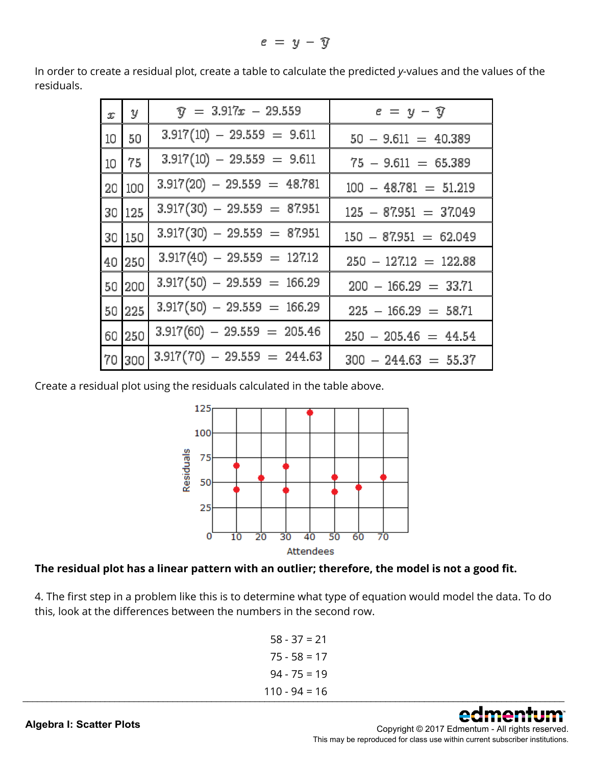$$e = y - \hat{y}$$

In order to create a residual plot, create a table to calculate the predicted *y*-values and the values of the residuals.

| $x$ | $y$ | $\hat{y} = 3.917x - 29.559$ | $e = y - \hat{y}$ |
|---|---|---|---|
| 10 | 50 | $3.917(10) - 29.559 = 9.611$ | $50 - 9.611 = 40.389$ |
| 10 | 75 | $3.917(10) - 29.559 = 9.611$ | $75 - 9.611 = 65.389$ |
| 20 | 100 | $3.917(20) - 29.559 = 48.781$ | $100 - 48.781 = 51.219$ |
| 30 | 125 | $3.917(30) - 29.559 = 87.951$ | $125 - 87.951 = 37.049$ |
| 30 | 150 | $3.917(30) - 29.559 = 87.951$ | $150 - 87.951 = 62.049$ |
| 40 | 250 | $3.917(40) - 29.559 = 127.12$ | $250 - 127.12 = 122.88$ |
| 50 | 200 | $3.917(50) - 29.559 = 166.29$ | $200 - 166.29 = 33.71$ |
| 50 | 225 | $3.917(50) - 29.559 = 166.29$ | $225 - 166.29 = 58.71$ |
| 60 | 250 | $3.917(60) - 29.559 = 205.46$ | $250 - 205.46 = 44.54$ |
| 70 | 300 | $3.917(70) - 29.559 = 244.63$ | $300 - 244.63 = 55.37$ |

Create a residual plot using the residuals calculated in the table above.

**The residual plot has a linear pattern with an outlier; therefore, the model is not a good fit.**

4. The first step in a problem like this is to determine what type of equation would model the data. To do this, look at the differences between the numbers in the second row.

58 - 37 = 21

75 - 58 = 17

94 - 75 = 19

110 - 94 = 16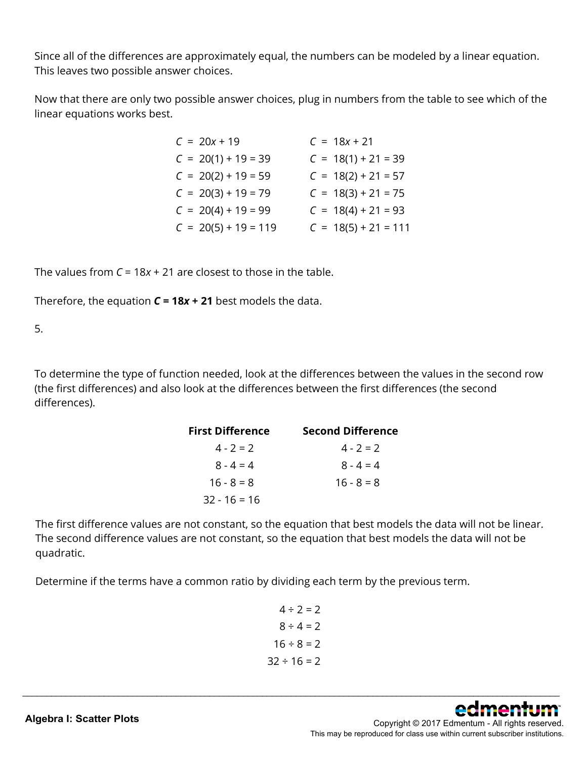Since all of the differences are approximately equal, the numbers can be modeled by a linear equation. This leaves two possible answer choices.

Now that there are only two possible answer choices, plug in numbers from the table to see which of the linear equations works best.

| | |
|---|---|
| $C = 20x + 19$ | $C = 18x + 21$ |
| $C = 20(1) + 19 = 39$ | $C = 18(1) + 21 = 39$ |
| $C = 20(2) + 19 = 59$ | $C = 18(2) + 21 = 57$ |
| $C = 20(3) + 19 = 79$ | $C = 18(3) + 21 = 75$ |
| $C = 20(4) + 19 = 99$ | $C = 18(4) + 21 = 93$ |
| $C = 20(5) + 19 = 119$ | $C = 18(5) + 21 = 111$ |

The values from $C = 18x + 21$ are closest to those in the table.

Therefore, the equation $\boldsymbol{C = 18x + 21}$ best models the data.

5.

To determine the type of function needed, look at the differences between the values in the second row (the first differences) and also look at the differences between the first differences (the second differences).

| **First Difference** | **Second Difference** |
|---|---|
| 4 - 2 = 2 | 4 - 2 = 2 |
| 8 - 4 = 4 | 8 - 4 = 4 |
| 16 - 8 = 8 | 16 - 8 = 8 |
| 32 - 16 = 16 | |

The first difference values are not constant, so the equation that best models the data will not be linear. The second difference values are not constant, so the equation that best models the data will not be quadratic.

Determine if the terms have a common ratio by dividing each term by the previous term.

$$4 \div 2 = 2$$
$$8 \div 4 = 2$$
$$16 \div 8 = 2$$
$$32 \div 16 = 2$$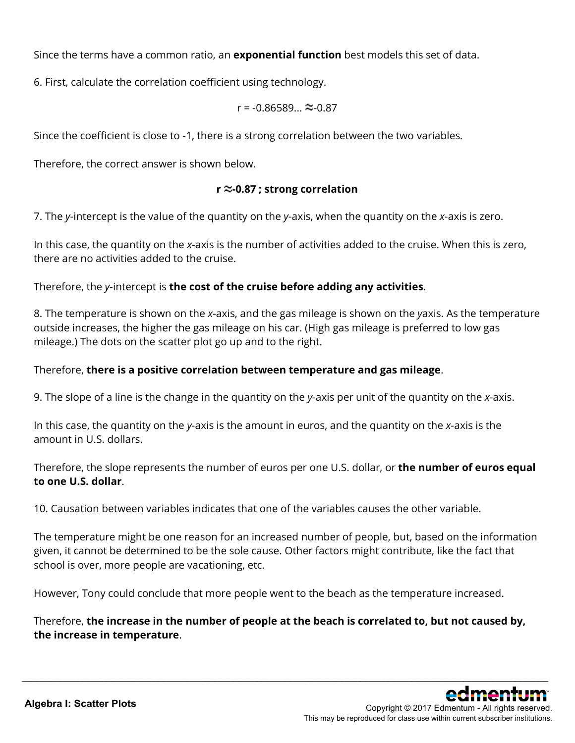Since the terms have a common ratio, an **exponential function** best models this set of data.

6. First, calculate the correlation coefficient using technology.

$$r = -0.86589... \approx -0.87$$

Since the coefficient is close to -1, there is a strong correlation between the two variables.

Therefore, the correct answer is shown below.

**$r \approx -0.87$ ; strong correlation**

7. The *y*-intercept is the value of the quantity on the *y*-axis, when the quantity on the *x*-axis is zero.

In this case, the quantity on the *x*-axis is the number of activities added to the cruise. When this is zero, there are no activities added to the cruise.

Therefore, the *y*-intercept is **the cost of the cruise before adding any activities**.

8. The temperature is shown on the *x*-axis, and the gas mileage is shown on the *y*axis. As the temperature outside increases, the higher the gas mileage on his car. (High gas mileage is preferred to low gas mileage.) The dots on the scatter plot go up and to the right.

Therefore, **there is a positive correlation between temperature and gas mileage**.

9. The slope of a line is the change in the quantity on the *y*-axis per unit of the quantity on the *x*-axis.

In this case, the quantity on the *y*-axis is the amount in euros, and the quantity on the *x*-axis is the amount in U.S. dollars.

Therefore, the slope represents the number of euros per one U.S. dollar, or **the number of euros equal to one U.S. dollar**.

10. Causation between variables indicates that one of the variables causes the other variable.

The temperature might be one reason for an increased number of people, but, based on the information given, it cannot be determined to be the sole cause. Other factors might contribute, like the fact that school is over, more people are vacationing, etc.

However, Tony could conclude that more people went to the beach as the temperature increased.

Therefore, **the increase in the number of people at the beach is correlated to, but not caused by, the increase in temperature**.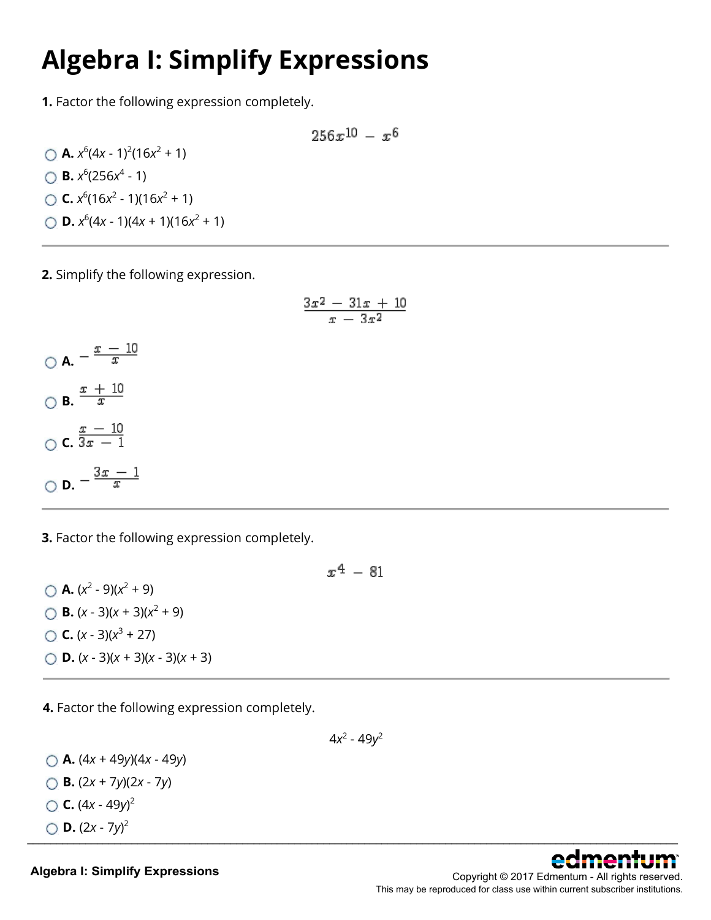# Algebra I: Simplify Expressions

**1.** Factor the following expression completely.

$$256x^{10} - x^6$$

- **A.** $x^6(4x - 1)^2(16x^2 + 1)$
- **B.** $x^6(256x^4 - 1)$
- **C.** $x^6(16x^2 - 1)(16x^2 + 1)$
- **D.** $x^6(4x - 1)(4x + 1)(16x^2 + 1)$

---

**2.** Simplify the following expression.

$$\frac{3x^2 - 31x + 10}{x - 3x^2}$$

- **A.** $-\frac{x - 10}{x}$
- **B.** $\frac{x + 10}{x}$
- **C.** $\frac{x - 10}{3x - 1}$
- **D.** $-\frac{3x - 1}{x}$

---

**3.** Factor the following expression completely.

$$x^4 - 81$$

- **A.** $(x^2 - 9)(x^2 + 9)$
- **B.** $(x - 3)(x + 3)(x^2 + 9)$
- **C.** $(x - 3)(x^3 + 27)$
- **D.** $(x - 3)(x + 3)(x - 3)(x + 3)$

---

**4.** Factor the following expression completely.

$$4x^2 - 49y^2$$

- **A.** $(4x + 49y)(4x - 49y)$
- **B.** $(2x + 7y)(2x - 7y)$
- **C.** $(4x - 49y)^2$
- **D.** $(2x - 7y)^2$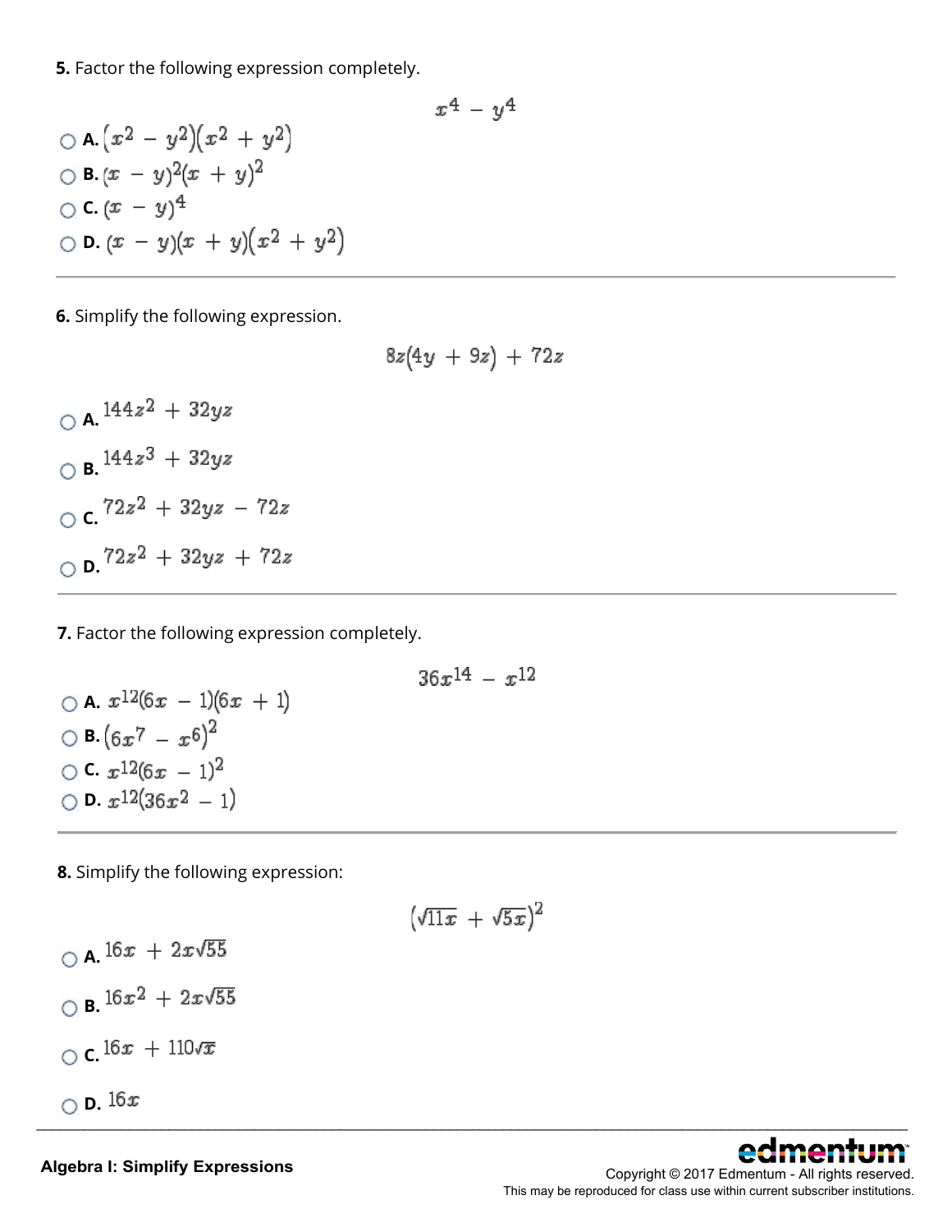**5.** Factor the following expression completely.

$$x^4 - y^4$$

- A. $(x^2 - y^2)(x^2 + y^2)$
- B. $(x - y)^2(x + y)^2$
- C. $(x - y)^4$
- D. $(x - y)(x + y)(x^2 + y^2)$

---

**6.** Simplify the following expression.

$$8z(4y + 9z) + 72z$$

- A. $144z^2 + 32yz$
- B. $144z^3 + 32yz$
- C. $72z^2 + 32yz - 72z$
- D. $72z^2 + 32yz + 72z$

---

**7.** Factor the following expression completely.

$$36x^{14} - x^{12}$$

- A. $x^{12}(6x - 1)(6x + 1)$
- B. $(6x^7 - x^6)^2$
- C. $x^{12}(6x - 1)^2$
- D. $x^{12}(36x^2 - 1)$

---

**8.** Simplify the following expression:

$$(\sqrt{11x} + \sqrt{5x})^2$$

- A. $16x + 2x\sqrt{55}$
- B. $16x^2 + 2x\sqrt{55}$
- C. $16x + 110\sqrt{x}$
- D. $16x$

---

**Algebra I: Simplify Expressions**

Copyright © 2017 Edmentum - All rights reserved.
This may be reproduced for class use within current subscriber institutions.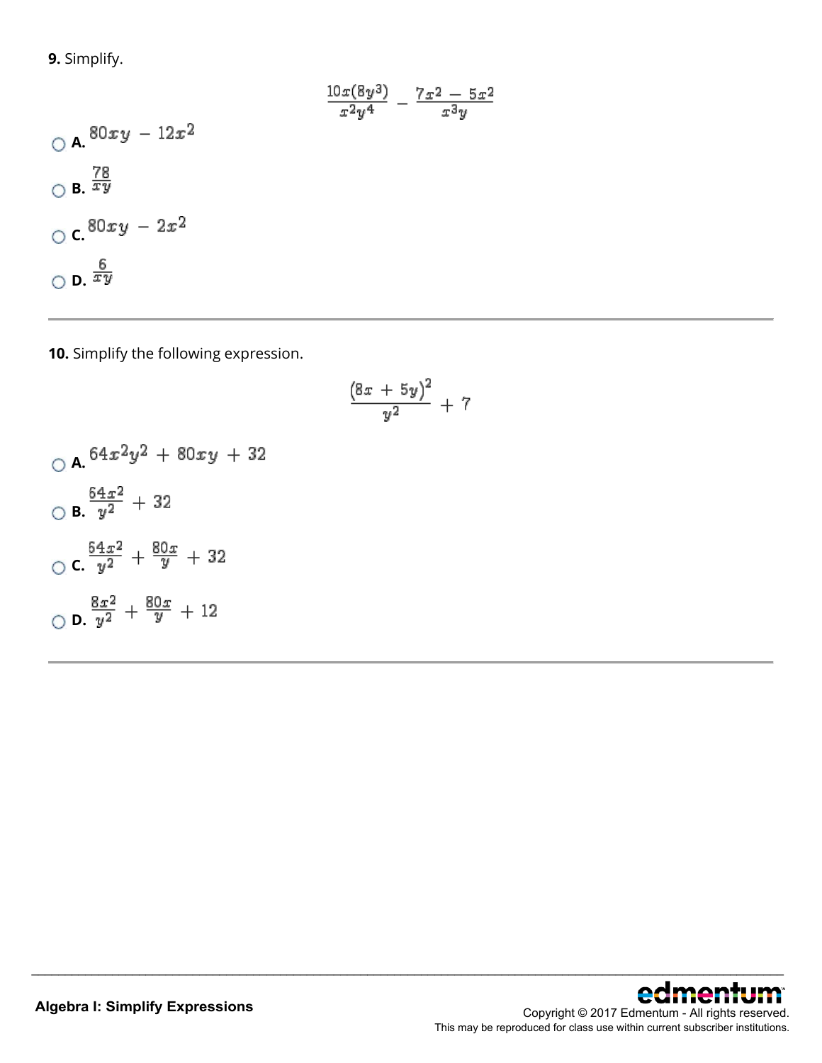**9.** Simplify.

$$\frac{10x(8y^3)}{x^2y^4} - \frac{7x^2 - 5x^2}{x^3y}$$

○ **A.** $80xy - 12x^2$

○ **B.** $\frac{78}{xy}$

○ **C.** $80xy - 2x^2$

○ **D.** $\frac{6}{xy}$

---

**10.** Simplify the following expression.

$$\frac{(8x + 5y)^2}{y^2} + 7$$

○ **A.** $64x^2y^2 + 80xy + 32$

○ **B.** $\frac{64x^2}{y^2} + 32$

○ **C.** $\frac{64x^2}{y^2} + \frac{80x}{y} + 32$

○ **D.** $\frac{8x^2}{y^2} + \frac{80x}{y} + 12$

---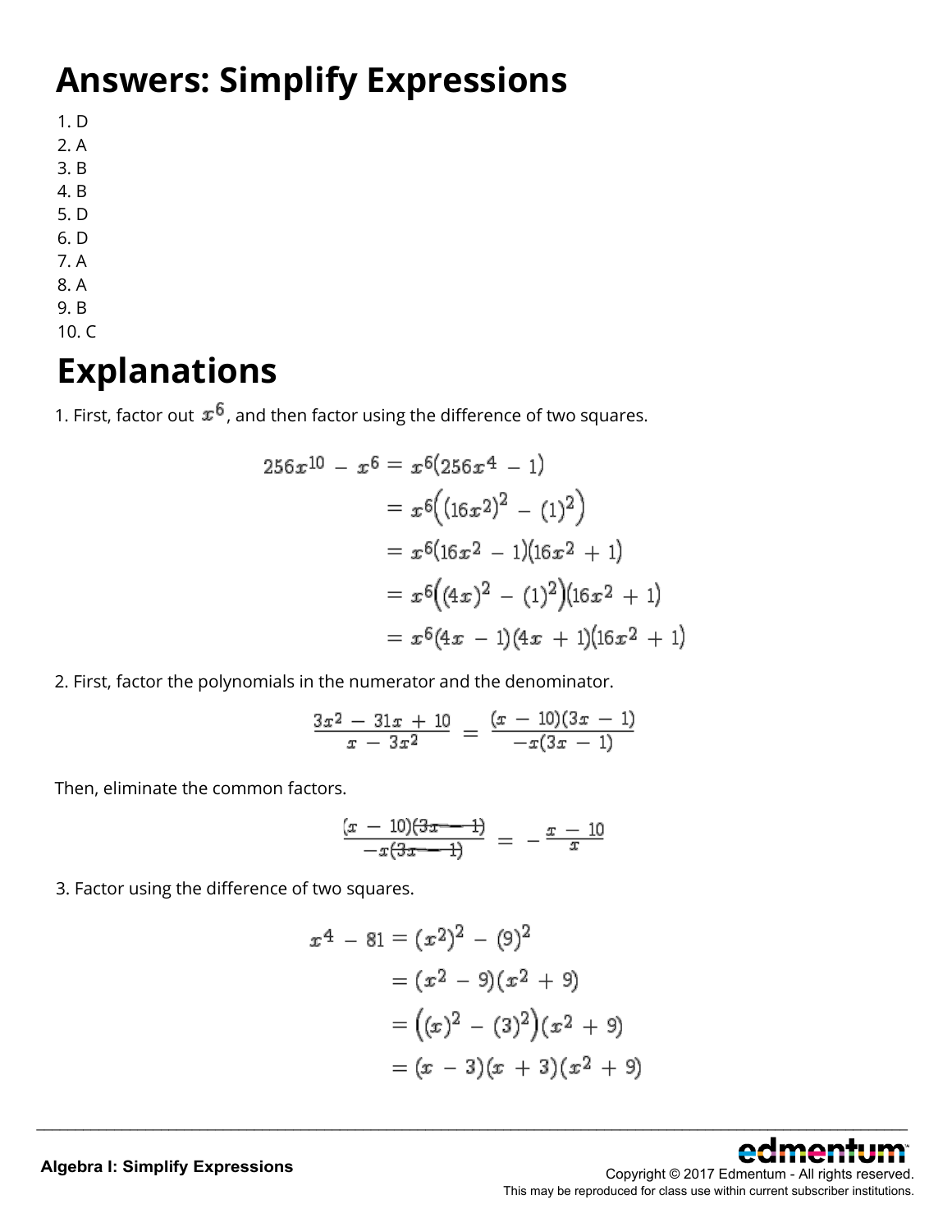# Answers: Simplify Expressions

1. D
2. A
3. B
4. B
5. D
6. D
7. A
8. A
9. B
10. C

# Explanations

1. First, factor out $x^6$, and then factor using the difference of two squares.

$$
\begin{aligned}
256x^{10} - x^6 &= x^6(256x^4 - 1) \\
&= x^6\left((16x^2)^2 - (1)^2\right) \\
&= x^6(16x^2 - 1)(16x^2 + 1) \\
&= x^6\left((4x)^2 - (1)^2\right)(16x^2 + 1) \\
&= x^6(4x - 1)(4x + 1)(16x^2 + 1)
\end{aligned}
$$

2. First, factor the polynomials in the numerator and the denominator.

$$\frac{3x^2 - 31x + 10}{x - 3x^2} = \frac{(x - 10)(3x - 1)}{-x(3x - 1)}$$

Then, eliminate the common factors.

$$\frac{(x - 10)\cancel{(3x - 1)}}{-x\cancel{(3x - 1)}} = -\frac{x - 10}{x}$$

3. Factor using the difference of two squares.

$$
\begin{aligned}
x^4 - 81 &= (x^2)^2 - (9)^2 \\
&= (x^2 - 9)(x^2 + 9) \\
&= \left((x)^2 - (3)^2\right)(x^2 + 9) \\
&= (x - 3)(x + 3)(x^2 + 9)
\end{aligned}
$$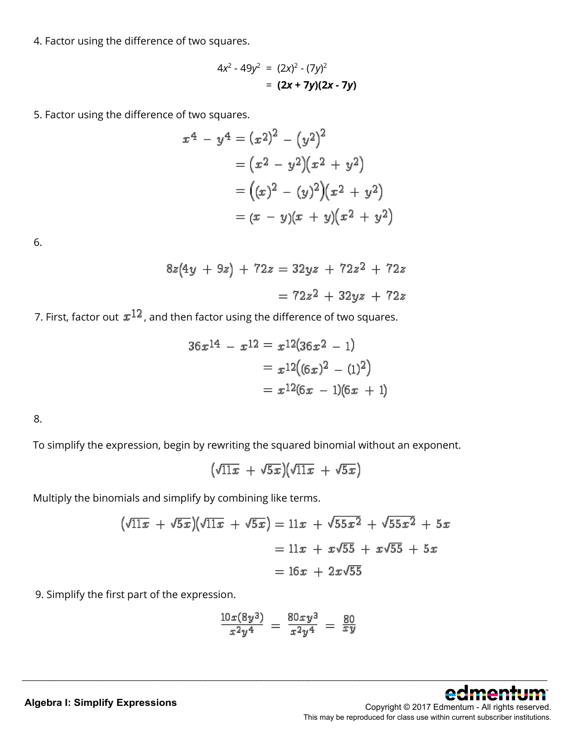4. Factor using the difference of two squares.

$$4x^2 - 49y^2 = (2x)^2 - (7y)^2$$
$$= \mathbf{(2x + 7y)(2x - 7y)}$$

5. Factor using the difference of two squares.

$$
\begin{aligned}
x^4 - y^4 &= (x^2)^2 - (y^2)^2 \\
&= (x^2 - y^2)(x^2 + y^2) \\
&= ((x)^2 - (y)^2)(x^2 + y^2) \\
&= (x - y)(x + y)(x^2 + y^2)
\end{aligned}
$$

6.

$$
\begin{aligned}
8z(4y + 9z) + 72z &= 32yz + 72z^2 + 72z \\
&= 72z^2 + 32yz + 72z
\end{aligned}
$$

7. First, factor out $x^{12}$, and then factor using the difference of two squares.

$$
\begin{aligned}
36x^{14} - x^{12} &= x^{12}(36x^2 - 1) \\
&= x^{12}((6x)^2 - (1)^2) \\
&= x^{12}(6x - 1)(6x + 1)
\end{aligned}
$$

8.

To simplify the expression, begin by rewriting the squared binomial without an exponent.

$$(\sqrt{11x} + \sqrt{5x})(\sqrt{11x} + \sqrt{5x})$$

Multiply the binomials and simplify by combining like terms.

$$
\begin{aligned}
(\sqrt{11x} + \sqrt{5x})(\sqrt{11x} + \sqrt{5x}) &= 11x + \sqrt{55x^2} + \sqrt{55x^2} + 5x \\
&= 11x + x\sqrt{55} + x\sqrt{55} + 5x \\
&= 16x + 2x\sqrt{55}
\end{aligned}
$$

9. Simplify the first part of the expression.

$$\frac{10x(8y^3)}{x^2y^4} = \frac{80xy^3}{x^2y^4} = \frac{80}{xy}$$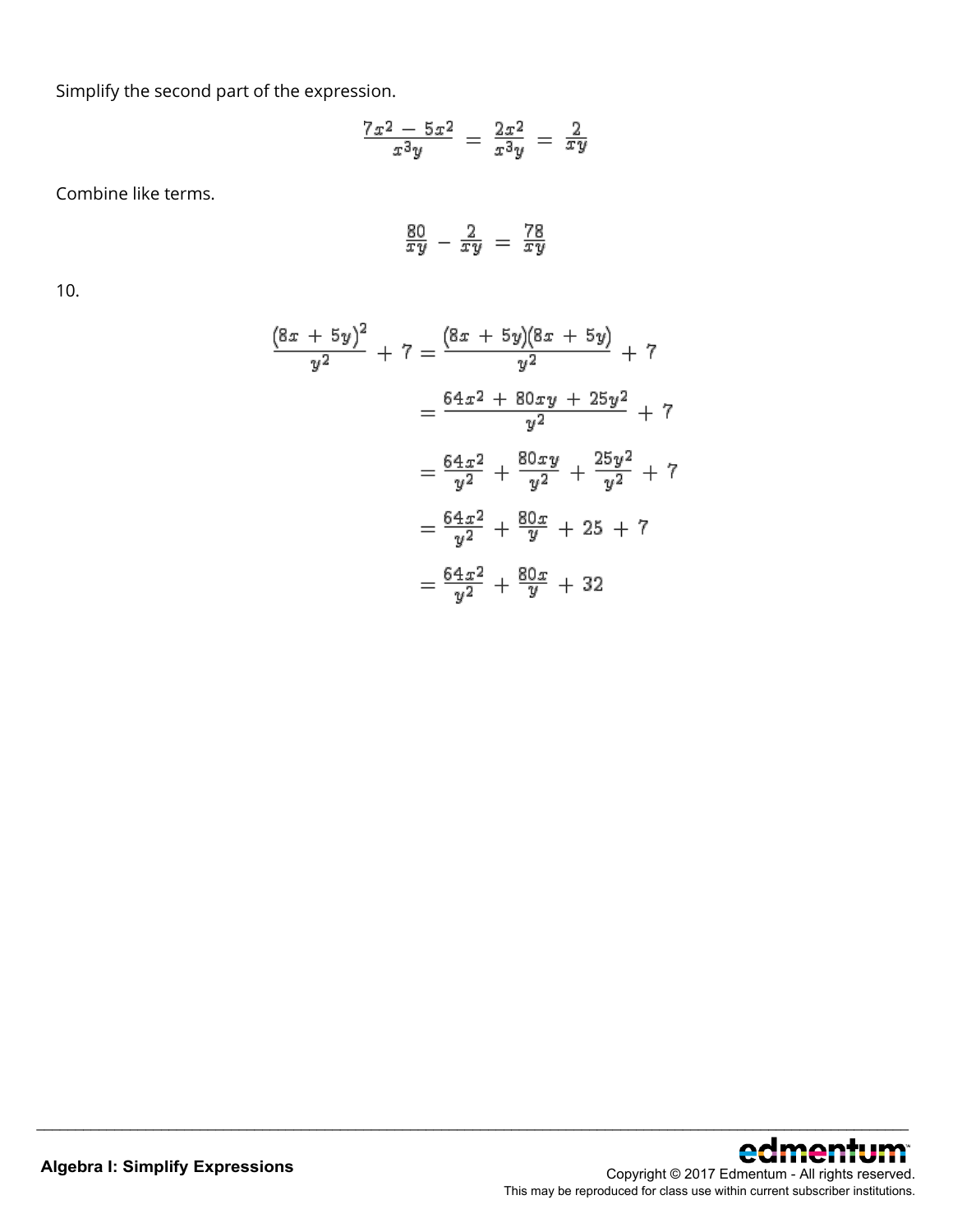Simplify the second part of the expression.

$$\frac{7x^2 - 5x^2}{x^3y} = \frac{2x^2}{x^3y} = \frac{2}{xy}$$

Combine like terms.

$$\frac{80}{xy} - \frac{2}{xy} = \frac{78}{xy}$$

10.

$$\begin{aligned}
\frac{(8x + 5y)^2}{y^2} + 7 &= \frac{(8x + 5y)(8x + 5y)}{y^2} + 7 \\
&= \frac{64x^2 + 80xy + 25y^2}{y^2} + 7 \\
&= \frac{64x^2}{y^2} + \frac{80xy}{y^2} + \frac{25y^2}{y^2} + 7 \\
&= \frac{64x^2}{y^2} + \frac{80x}{y} + 25 + 7 \\
&= \frac{64x^2}{y^2} + \frac{80x}{y} + 32
\end{aligned}$$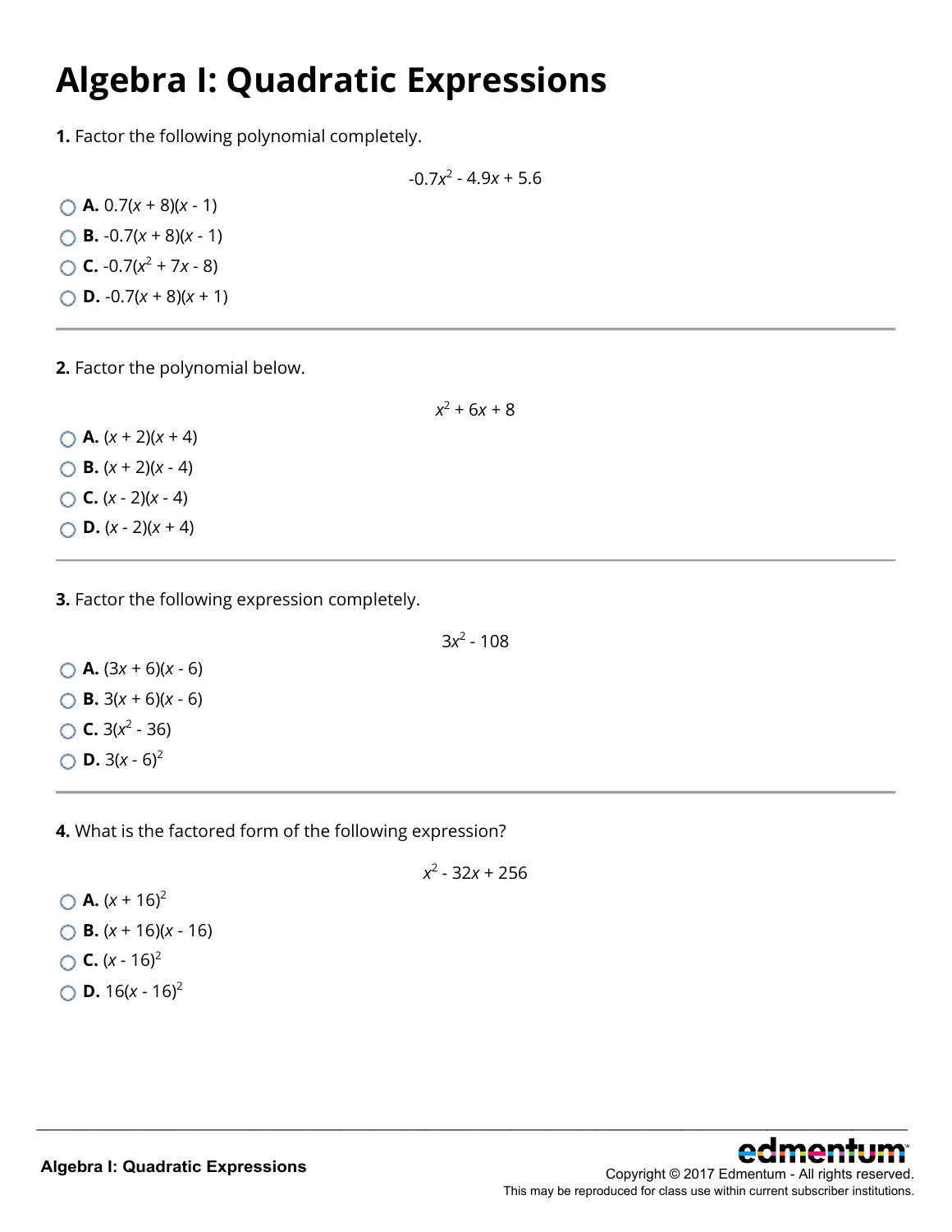# Algebra I: Quadratic Expressions

**1.** Factor the following polynomial completely.

$$-0.7x^2 - 4.9x + 5.6$$

- **A.** $0.7(x + 8)(x - 1)$
- **B.** $-0.7(x + 8)(x - 1)$
- **C.** $-0.7(x^2 + 7x - 8)$
- **D.** $-0.7(x + 8)(x + 1)$

---

**2.** Factor the polynomial below.

$$x^2 + 6x + 8$$

- **A.** $(x + 2)(x + 4)$
- **B.** $(x + 2)(x - 4)$
- **C.** $(x - 2)(x - 4)$
- **D.** $(x - 2)(x + 4)$

---

**3.** Factor the following expression completely.

$$3x^2 - 108$$

- **A.** $(3x + 6)(x - 6)$
- **B.** $3(x + 6)(x - 6)$
- **C.** $3(x^2 - 36)$
- **D.** $3(x - 6)^2$

---

**4.** What is the factored form of the following expression?

$$x^2 - 32x + 256$$

- **A.** $(x + 16)^2$
- **B.** $(x + 16)(x - 16)$
- **C.** $(x - 16)^2$
- **D.** $16(x - 16)^2$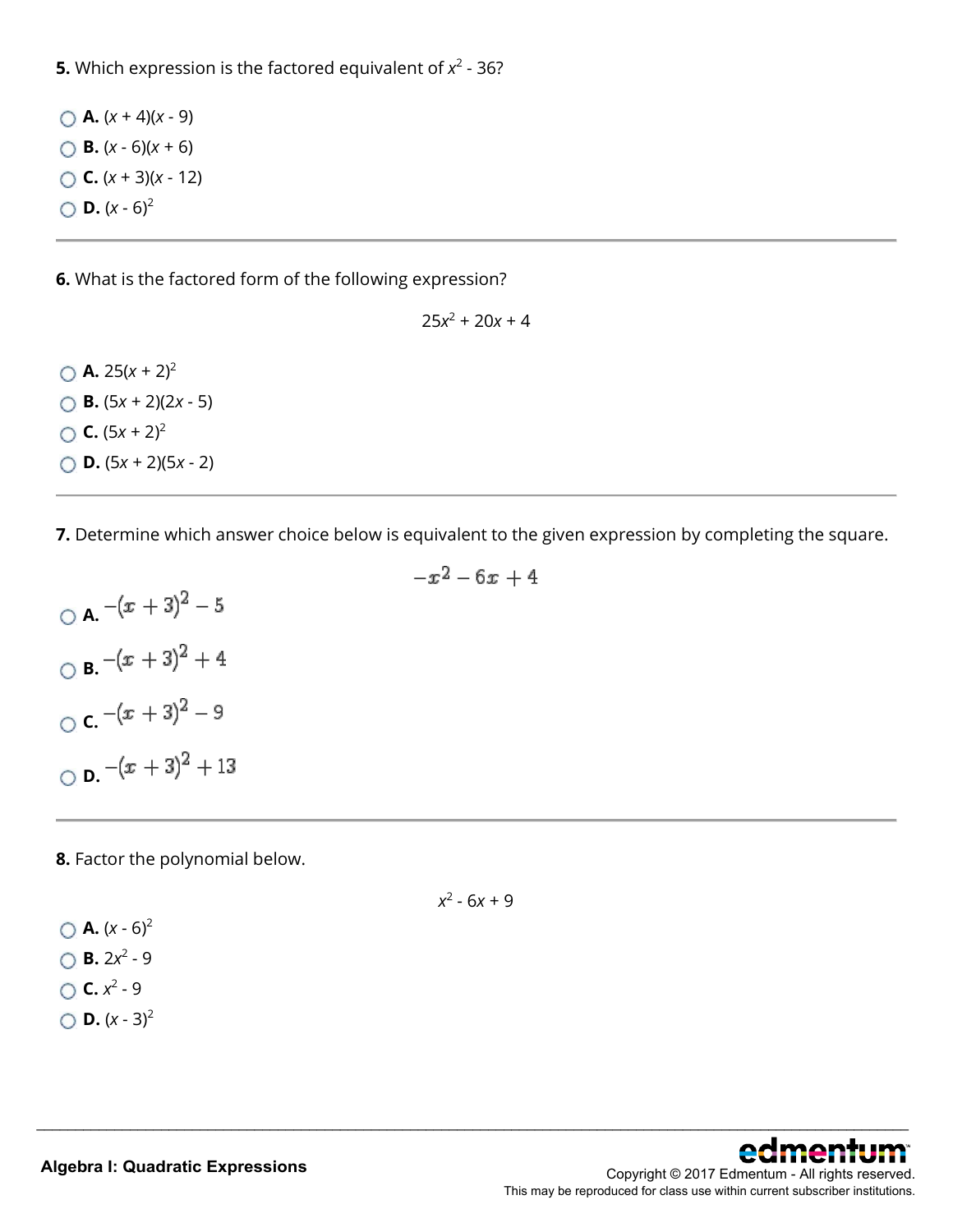**5.** Which expression is the factored equivalent of $x^2 - 36$?

- **A.** $(x + 4)(x - 9)$
- **B.** $(x - 6)(x + 6)$
- **C.** $(x + 3)(x - 12)$
- **D.** $(x - 6)^2$

---

**6.** What is the factored form of the following expression?

$$25x^2 + 20x + 4$$

- **A.** $25(x + 2)^2$
- **B.** $(5x + 2)(2x - 5)$
- **C.** $(5x + 2)^2$
- **D.** $(5x + 2)(5x - 2)$

---

**7.** Determine which answer choice below is equivalent to the given expression by completing the square.

$$-x^2 - 6x + 4$$

- **A.** $-(x + 3)^2 - 5$
- **B.** $-(x + 3)^2 + 4$
- **C.** $-(x + 3)^2 - 9$
- **D.** $-(x + 3)^2 + 13$

---

**8.** Factor the polynomial below.

$$x^2 - 6x + 9$$

- **A.** $(x - 6)^2$
- **B.** $2x^2 - 9$
- **C.** $x^2 - 9$
- **D.** $(x - 3)^2$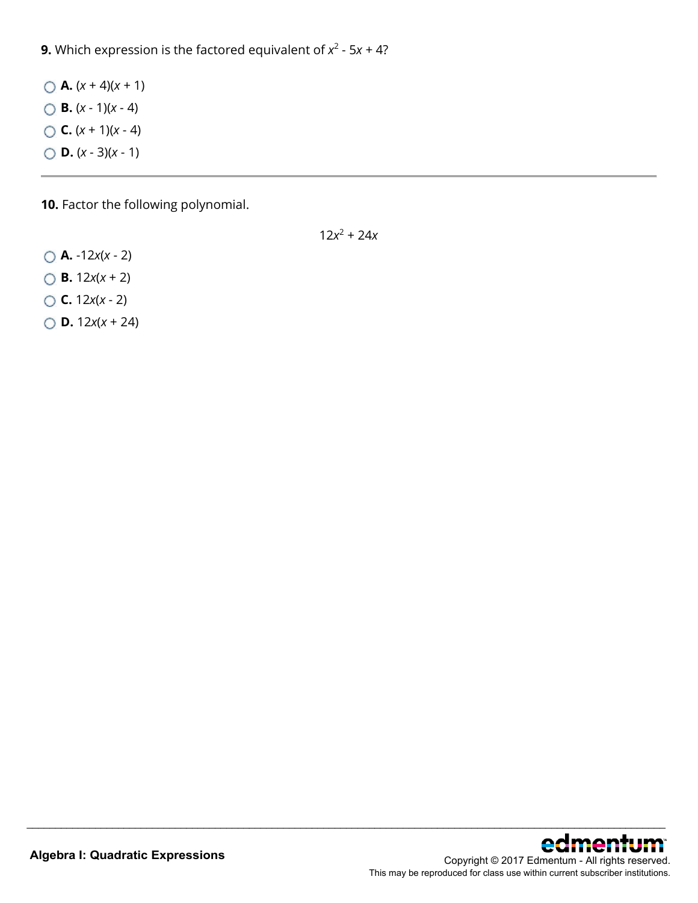**9.** Which expression is the factored equivalent of $x^2 - 5x + 4$?

- **A.** $(x + 4)(x + 1)$
- **B.** $(x - 1)(x - 4)$
- **C.** $(x + 1)(x - 4)$
- **D.** $(x - 3)(x - 1)$

---

**10.** Factor the following polynomial.

$$12x^2 + 24x$$

- **A.** $-12x(x - 2)$
- **B.** $12x(x + 2)$
- **C.** $12x(x - 2)$
- **D.** $12x(x + 24)$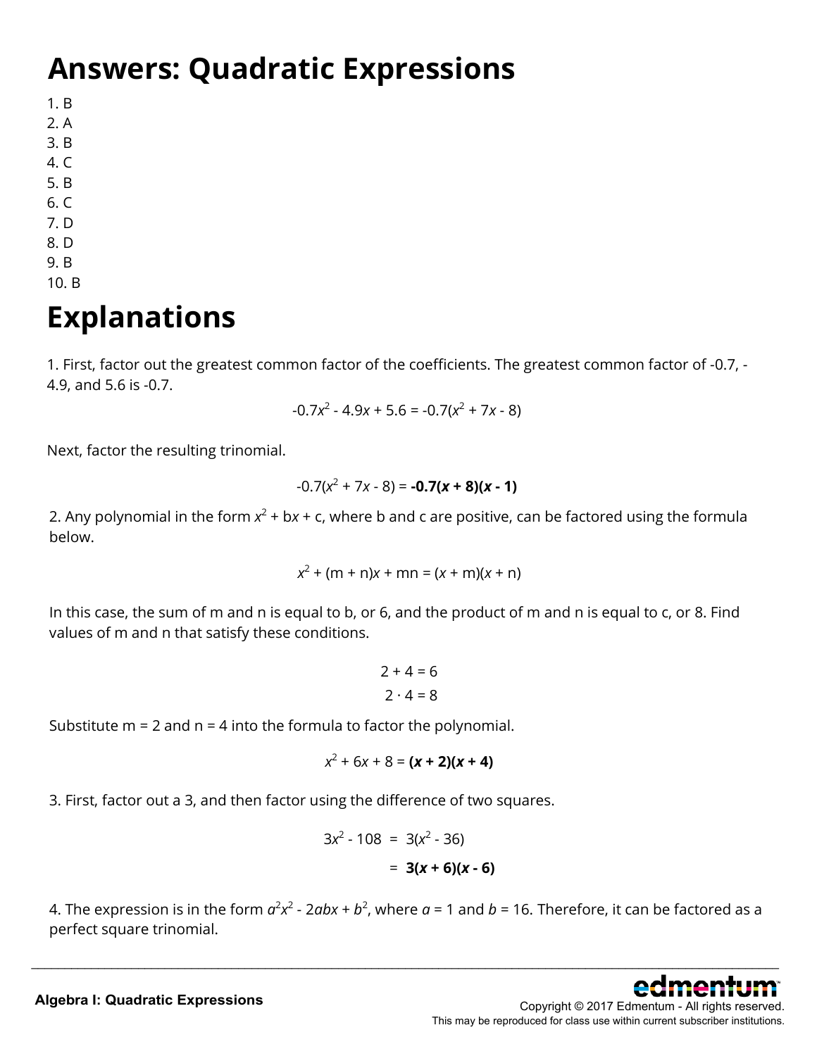# Answers: Quadratic Expressions

1. B
2. A
3. B
4. C
5. B
6. C
7. D
8. D
9. B
10. B

# Explanations

1. First, factor out the greatest common factor of the coefficients. The greatest common factor of -0.7, -4.9, and 5.6 is -0.7.

$$-0.7x^2 - 4.9x + 5.6 = -0.7(x^2 + 7x - 8)$$

Next, factor the resulting trinomial.

$$-0.7(x^2 + 7x - 8) = \mathbf{-0.7(x + 8)(x - 1)}$$

2. Any polynomial in the form $x^2 + bx + c$, where b and c are positive, can be factored using the formula below.

$$x^2 + (m + n)x + mn = (x + m)(x + n)$$

In this case, the sum of m and n is equal to b, or 6, and the product of m and n is equal to c, or 8. Find values of m and n that satisfy these conditions.

$$2 + 4 = 6$$
$$2 \cdot 4 = 8$$

Substitute m = 2 and n = 4 into the formula to factor the polynomial.

$$x^2 + 6x + 8 = \mathbf{(x + 2)(x + 4)}$$

3. First, factor out a 3, and then factor using the difference of two squares.

$$\begin{aligned} 3x^2 - 108 &= 3(x^2 - 36) \\ &= \mathbf{3(x + 6)(x - 6)} \end{aligned}$$

4. The expression is in the form $a^2x^2 - 2abx + b^2$, where $a = 1$ and $b = 16$. Therefore, it can be factored as a perfect square trinomial.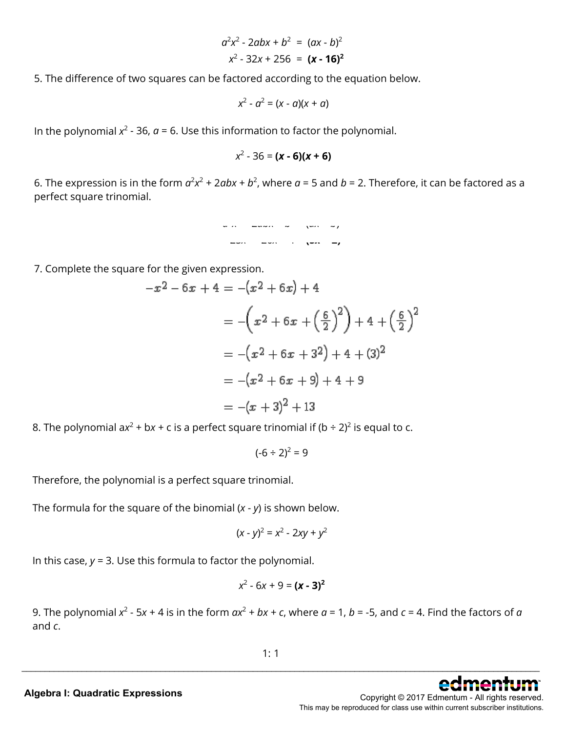$$a^2x^2 - 2abx + b^2 = (ax - b)^2$$

$$x^2 - 32x + 256 = \mathbf{(x - 16)^2}$$

5. The difference of two squares can be factored according to the equation below.

$$x^2 - a^2 = (x - a)(x + a)$$

In the polynomial $x^2 - 36$, $a = 6$. Use this information to factor the polynomial.

$$x^2 - 36 = \mathbf{(x - 6)(x + 6)}$$

6. The expression is in the form $a^2x^2 + 2abx + b^2$, where $a = 5$ and $b = 2$. Therefore, it can be factored as a perfect square trinomial.

$$a^2x^2 + 2abx + b^2 = (ax + b)^2$$

$$25x^2 + 20x + 4 = \mathbf{(5x + 2)^2}$$

7. Complete the square for the given expression.

$$\begin{aligned}
-x^2 - 6x + 4 &= -(x^2 + 6x) + 4 \\
&= -\left(x^2 + 6x + \left(\frac{6}{2}\right)^2\right) + 4 + \left(\frac{6}{2}\right)^2 \\
&= -(x^2 + 6x + 3^2) + 4 + (3)^2 \\
&= -(x^2 + 6x + 9) + 4 + 9 \\
&= -(x + 3)^2 + 13
\end{aligned}$$

8. The polynomial $ax^2 + bx + c$ is a perfect square trinomial if $(b \div 2)^2$ is equal to c.

$$(-6 \div 2)^2 = 9$$

Therefore, the polynomial is a perfect square trinomial.

The formula for the square of the binomial $(x - y)$ is shown below.

$$(x - y)^2 = x^2 - 2xy + y^2$$

In this case, $y = 3$. Use this formula to factor the polynomial.

$$x^2 - 6x + 9 = \mathbf{(x - 3)^2}$$

9. The polynomial $x^2 - 5x + 4$ is in the form $ax^2 + bx + c$, where $a = 1$, $b = -5$, and $c = 4$. Find the factors of $a$ and $c$.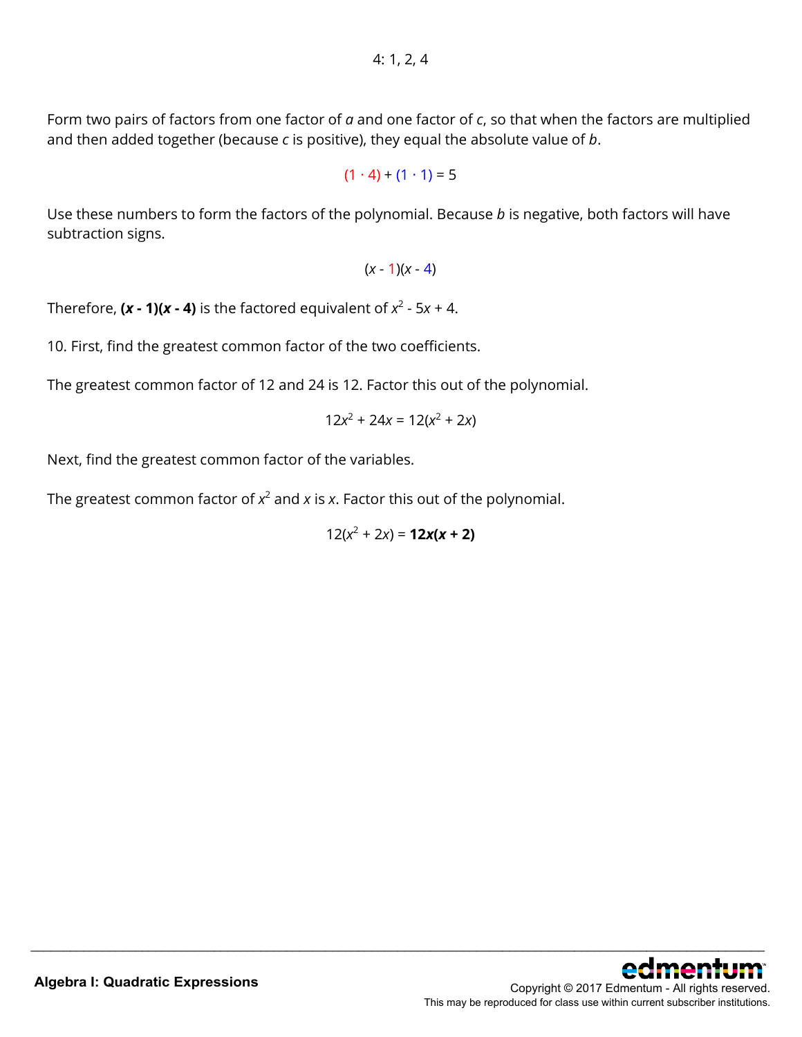4: 1, 2, 4

Form two pairs of factors from one factor of $a$ and one factor of $c$, so that when the factors are multiplied and then added together (because $c$ is positive), they equal the absolute value of $b$.

$$(1 \cdot 4) + (1 \cdot 1) = 5$$

Use these numbers to form the factors of the polynomial. Because $b$ is negative, both factors will have subtraction signs.

$$(x - 1)(x - 4)$$

Therefore, $\mathbf{(x - 1)(x - 4)}$ is the factored equivalent of $x^2 - 5x + 4$.

10. First, find the greatest common factor of the two coefficients.

The greatest common factor of 12 and 24 is 12. Factor this out of the polynomial.

$$12x^2 + 24x = 12(x^2 + 2x)$$

Next, find the greatest common factor of the variables.

The greatest common factor of $x^2$ and $x$ is $x$. Factor this out of the polynomial.

$$12(x^2 + 2x) = \mathbf{12x(x + 2)}$$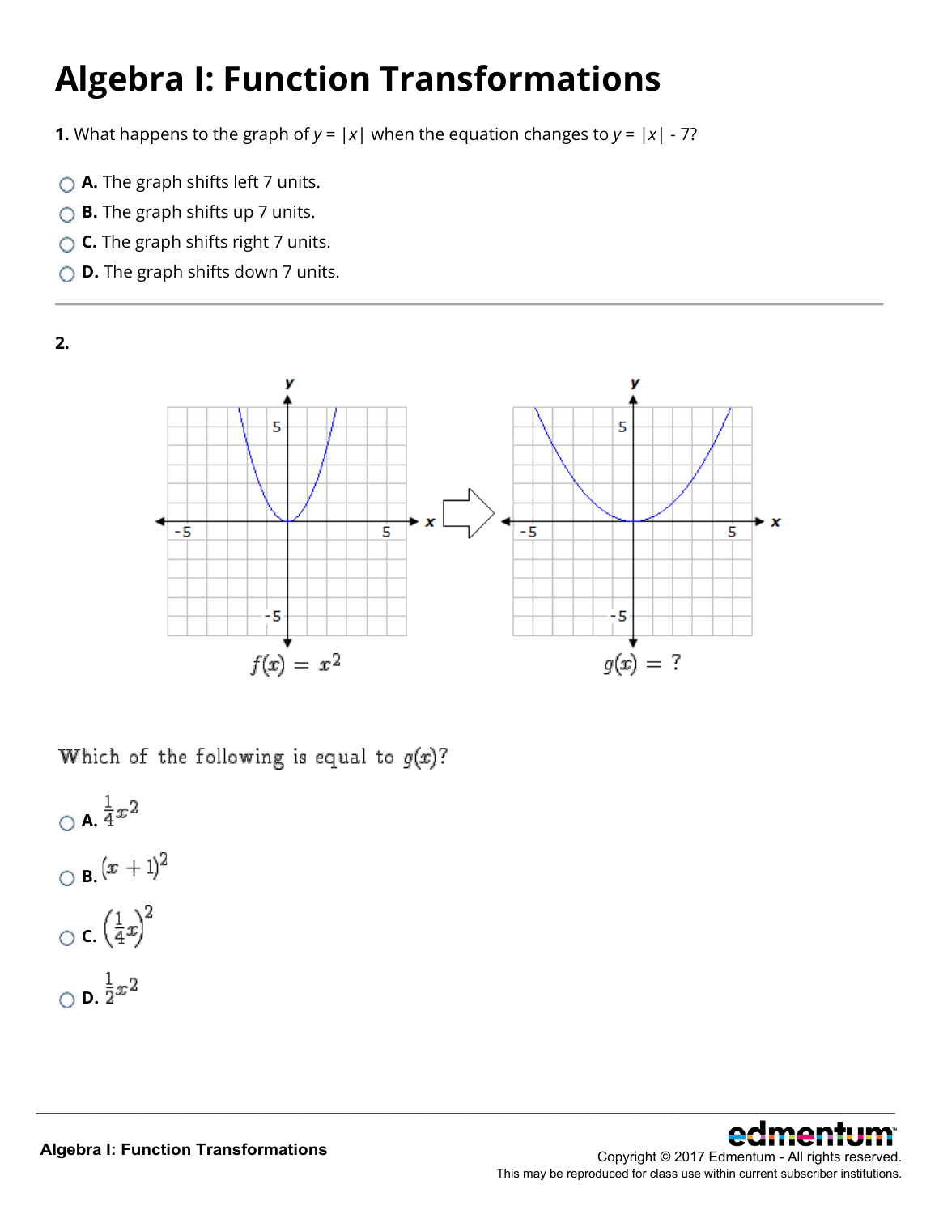# Algebra I: Function Transformations

**1.** What happens to the graph of $y = |x|$ when the equation changes to $y = |x| - 7$?

- **A.** The graph shifts left 7 units.
- **B.** The graph shifts up 7 units.
- **C.** The graph shifts right 7 units.
- **D.** The graph shifts down 7 units.

---

**2.**

$f(x) = x^2$ $\quad\Rightarrow\quad$ $g(x) = ?$

Which of the following is equal to $g(x)$?

- **A.** $\frac{1}{4}x^2$
- **B.** $(x + 1)^2$
- **C.** $\left(\frac{1}{4}x\right)^2$
- **D.** $\frac{1}{2}x^2$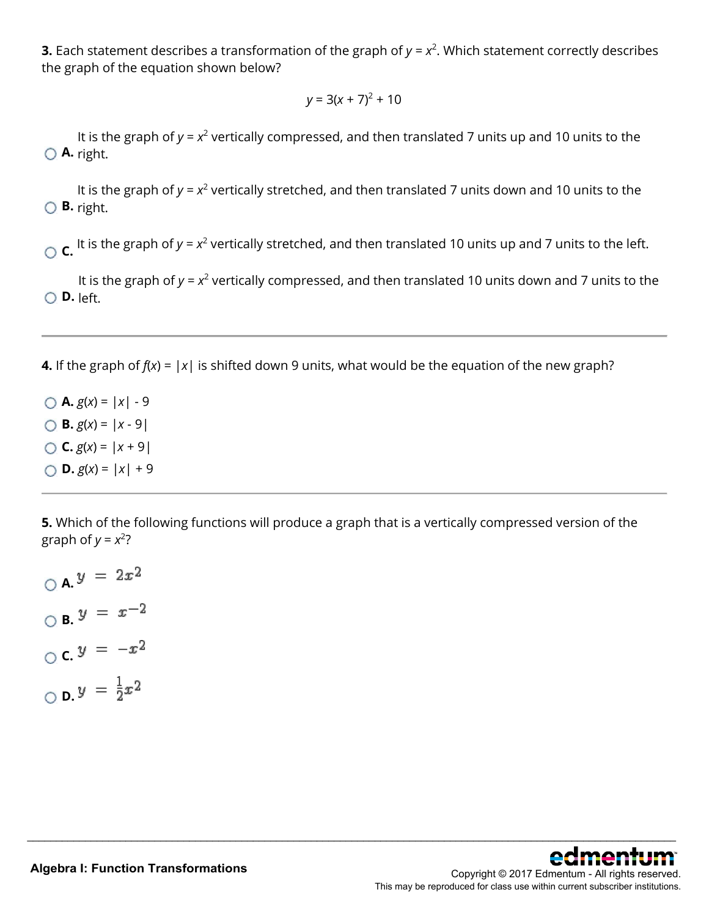**3.** Each statement describes a transformation of the graph of $y = x^2$. Which statement correctly describes the graph of the equation shown below?

$$y = 3(x + 7)^2 + 10$$

- **A.** It is the graph of $y = x^2$ vertically compressed, and then translated 7 units up and 10 units to the right.
- **B.** It is the graph of $y = x^2$ vertically stretched, and then translated 7 units down and 10 units to the right.
- **C.** It is the graph of $y = x^2$ vertically stretched, and then translated 10 units up and 7 units to the left.
- **D.** It is the graph of $y = x^2$ vertically compressed, and then translated 10 units down and 7 units to the left.

---

**4.** If the graph of $f(x) = |x|$ is shifted down 9 units, what would be the equation of the new graph?

- **A.** $g(x) = |x| - 9$
- **B.** $g(x) = |x - 9|$
- **C.** $g(x) = |x + 9|$
- **D.** $g(x) = |x| + 9$

---

**5.** Which of the following functions will produce a graph that is a vertically compressed version of the graph of $y = x^2$?

- **A.** $y = 2x^2$
- **B.** $y = x^{-2}$
- **C.** $y = -x^2$
- **D.** $y = \frac{1}{2}x^2$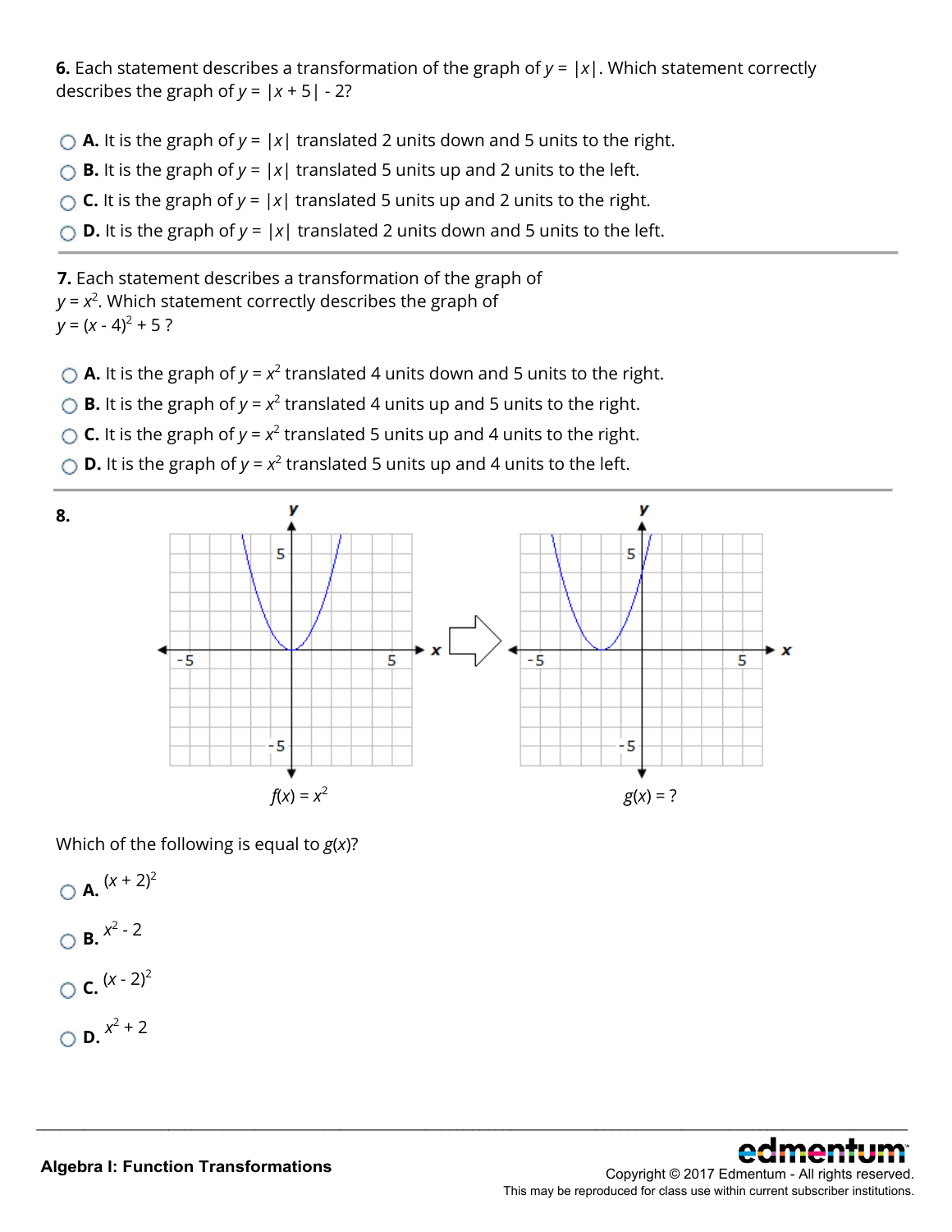**6.** Each statement describes a transformation of the graph of $y = |x|$. Which statement correctly describes the graph of $y = |x + 5| - 2$?

- **A.** It is the graph of $y = |x|$ translated 2 units down and 5 units to the right.
- **B.** It is the graph of $y = |x|$ translated 5 units up and 2 units to the left.
- **C.** It is the graph of $y = |x|$ translated 5 units up and 2 units to the right.
- **D.** It is the graph of $y = |x|$ translated 2 units down and 5 units to the left.

**7.** Each statement describes a transformation of the graph of $y = x^2$. Which statement correctly describes the graph of $y = (x - 4)^2 + 5$ ?

- **A.** It is the graph of $y = x^2$ translated 4 units down and 5 units to the right.
- **B.** It is the graph of $y = x^2$ translated 4 units up and 5 units to the right.
- **C.** It is the graph of $y = x^2$ translated 5 units up and 4 units to the right.
- **D.** It is the graph of $y = x^2$ translated 5 units up and 4 units to the left.

**8.**

$f(x) = x^2$ $\qquad\qquad$ $g(x) = ?$

Which of the following is equal to $g(x)$?

- **A.** $(x + 2)^2$
- **B.** $x^2 - 2$
- **C.** $(x - 2)^2$
- **D.** $x^2 + 2$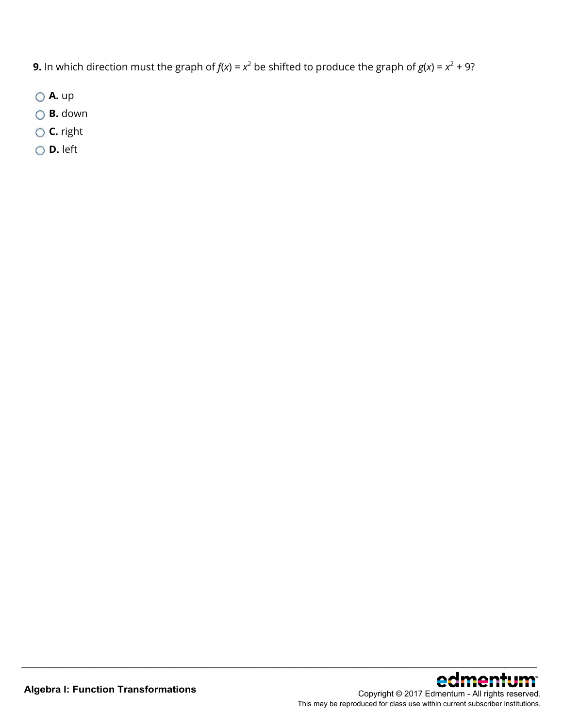**9.** In which direction must the graph of $f(x) = x^2$ be shifted to produce the graph of $g(x) = x^2 + 9$?

- **A.** up
- **B.** down
- **C.** right
- **D.** left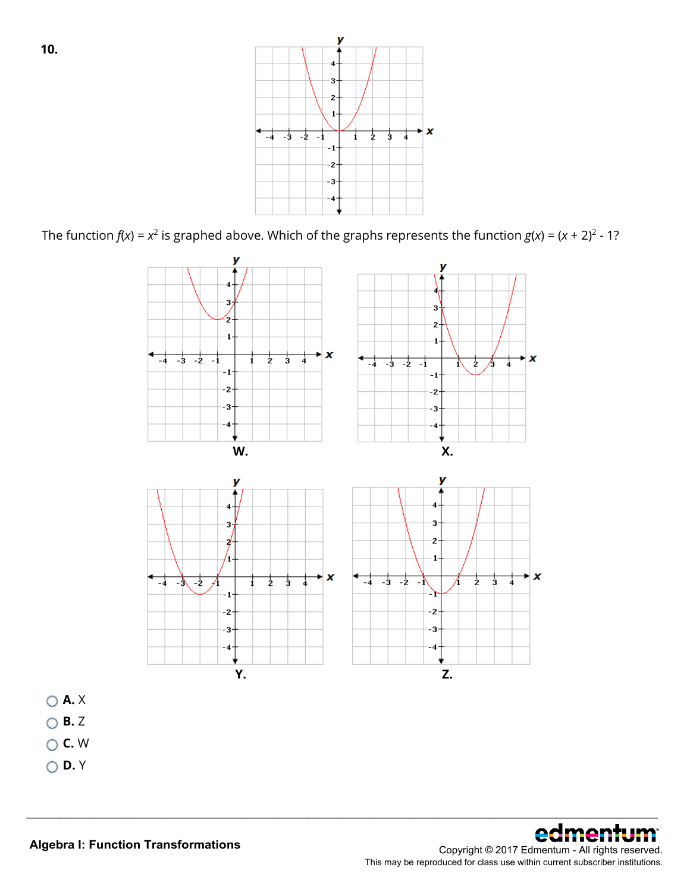**10.**

The function $f(x) = x^2$ is graphed above. Which of the graphs represents the function $g(x) = (x + 2)^2 - 1$?

W.

X.

Y.

Z.

- **A.** X
- **B.** Z
- **C.** W
- **D.** Y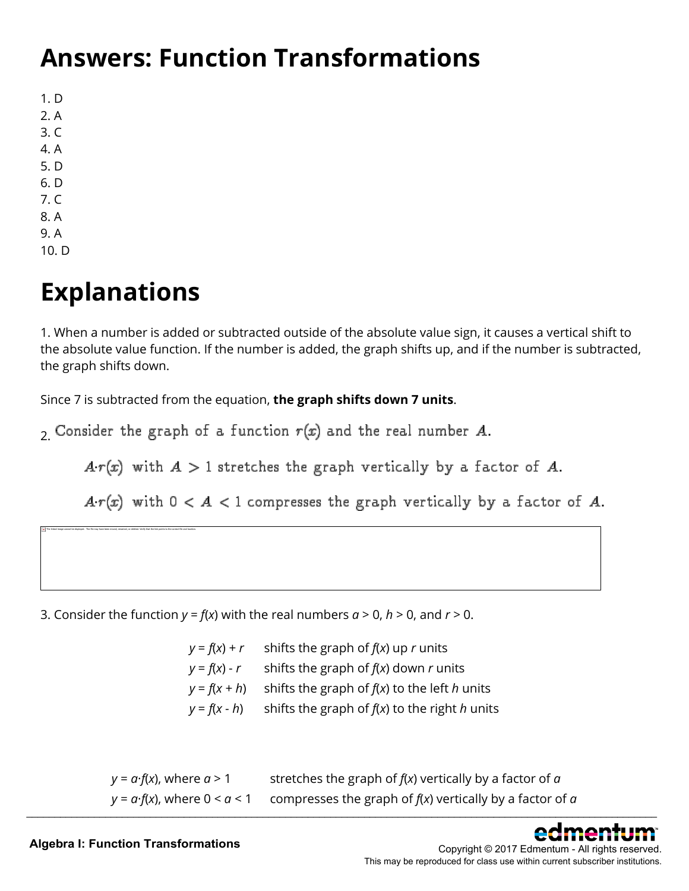# Answers: Function Transformations

1. D
2. A
3. C
4. A
5. D
6. D
7. C
8. A
9. A
10. D

# Explanations

1. When a number is added or subtracted outside of the absolute value sign, it causes a vertical shift to the absolute value function. If the number is added, the graph shifts up, and if the number is subtracted, the graph shifts down.

Since 7 is subtracted from the equation, **the graph shifts down 7 units**.

2. Consider the graph of a function $r(x)$ and the real number $A$.

$A \cdot r(x)$ with $A > 1$ stretches the graph vertically by a factor of $A$.

$A \cdot r(x)$ with $0 < A < 1$ compresses the graph vertically by a factor of $A$.

3. Consider the function $y = f(x)$ with the real numbers $a > 0$, $h > 0$, and $r > 0$.

| | |
|---|---|
| $y = f(x) + r$ | shifts the graph of $f(x)$ up $r$ units |
| $y = f(x) - r$ | shifts the graph of $f(x)$ down $r$ units |
| $y = f(x + h)$ | shifts the graph of $f(x)$ to the left $h$ units |
| $y = f(x - h)$ | shifts the graph of $f(x)$ to the right $h$ units |

| | |
|---|---|
| $y = a \cdot f(x)$, where $a > 1$ | stretches the graph of $f(x)$ vertically by a factor of $a$ |
| $y = a \cdot f(x)$, where $0 < a < 1$ | compresses the graph of $f(x)$ vertically by a factor of $a$ |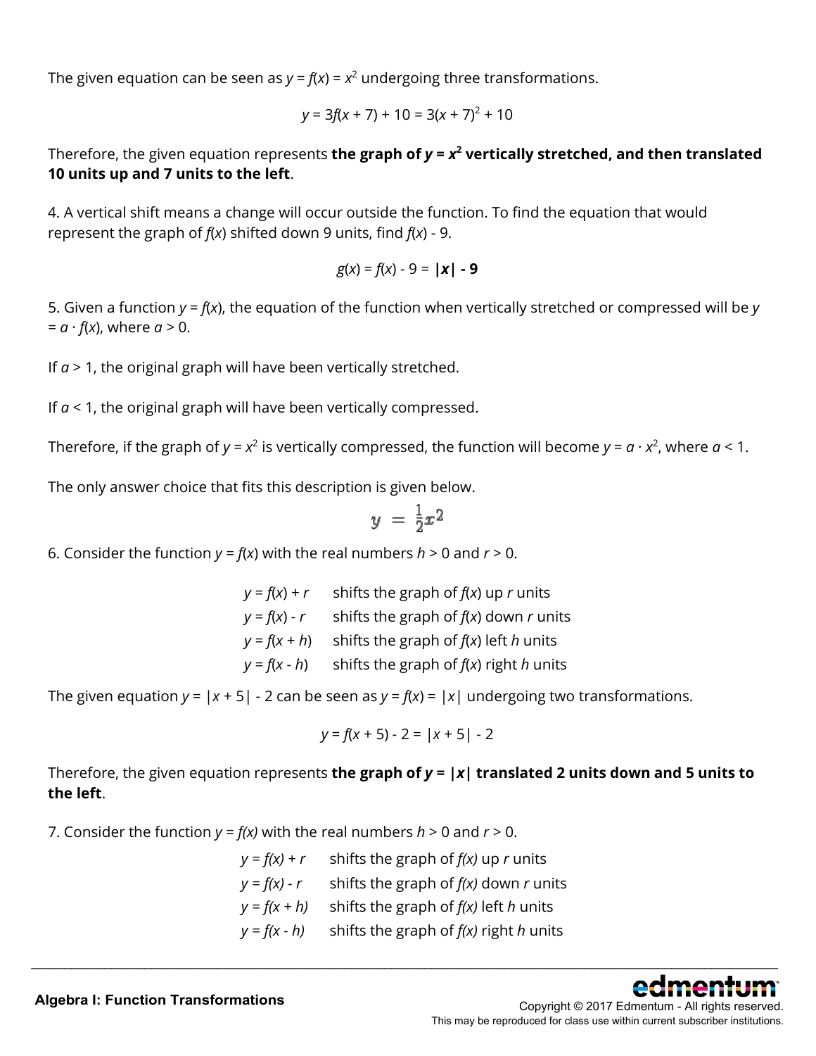The given equation can be seen as $y = f(x) = x^2$ undergoing three transformations.

$$y = 3f(x + 7) + 10 = 3(x + 7)^2 + 10$$

Therefore, the given equation represents **the graph of $y = x^2$ vertically stretched, and then translated 10 units up and 7 units to the left**.

4. A vertical shift means a change will occur outside the function. To find the equation that would represent the graph of $f(x)$ shifted down 9 units, find $f(x) - 9$.

$$g(x) = f(x) - 9 = \mathbf{|x| - 9}$$

5. Given a function $y = f(x)$, the equation of the function when vertically stretched or compressed will be $y = a \cdot f(x)$, where $a > 0$.

If $a > 1$, the original graph will have been vertically stretched.

If $a < 1$, the original graph will have been vertically compressed.

Therefore, if the graph of $y = x^2$ is vertically compressed, the function will become $y = a \cdot x^2$, where $a < 1$.

The only answer choice that fits this description is given below.

$$y = \frac{1}{2}x^2$$

6. Consider the function $y = f(x)$ with the real numbers $h > 0$ and $r > 0$.

| | |
|---|---|
| $y = f(x) + r$ | shifts the graph of $f(x)$ up $r$ units |
| $y = f(x) - r$ | shifts the graph of $f(x)$ down $r$ units |
| $y = f(x + h)$ | shifts the graph of $f(x)$ left $h$ units |
| $y = f(x - h)$ | shifts the graph of $f(x)$ right $h$ units |

The given equation $y = |x + 5| - 2$ can be seen as $y = f(x) = |x|$ undergoing two transformations.

$$y = f(x + 5) - 2 = |x + 5| - 2$$

Therefore, the given equation represents **the graph of $y = |x|$ translated 2 units down and 5 units to the left**.

7. Consider the function $y = f(x)$ with the real numbers $h > 0$ and $r > 0$.

| | |
|---|---|
| $y = f(x) + r$ | shifts the graph of $f(x)$ up $r$ units |
| $y = f(x) - r$ | shifts the graph of $f(x)$ down $r$ units |
| $y = f(x + h)$ | shifts the graph of $f(x)$ left $h$ units |
| $y = f(x - h)$ | shifts the graph of $f(x)$ right $h$ units |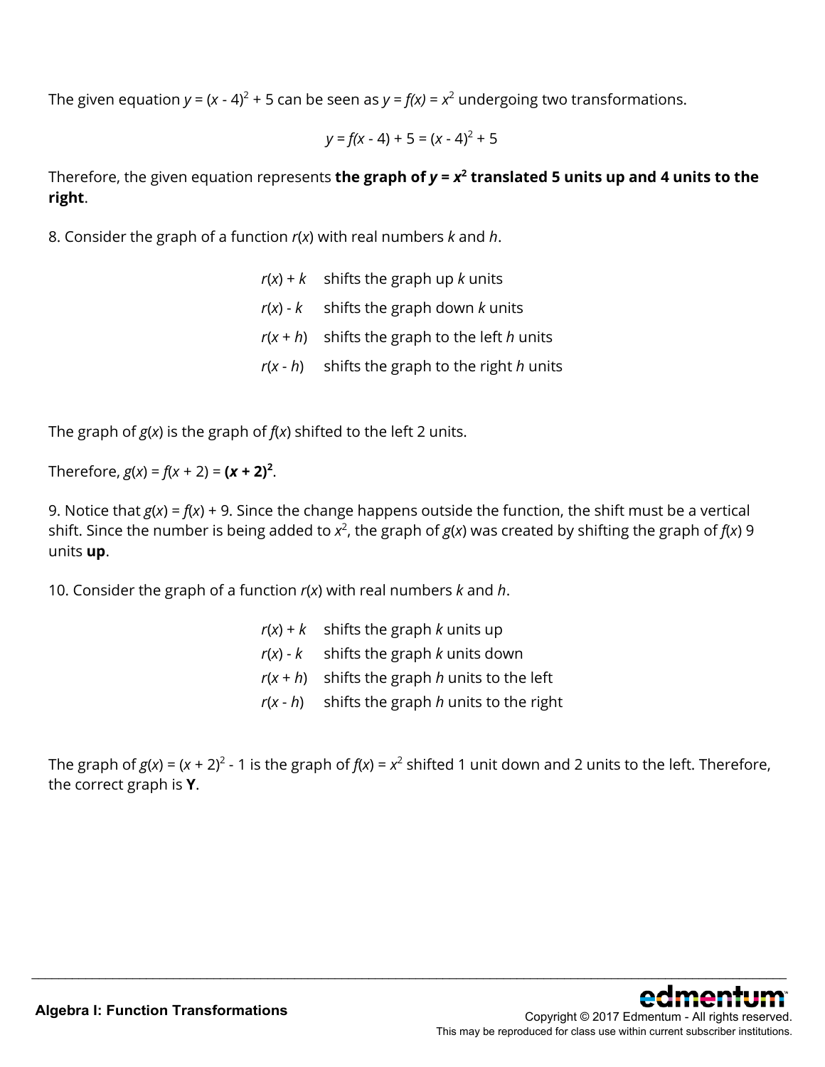The given equation $y = (x - 4)^2 + 5$ can be seen as $y = f(x) = x^2$ undergoing two transformations.

$$y = f(x - 4) + 5 = (x - 4)^2 + 5$$

Therefore, the given equation represents **the graph of $y = x^2$ translated 5 units up and 4 units to the right**.

8. Consider the graph of a function $r(x)$ with real numbers $k$ and $h$.

| | |
|---|---|
| $r(x) + k$ | shifts the graph up $k$ units |
| $r(x) - k$ | shifts the graph down $k$ units |
| $r(x + h)$ | shifts the graph to the left $h$ units |
| $r(x - h)$ | shifts the graph to the right $h$ units |

The graph of $g(x)$ is the graph of $f(x)$ shifted to the left 2 units.

Therefore, $g(x) = f(x + 2) = \mathbf{(x + 2)^2}$.

9. Notice that $g(x) = f(x) + 9$. Since the change happens outside the function, the shift must be a vertical shift. Since the number is being added to $x^2$, the graph of $g(x)$ was created by shifting the graph of $f(x)$ 9 units **up**.

10. Consider the graph of a function $r(x)$ with real numbers $k$ and $h$.

| | |
|---|---|
| $r(x) + k$ | shifts the graph $k$ units up |
| $r(x) - k$ | shifts the graph $k$ units down |
| $r(x + h)$ | shifts the graph $h$ units to the left |
| $r(x - h)$ | shifts the graph $h$ units to the right |

The graph of $g(x) = (x + 2)^2 - 1$ is the graph of $f(x) = x^2$ shifted 1 unit down and 2 units to the left. Therefore, the correct graph is **Y**.